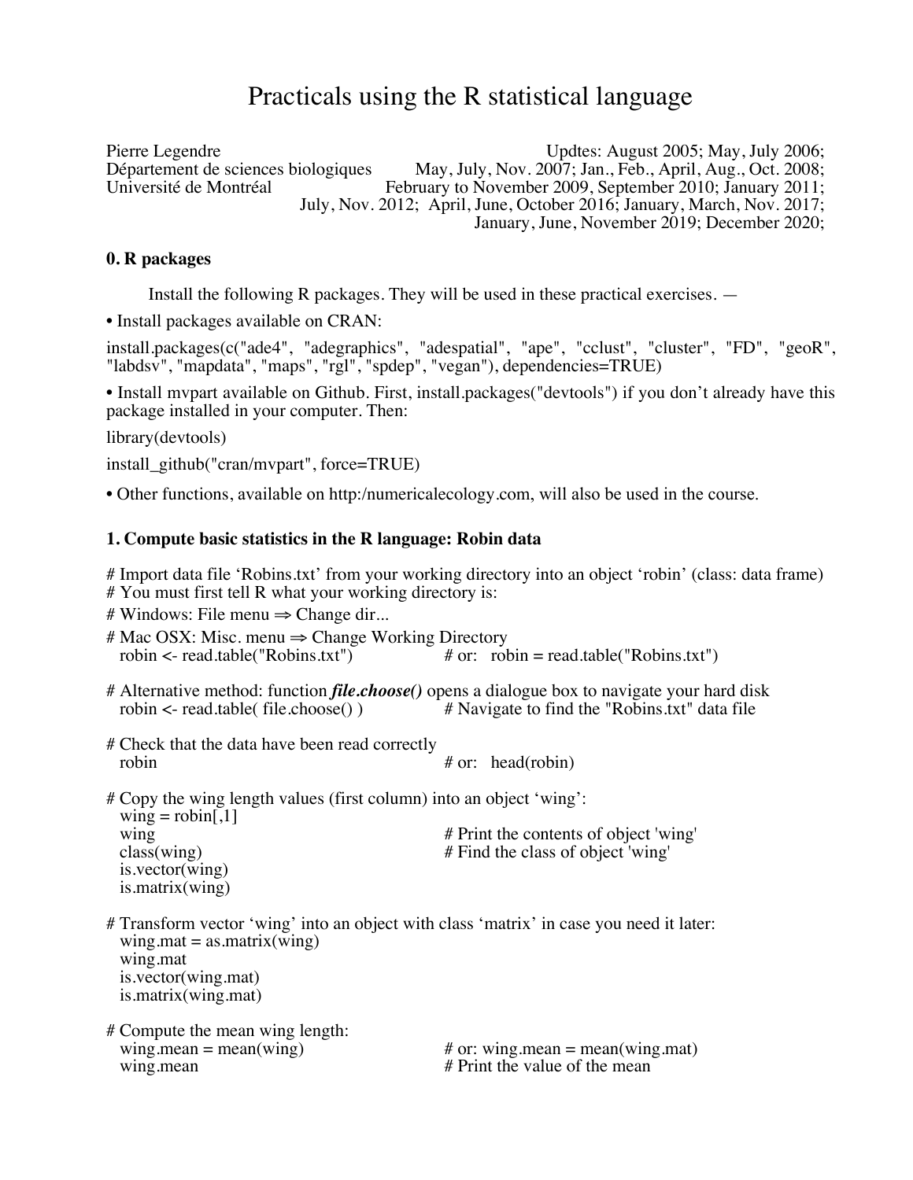# Practicals using the R statistical language

Pierre Legendre
Département de sciences biologiques
Université de Montréal

Updtes: August 2005; May, July 2006; May, July, Nov. 2007; Jan., Feb., April, Aug., Oct. 2008; February to November 2009, September 2010; January 2011; July, Nov. 2012; April, June, October 2016; January, March, Nov. 2017; January, June, November 2019; December 2020;

## 0. R packages

Install the following R packages. They will be used in these practical exercises. —

• Install packages available on CRAN:

install.packages(c("ade4", "adegraphics", "adespatial", "ape", "cclust", "cluster", "FD", "geoR", "labdsv", "mapdata", "maps", "rgl", "spdep", "vegan"), dependencies=TRUE)

• Install mvpart available on Github. First, install.packages("devtools") if you don't already have this package installed in your computer. Then:

library(devtools)

install_github("cran/mvpart", force=TRUE)

• Other functions, available on http:/numericalecology.com, will also be used in the course.

## 1. Compute basic statistics in the R language: Robin data

```
# Import data file 'Robins.txt' from your working directory into an object 'robin' (class: data frame)
# You must first tell R what your working directory is:
# Windows: File menu ⇒ Change dir...
# Mac OSX: Misc. menu ⇒ Change Working Directory
  robin <- read.table("Robins.txt")            # or:   robin = read.table("Robins.txt")

# Alternative method: function file.choose() opens a dialogue box to navigate your hard disk
  robin <- read.table( file.choose() )         # Navigate to find the "Robins.txt" data file

# Check that the data have been read correctly
  robin                                        # or:   head(robin)

# Copy the wing length values (first column) into an object 'wing':
  wing = robin[,1]
  wing                                         # Print the contents of object 'wing'
  class(wing)                                  # Find the class of object 'wing'
  is.vector(wing)
  is.matrix(wing)

# Transform vector 'wing' into an object with class 'matrix' in case you need it later:
  wing.mat = as.matrix(wing)
  wing.mat
  is.vector(wing.mat)
  is.matrix(wing.mat)

# Compute the mean wing length:
  wing.mean = mean(wing)                       # or: wing.mean = mean(wing.mat)
  wing.mean                                    # Print the value of the mean
```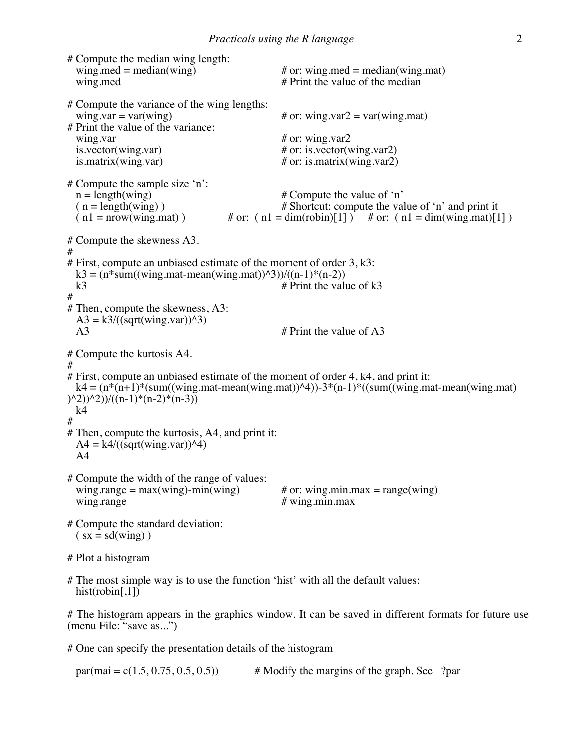```
# Compute the median wing length:
  wing.med = median(wing)                  # or: wing.med = median(wing.mat)
  wing.med                                 # Print the value of the median

# Compute the variance of the wing lengths:
  wing.var = var(wing)                     # or: wing.var2 = var(wing.mat)
# Print the value of the variance:
  wing.var                                 # or: wing.var2
  is.vector(wing.var)                      # or: is.vector(wing.var2)
  is.matrix(wing.var)                      # or: is.matrix(wing.var2)

# Compute the sample size 'n':
  n = length(wing)                         # Compute the value of 'n'
  ( n = length(wing) )                     # Shortcut: compute the value of 'n' and print it
  ( n1 = nrow(wing.mat) )          # or:  ( n1 = dim(robin)[1] )     # or:  ( n1 = dim(wing.mat)[1] )

# Compute the skewness A3.
#
# First, compute an unbiased estimate of the moment of order 3, k3:
  k3 = (n*sum((wing.mat-mean(wing.mat))^3))/((n-1)*(n-2))
  k3                                       # Print the value of k3
#
# Then, compute the skewness, A3:
  A3 = k3/((sqrt(wing.var))^3)
  A3                                       # Print the value of A3

# Compute the kurtosis A4.
#
# First, compute an unbiased estimate of the moment of order 4, k4, and print it:
  k4 = (n*(n+1)*(sum((wing.mat-mean(wing.mat))^4))-3*(n-1)*((sum((wing.mat-mean(wing.mat)
)^2))^2))/((n-1)*(n-2)*(n-3))
  k4
#
# Then, compute the kurtosis, A4, and print it:
  A4 = k4/((sqrt(wing.var))^4)
  A4

# Compute the width of the range of values:
  wing.range = max(wing)-min(wing)         # or: wing.min.max = range(wing)
  wing.range                               # wing.min.max

# Compute the standard deviation:
  ( sx = sd(wing) )

# Plot a histogram

# The most simple way is to use the function 'hist' with all the default values:
  hist(robin[,1])

# The histogram appears in the graphics window. It can be saved in different formats for future use
(menu File: "save as...")

# One can specify the presentation details of the histogram

  par(mai = c(1.5, 0.75, 0.5, 0.5))        # Modify the margins of the graph. See   ?par
```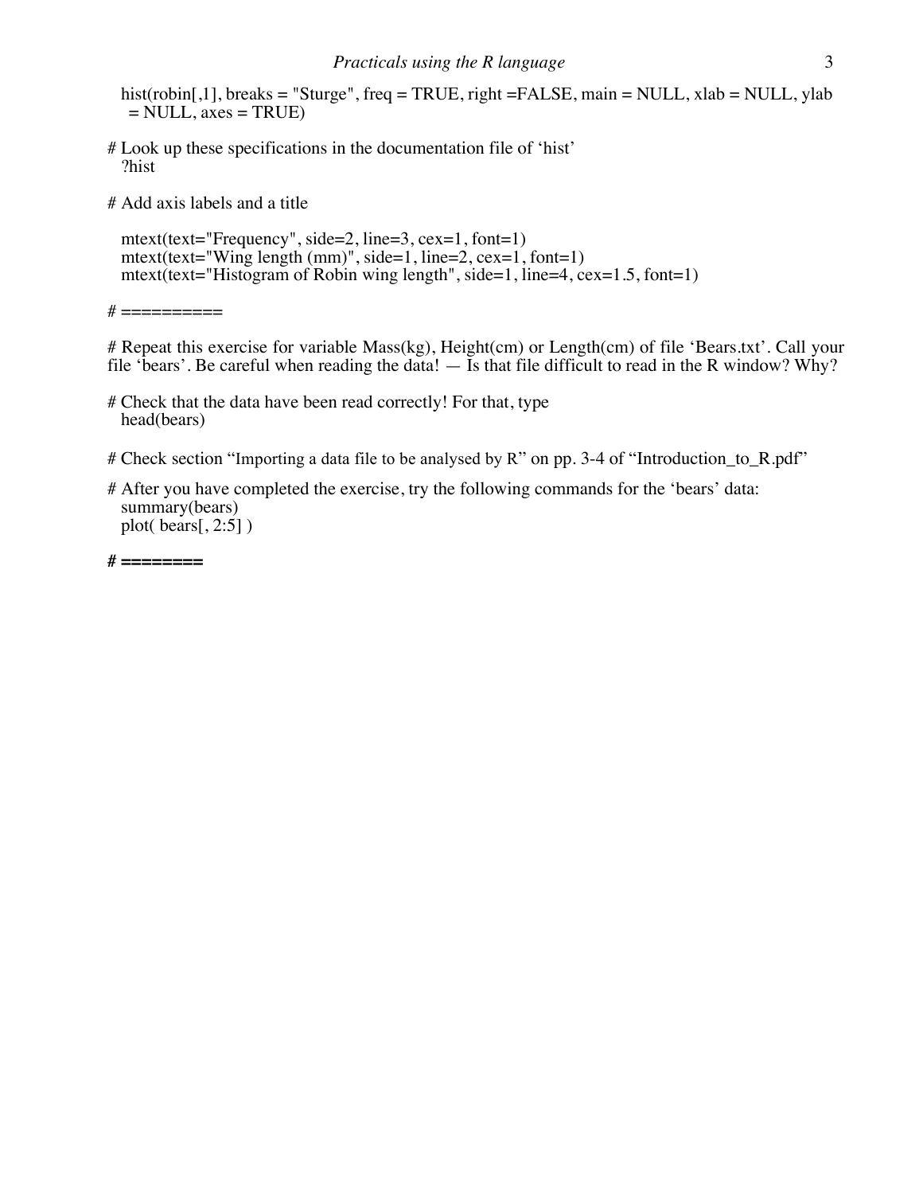```
hist(robin[,1], breaks = "Sturge", freq = TRUE, right =FALSE, main = NULL, xlab = NULL, ylab
  = NULL, axes = TRUE)
```

# Look up these specifications in the documentation file of 'hist'

```
?hist
```

# Add axis labels and a title

```
mtext(text="Frequency", side=2, line=3, cex=1, font=1)
mtext(text="Wing length (mm)", side=1, line=2, cex=1, font=1)
mtext(text="Histogram of Robin wing length", side=1, line=4, cex=1.5, font=1)
```

# ==========

# Repeat this exercise for variable Mass(kg), Height(cm) or Length(cm) of file 'Bears.txt'. Call your file 'bears'. Be careful when reading the data! — Is that file difficult to read in the R window? Why?

# Check that the data have been read correctly! For that, type

```
head(bears)
```

# Check section "Importing a data file to be analysed by R" on pp. 3-4 of "Introduction_to_R.pdf"

# After you have completed the exercise, try the following commands for the 'bears' data:

```
summary(bears)
plot( bears[, 2:5] )
```

**# ========**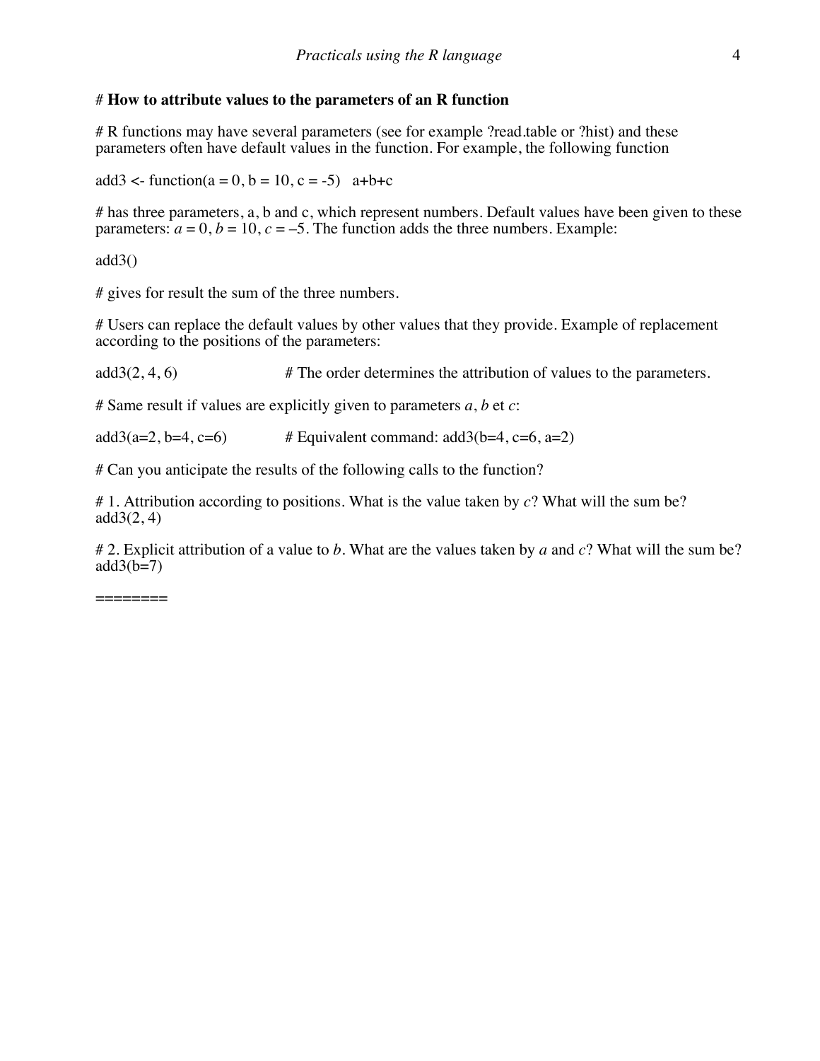# **How to attribute values to the parameters of an R function**

# R functions may have several parameters (see for example ?read.table or ?hist) and these parameters often have default values in the function. For example, the following function

```
add3 <- function(a = 0, b = 10, c = -5)   a+b+c
```

# has three parameters, a, b and c, which represent numbers. Default values have been given to these parameters: $a = 0$, $b = 10$, $c = -5$. The function adds the three numbers. Example:

```
add3()
```

# gives for result the sum of the three numbers.

# Users can replace the default values by other values that they provide. Example of replacement according to the positions of the parameters:

```
add3(2, 4, 6)                # The order determines the attribution of values to the parameters.
```

# Same result if values are explicitly given to parameters *a*, *b* et *c*:

```
add3(a=2, b=4, c=6)          # Equivalent command: add3(b=4, c=6, a=2)
```

# Can you anticipate the results of the following calls to the function?

# 1. Attribution according to positions. What is the value taken by *c*? What will the sum be?

```
add3(2, 4)
```

# 2. Explicit attribution of a value to *b*. What are the values taken by *a* and *c*? What will the sum be?

```
add3(b=7)
```

========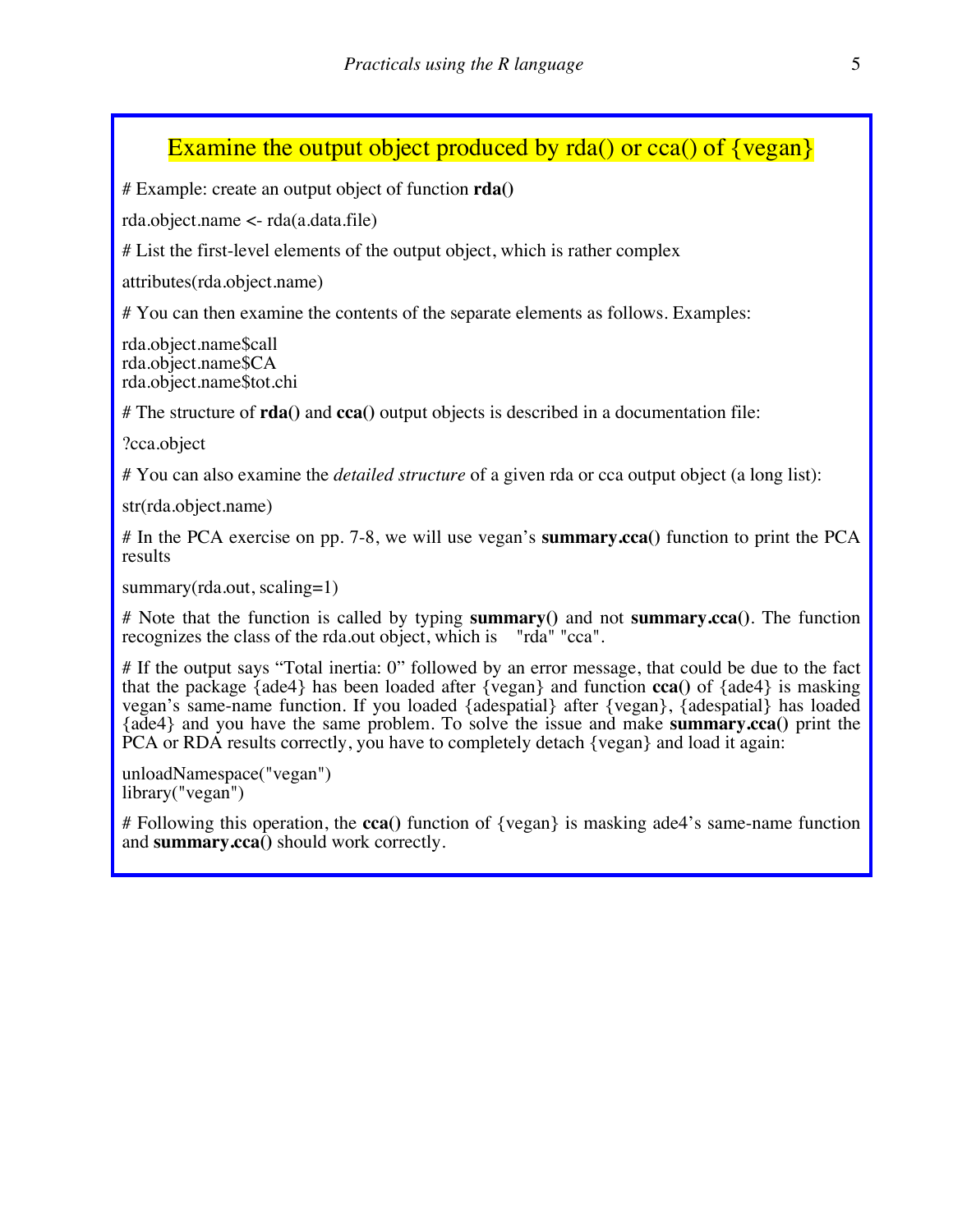## Examine the output object produced by rda() or cca() of {vegan}

# Example: create an output object of function **rda()**

```
rda.object.name <- rda(a.data.file)
```

# List the first-level elements of the output object, which is rather complex

```
attributes(rda.object.name)
```

# You can then examine the contents of the separate elements as follows. Examples:

```
rda.object.name$call
rda.object.name$CA
rda.object.name$tot.chi
```

# The structure of **rda()** and **cca()** output objects is described in a documentation file:

```
?cca.object
```

# You can also examine the *detailed structure* of a given rda or cca output object (a long list):

```
str(rda.object.name)
```

# In the PCA exercise on pp. 7-8, we will use vegan's **summary.cca()** function to print the PCA results

```
summary(rda.out, scaling=1)
```

# Note that the function is called by typing **summary()** and not **summary.cca()**. The function recognizes the class of the rda.out object, which is "rda" "cca".

# If the output says "Total inertia: 0" followed by an error message, that could be due to the fact that the package {ade4} has been loaded after {vegan} and function **cca()** of {ade4} is masking vegan's same-name function. If you loaded {adespatial} after {vegan}, {adespatial} has loaded {ade4} and you have the same problem. To solve the issue and make **summary.cca()** print the PCA or RDA results correctly, you have to completely detach {vegan} and load it again:

```
unloadNamespace("vegan")
library("vegan")
```

# Following this operation, the **cca()** function of {vegan} is masking ade4's same-name function and **summary.cca()** should work correctly.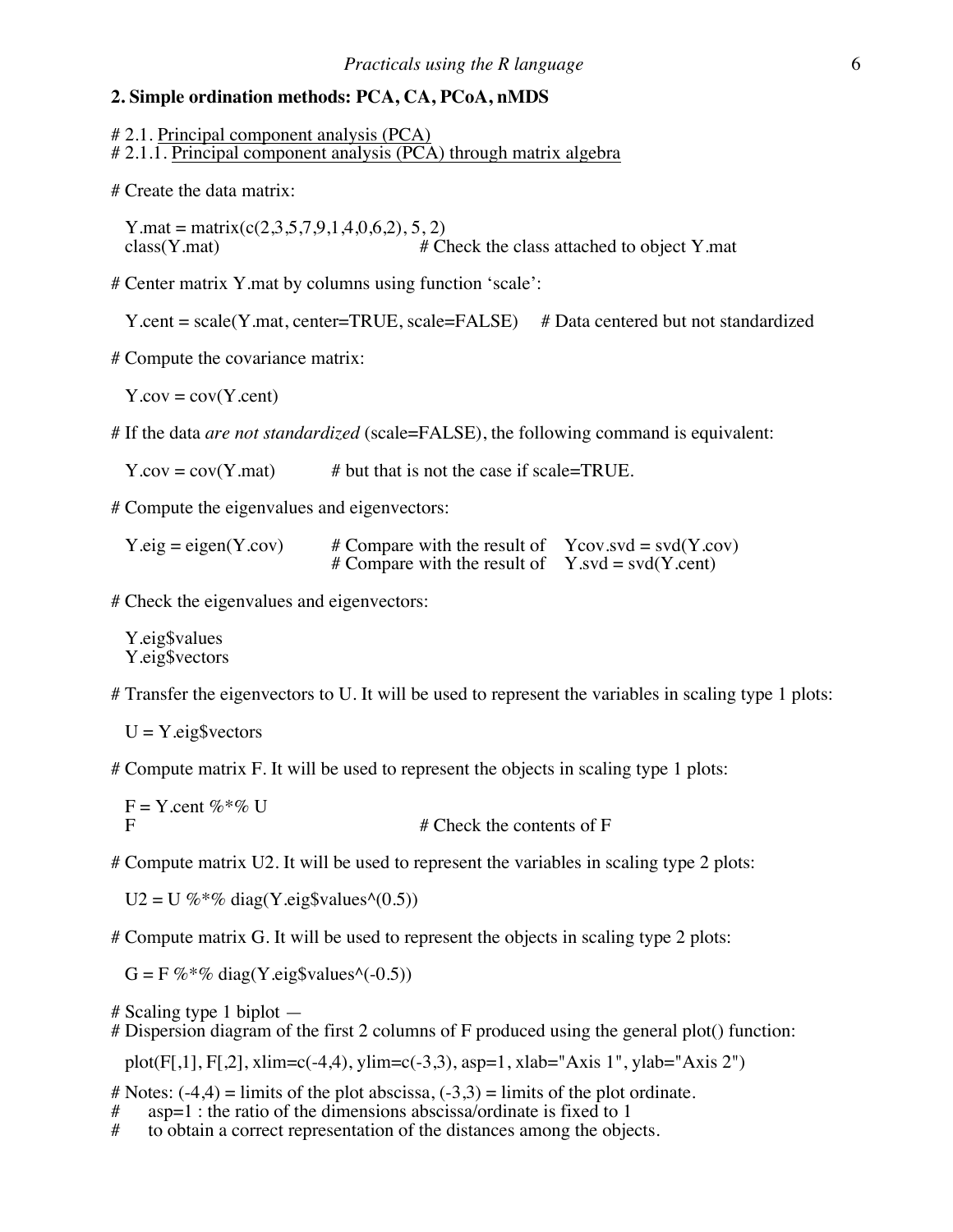## 2. Simple ordination methods: PCA, CA, PCoA, nMDS

# 2.1. Principal component analysis (PCA)
# 2.1.1. Principal component analysis (PCA) through matrix algebra

# Create the data matrix:

```
Y.mat = matrix(c(2,3,5,7,9,1,4,0,6,2), 5, 2)
class(Y.mat)                          # Check the class attached to object Y.mat
```

# Center matrix Y.mat by columns using function 'scale':

```
Y.cent = scale(Y.mat, center=TRUE, scale=FALSE)     # Data centered but not standardized
```

# Compute the covariance matrix:

```
Y.cov = cov(Y.cent)
```

# If the data *are not standardized* (scale=FALSE), the following command is equivalent:

```
Y.cov = cov(Y.mat)          # but that is not the case if scale=TRUE.
```

# Compute the eigenvalues and eigenvectors:

```
Y.eig = eigen(Y.cov)        # Compare with the result of    Ycov.svd = svd(Y.cov)
                            # Compare with the result of    Y.svd = svd(Y.cent)
```

# Check the eigenvalues and eigenvectors:

```
Y.eig$values
Y.eig$vectors
```

# Transfer the eigenvectors to U. It will be used to represent the variables in scaling type 1 plots:

```
U = Y.eig$vectors
```

# Compute matrix F. It will be used to represent the objects in scaling type 1 plots:

```
F = Y.cent %*% U
F                                     # Check the contents of F
```

# Compute matrix U2. It will be used to represent the variables in scaling type 2 plots:

```
U2 = U %*% diag(Y.eig$values^(0.5))
```

# Compute matrix G. It will be used to represent the objects in scaling type 2 plots:

```
G = F %*% diag(Y.eig$values^(-0.5))
```

# Scaling type 1 biplot —
# Dispersion diagram of the first 2 columns of F produced using the general plot() function:

```
plot(F[,1], F[,2], xlim=c(-4,4), ylim=c(-3,3), asp=1, xlab="Axis 1", ylab="Axis 2")
```

# Notes: (-4,4) = limits of the plot abscissa, (-3,3) = limits of the plot ordinate.
#     asp=1 : the ratio of the dimensions abscissa/ordinate is fixed to 1
#     to obtain a correct representation of the distances among the objects.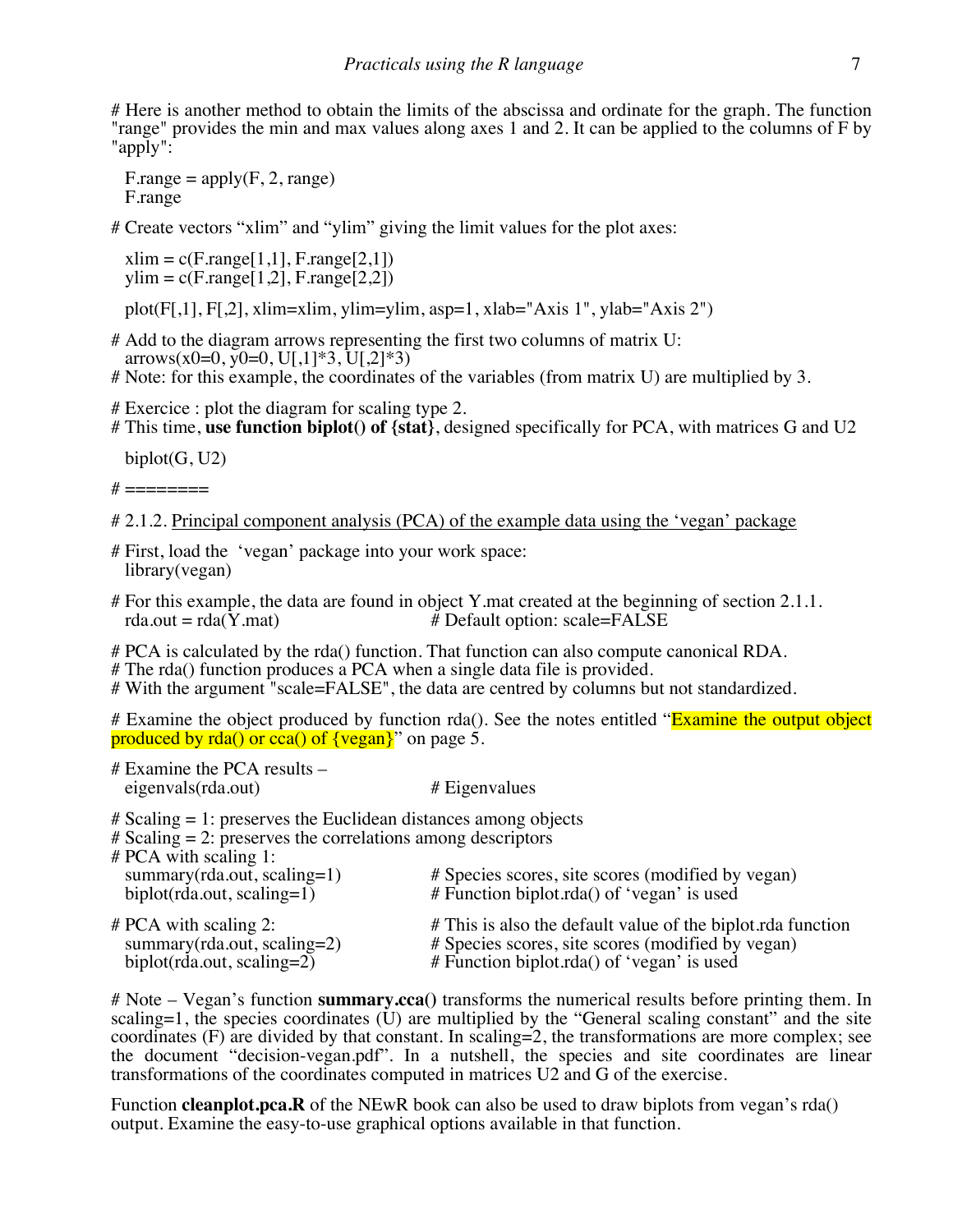# Here is another method to obtain the limits of the abscissa and ordinate for the graph. The function "range" provides the min and max values along axes 1 and 2. It can be applied to the columns of F by "apply":

```
F.range = apply(F, 2, range)
F.range
```

# Create vectors “xlim” and “ylim” giving the limit values for the plot axes:

```
xlim = c(F.range[1,1], F.range[2,1])
ylim = c(F.range[1,2], F.range[2,2])

plot(F[,1], F[,2], xlim=xlim, ylim=ylim, asp=1, xlab="Axis 1", ylab="Axis 2")
```

# Add to the diagram arrows representing the first two columns of matrix U:

```
arrows(x0=0, y0=0, U[,1]*3, U[,2]*3)
```

# Note: for this example, the coordinates of the variables (from matrix U) are multiplied by 3.

# Exercice : plot the diagram for scaling type 2.
# This time, **use function biplot() of {stat}**, designed specifically for PCA, with matrices G and U2

```
biplot(G, U2)
```

# ========

# 2.1.2. Principal component analysis (PCA) of the example data using the ‘vegan’ package

# First, load the ‘vegan’ package into your work space:

```
library(vegan)
```

# For this example, the data are found in object Y.mat created at the beginning of section 2.1.1.

```
rda.out = rda(Y.mat)                # Default option: scale=FALSE
```

# PCA is calculated by the rda() function. That function can also compute canonical RDA.
# The rda() function produces a PCA when a single data file is provided.
# With the argument "scale=FALSE", the data are centred by columns but not standardized.

# Examine the object produced by function rda(). See the notes entitled “Examine the output object produced by rda() or cca() of {vegan}” on page 5.

# Examine the PCA results –

```
eigenvals(rda.out)                  # Eigenvalues
```

# Scaling = 1: preserves the Euclidean distances among objects
# Scaling = 2: preserves the correlations among descriptors
# PCA with scaling 1:

```
summary(rda.out, scaling=1)         # Species scores, site scores (modified by vegan)
biplot(rda.out, scaling=1)          # Function biplot.rda() of ‘vegan’ is used
```

# PCA with scaling 2:                # This is also the default value of the biplot.rda function

```
summary(rda.out, scaling=2)         # Species scores, site scores (modified by vegan)
biplot(rda.out, scaling=2)          # Function biplot.rda() of ‘vegan’ is used
```

# Note – Vegan’s function **summary.cca()** transforms the numerical results before printing them. In scaling=1, the species coordinates (U) are multiplied by the “General scaling constant” and the site coordinates (F) are divided by that constant. In scaling=2, the transformations are more complex; see the document “decision-vegan.pdf”. In a nutshell, the species and site coordinates are linear transformations of the coordinates computed in matrices U2 and G of the exercise.

Function **cleanplot.pca.R** of the NEwR book can also be used to draw biplots from vegan’s rda() output. Examine the easy-to-use graphical options available in that function.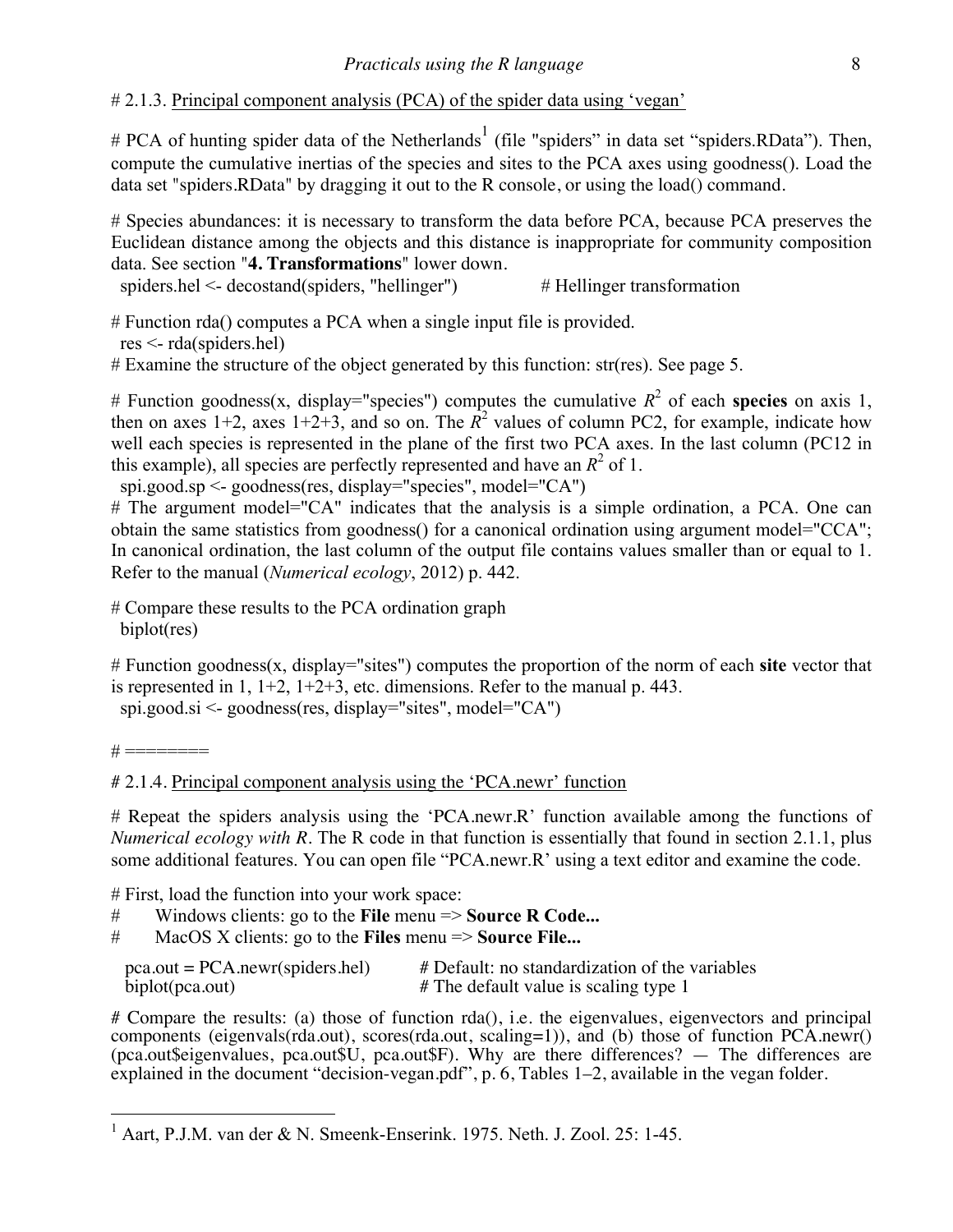# 2.1.3. Principal component analysis (PCA) of the spider data using 'vegan'

# PCA of hunting spider data of the Netherlands[1] (file "spiders" in data set "spiders.RData"). Then, compute the cumulative inertias of the species and sites to the PCA axes using goodness(). Load the data set "spiders.RData" by dragging it out to the R console, or using the load() command.

# Species abundances: it is necessary to transform the data before PCA, because PCA preserves the Euclidean distance among the objects and this distance is inappropriate for community composition data. See section "**4. Transformations**" lower down.

```
spiders.hel <- decostand(spiders, "hellinger")            # Hellinger transformation
```

# Function rda() computes a PCA when a single input file is provided.

```
res <- rda(spiders.hel)
```

# Examine the structure of the object generated by this function: str(res). See page 5.

# Function goodness(x, display="species") computes the cumulative $R^2$ of each **species** on axis 1, then on axes 1+2, axes 1+2+3, and so on. The $R^2$ values of column PC2, for example, indicate how well each species is represented in the plane of the first two PCA axes. In the last column (PC12 in this example), all species are perfectly represented and have an $R^2$ of 1.

```
spi.good.sp <- goodness(res, display="species", model="CA")
```

# The argument model="CA" indicates that the analysis is a simple ordination, a PCA. One can obtain the same statistics from goodness() for a canonical ordination using argument model="CCA"; In canonical ordination, the last column of the output file contains values smaller than or equal to 1. Refer to the manual (*Numerical ecology*, 2012) p. 442.

# Compare these results to the PCA ordination graph

```
biplot(res)
```

# Function goodness(x, display="sites") computes the proportion of the norm of each **site** vector that is represented in 1, 1+2, 1+2+3, etc. dimensions. Refer to the manual p. 443.

```
spi.good.si <- goodness(res, display="sites", model="CA")
```

# ========

# 2.1.4. Principal component analysis using the 'PCA.newr' function

# Repeat the spiders analysis using the 'PCA.newr.R' function available among the functions of *Numerical ecology with R*. The R code in that function is essentially that found in section 2.1.1, plus some additional features. You can open file "PCA.newr.R' using a text editor and examine the code.

# First, load the function into your work space:

#     Windows clients: go to the **File** menu => **Source R Code...**

#     MacOS X clients: go to the **Files** menu => **Source File...**

```
pca.out = PCA.newr(spiders.hel)     # Default: no standardization of the variables
biplot(pca.out)                     # The default value is scaling type 1
```

# Compare the results: (a) those of function rda(), i.e. the eigenvalues, eigenvectors and principal components (eigenvals(rda.out), scores(rda.out, scaling=1)), and (b) those of function PCA.newr() (pca.out$eigenvalues, pca.out$U, pca.out$F). Why are there differences? — The differences are explained in the document "decision-vegan.pdf", p. 6, Tables 1–2, available in the vegan folder.

---

[1] Aart, P.J.M. van der & N. Smeenk-Enserink. 1975. Neth. J. Zool. 25: 1-45.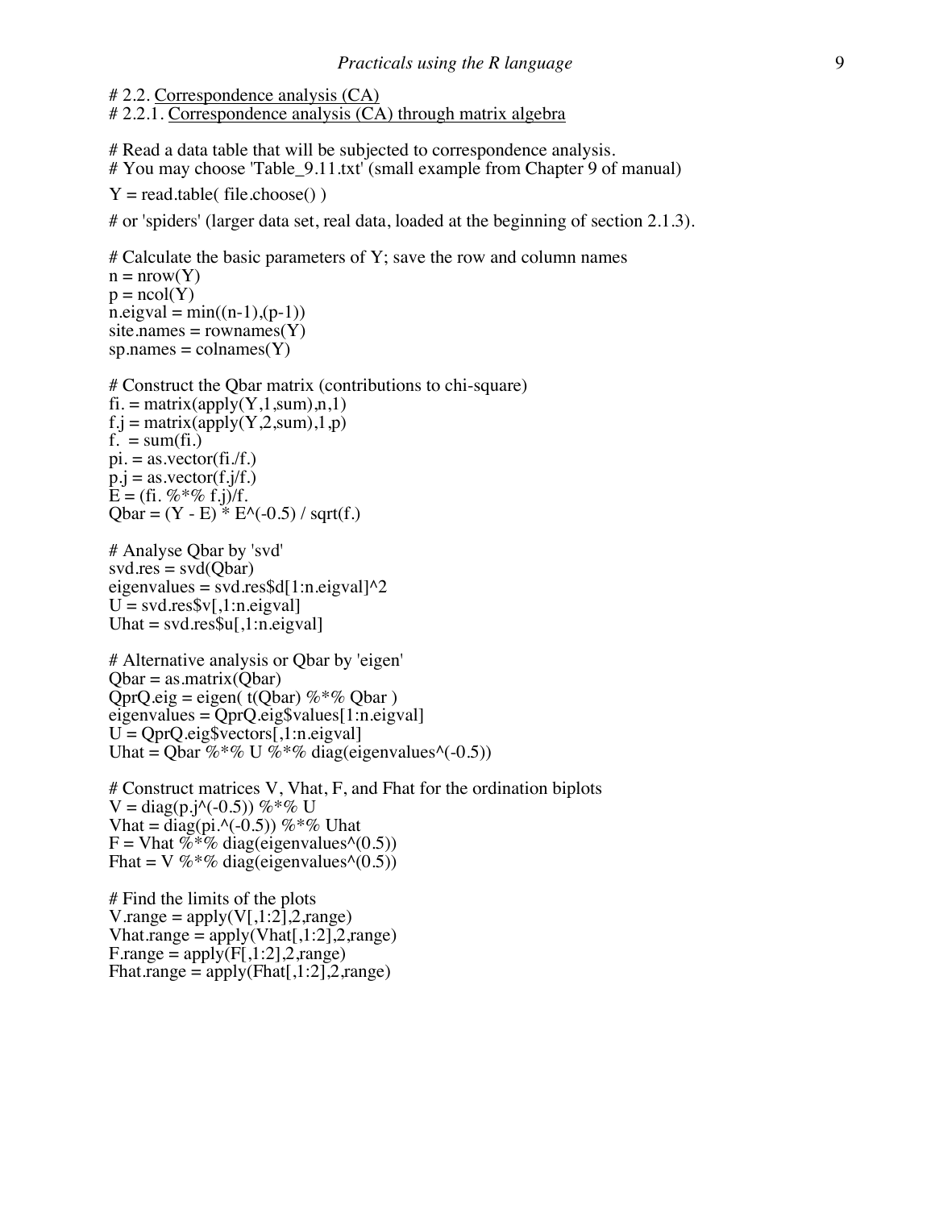```
# 2.2. Correspondence analysis (CA)
# 2.2.1. Correspondence analysis (CA) through matrix algebra

# Read a data table that will be subjected to correspondence analysis.
# You may choose 'Table_9.11.txt' (small example from Chapter 9 of manual)

Y = read.table( file.choose() )

# or 'spiders' (larger data set, real data, loaded at the beginning of section 2.1.3).

# Calculate the basic parameters of Y; save the row and column names
n = nrow(Y)
p = ncol(Y)
n.eigval = min((n-1),(p-1))
site.names = rownames(Y)
sp.names = colnames(Y)

# Construct the Qbar matrix (contributions to chi-square)
fi. = matrix(apply(Y,1,sum),n,1)
f.j = matrix(apply(Y,2,sum),1,p)
f.  = sum(fi.)
pi. = as.vector(fi./f.)
p.j = as.vector(f.j/f.)
E = (fi. %*% f.j)/f.
Qbar = (Y - E) * E^(-0.5) / sqrt(f.)

# Analyse Qbar by 'svd'
svd.res = svd(Qbar)
eigenvalues = svd.res$d[1:n.eigval]^2
U = svd.res$v[,1:n.eigval]
Uhat = svd.res$u[,1:n.eigval]

# Alternative analysis or Qbar by 'eigen'
Qbar = as.matrix(Qbar)
QprQ.eig = eigen( t(Qbar) %*% Qbar )
eigenvalues = QprQ.eig$values[1:n.eigval]
U = QprQ.eig$vectors[,1:n.eigval]
Uhat = Qbar %*% U %*% diag(eigenvalues^(-0.5))

# Construct matrices V, Vhat, F, and Fhat for the ordination biplots
V = diag(p.j^(-0.5)) %*% U
Vhat = diag(pi.^(-0.5)) %*% Uhat
F = Vhat %*% diag(eigenvalues^(0.5))
Fhat = V %*% diag(eigenvalues^(0.5))

# Find the limits of the plots
V.range = apply(V[,1:2],2,range)
Vhat.range = apply(Vhat[,1:2],2,range)
F.range = apply(F[,1:2],2,range)
Fhat.range = apply(Fhat[,1:2],2,range)
```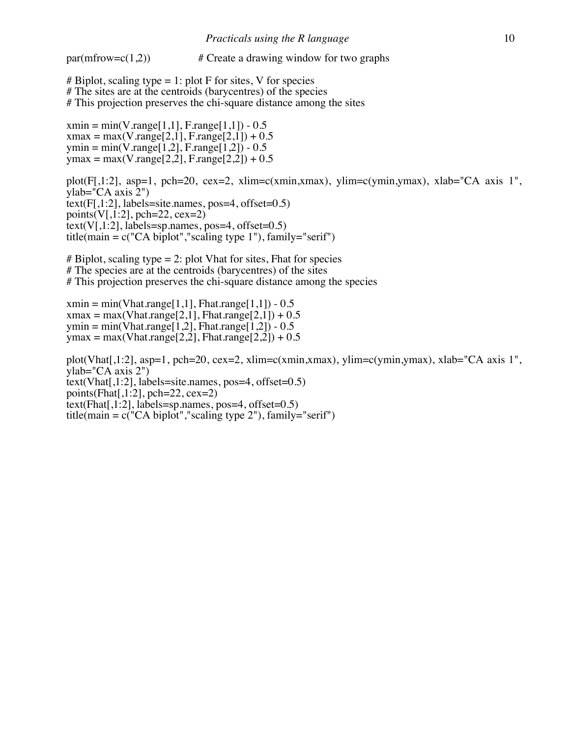```
par(mfrow=c(1,2))          # Create a drawing window for two graphs

# Biplot, scaling type = 1: plot F for sites, V for species
# The sites are at the centroids (barycentres) of the species
# This projection preserves the chi-square distance among the sites

xmin = min(V.range[1,1], F.range[1,1]) - 0.5
xmax = max(V.range[2,1], F.range[2,1]) + 0.5
ymin = min(V.range[1,2], F.range[1,2]) - 0.5
ymax = max(V.range[2,2], F.range[2,2]) + 0.5

plot(F[,1:2], asp=1, pch=20, cex=2, xlim=c(xmin,xmax), ylim=c(ymin,ymax), xlab="CA axis 1",
ylab="CA axis 2")
text(F[,1:2], labels=site.names, pos=4, offset=0.5)
points(V[,1:2], pch=22, cex=2)
text(V[,1:2], labels=sp.names, pos=4, offset=0.5)
title(main = c("CA biplot","scaling type 1"), family="serif")

# Biplot, scaling type = 2: plot Vhat for sites, Fhat for species
# The species are at the centroids (barycentres) of the sites
# This projection preserves the chi-square distance among the species

xmin = min(Vhat.range[1,1], Fhat.range[1,1]) - 0.5
xmax = max(Vhat.range[2,1], Fhat.range[2,1]) + 0.5
ymin = min(Vhat.range[1,2], Fhat.range[1,2]) - 0.5
ymax = max(Vhat.range[2,2], Fhat.range[2,2]) + 0.5

plot(Vhat[,1:2], asp=1, pch=20, cex=2, xlim=c(xmin,xmax), ylim=c(ymin,ymax), xlab="CA axis 1",
ylab="CA axis 2")
text(Vhat[,1:2], labels=site.names, pos=4, offset=0.5)
points(Fhat[,1:2], pch=22, cex=2)
text(Fhat[,1:2], labels=sp.names, pos=4, offset=0.5)
title(main = c("CA biplot","scaling type 2"), family="serif")
```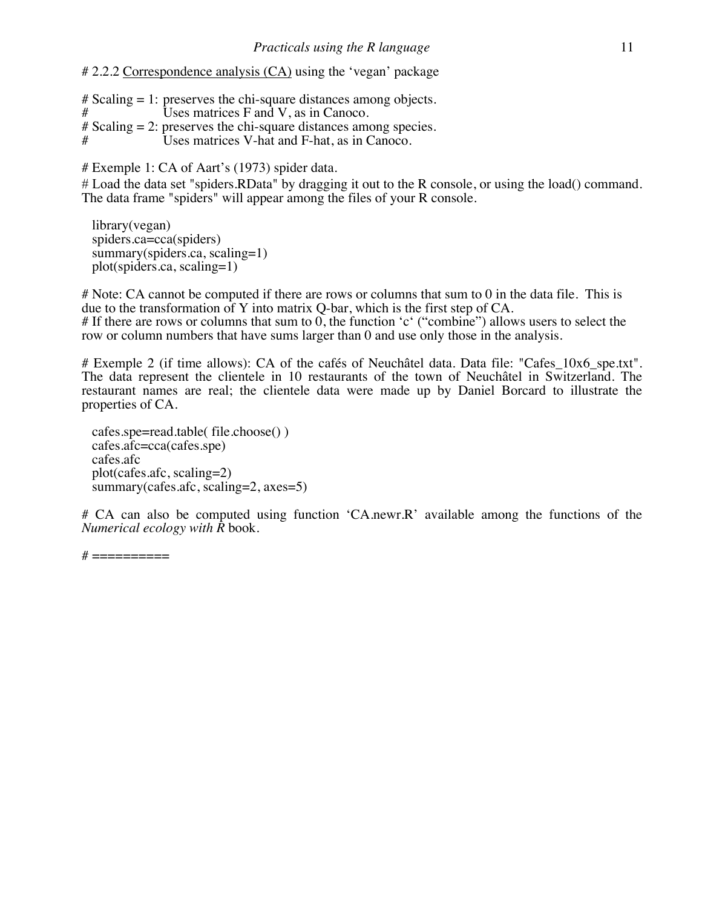# 2.2.2 Correspondence analysis (CA) using the 'vegan' package

# Scaling = 1: preserves the chi-square distances among objects.
# Uses matrices F and V, as in Canoco.
# Scaling = 2: preserves the chi-square distances among species.
# Uses matrices V-hat and F-hat, as in Canoco.

# Exemple 1: CA of Aart's (1973) spider data.
# Load the data set "spiders.RData" by dragging it out to the R console, or using the load() command. The data frame "spiders" will appear among the files of your R console.

```
library(vegan)
spiders.ca=cca(spiders)
summary(spiders.ca, scaling=1)
plot(spiders.ca, scaling=1)
```

# Note: CA cannot be computed if there are rows or columns that sum to 0 in the data file. This is due to the transformation of Y into matrix Q-bar, which is the first step of CA.
# If there are rows or columns that sum to 0, the function 'c' ("combine") allows users to select the row or column numbers that have sums larger than 0 and use only those in the analysis.

# Exemple 2 (if time allows): CA of the cafés of Neuchâtel data. Data file: "Cafes_10x6_spe.txt". The data represent the clientele in 10 restaurants of the town of Neuchâtel in Switzerland. The restaurant names are real; the clientele data were made up by Daniel Borcard to illustrate the properties of CA.

```
cafes.spe=read.table( file.choose() )
cafes.afc=cca(cafes.spe)
cafes.afc
plot(cafes.afc, scaling=2)
summary(cafes.afc, scaling=2, axes=5)
```

# CA can also be computed using function 'CA.newr.R' available among the functions of the *Numerical ecology with R* book.

# ==========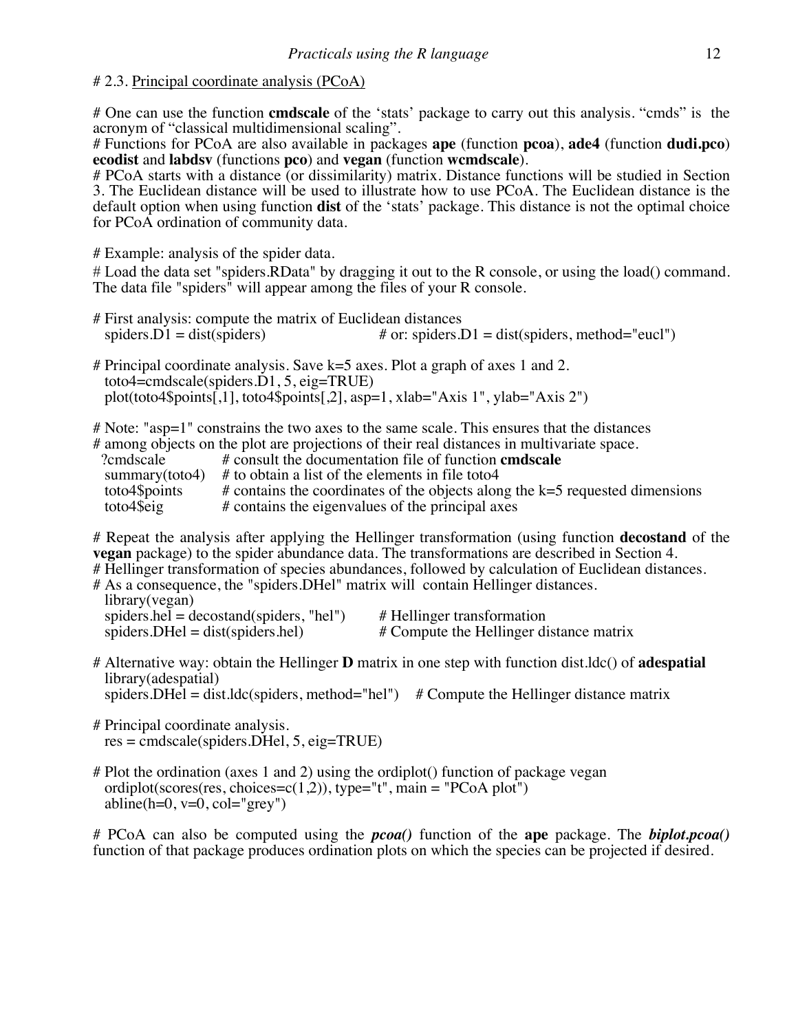# 2.3. <u>Principal coordinate analysis (PCoA)</u>

# One can use the function **cmdscale** of the 'stats' package to carry out this analysis. "cmds" is the acronym of "classical multidimensional scaling".
# Functions for PCoA are also available in packages **ape** (function **pcoa**), **ade4** (function **dudi.pco**) **ecodist** and **labdsv** (functions **pco**) and **vegan** (function **wcmdscale**).
# PCoA starts with a distance (or dissimilarity) matrix. Distance functions will be studied in Section 3. The Euclidean distance will be used to illustrate how to use PCoA. The Euclidean distance is the default option when using function **dist** of the 'stats' package. This distance is not the optimal choice for PCoA ordination of community data.

# Example: analysis of the spider data.

# Load the data set "spiders.RData" by dragging it out to the R console, or using the load() command. The data file "spiders" will appear among the files of your R console.

```
# First analysis: compute the matrix of Euclidean distances
  spiders.D1 = dist(spiders)                # or: spiders.D1 = dist(spiders, method="eucl")

# Principal coordinate analysis. Save k=5 axes. Plot a graph of axes 1 and 2.
  toto4=cmdscale(spiders.D1, 5, eig=TRUE)
  plot(toto4$points[,1], toto4$points[,2], asp=1, xlab="Axis 1", ylab="Axis 2")

# Note: "asp=1" constrains the two axes to the same scale. This ensures that the distances
# among objects on the plot are projections of their real distances in multivariate space.
  ?cmdscale         # consult the documentation file of function cmdscale
  summary(toto4)    # to obtain a list of the elements in file toto4
  toto4$points      # contains the coordinates of the objects along the k=5 requested dimensions
  toto4$eig         # contains the eigenvalues of the principal axes
```

# Repeat the analysis after applying the Hellinger transformation (using function **decostand** of the **vegan** package) to the spider abundance data. The transformations are described in Section 4.
# Hellinger transformation of species abundances, followed by calculation of Euclidean distances.
# As a consequence, the "spiders.DHel" matrix will contain Hellinger distances.

```
  library(vegan)
  spiders.hel = decostand(spiders, "hel")     # Hellinger transformation
  spiders.DHel = dist(spiders.hel)            # Compute the Hellinger distance matrix
```

# Alternative way: obtain the Hellinger **D** matrix in one step with function dist.ldc() of **adespatial**

```
  library(adespatial)
  spiders.DHel = dist.ldc(spiders, method="hel")    # Compute the Hellinger distance matrix

# Principal coordinate analysis.
  res = cmdscale(spiders.DHel, 5, eig=TRUE)

# Plot the ordination (axes 1 and 2) using the ordiplot() function of package vegan
  ordiplot(scores(res, choices=c(1,2)), type="t", main = "PCoA plot")
  abline(h=0, v=0, col="grey")
```

# PCoA can also be computed using the ***pcoa()*** function of the **ape** package. The ***biplot.pcoa()*** function of that package produces ordination plots on which the species can be projected if desired.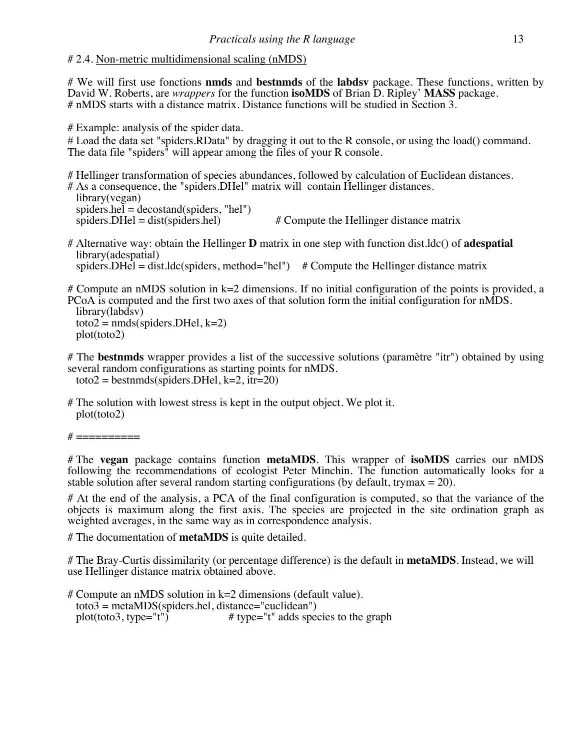# 2.4. Non-metric multidimensional scaling (nMDS)

# We will first use fonctions **nmds** and **bestnmds** of the **labdsv** package. These functions, written by David W. Roberts, are *wrappers* for the function **isoMDS** of Brian D. Ripley' **MASS** package.
# nMDS starts with a distance matrix. Distance functions will be studied in Section 3.

# Example: analysis of the spider data.
# Load the data set "spiders.RData" by dragging it out to the R console, or using the load() command. The data file "spiders" will appear among the files of your R console.

# Hellinger transformation of species abundances, followed by calculation of Euclidean distances.
# As a consequence, the "spiders.DHel" matrix will contain Hellinger distances.

```
library(vegan)
spiders.hel = decostand(spiders, "hel")
spiders.DHel = dist(spiders.hel)              # Compute the Hellinger distance matrix
```

# Alternative way: obtain the Hellinger **D** matrix in one step with function dist.ldc() of **adespatial**

```
library(adespatial)
spiders.DHel = dist.ldc(spiders, method="hel")    # Compute the Hellinger distance matrix
```

# Compute an nMDS solution in k=2 dimensions. If no initial configuration of the points is provided, a PCoA is computed and the first two axes of that solution form the initial configuration for nMDS.

```
library(labdsv)
toto2 = nmds(spiders.DHel, k=2)
plot(toto2)
```

# The **bestnmds** wrapper provides a list of the successive solutions (paramètre "itr") obtained by using several random configurations as starting points for nMDS.

```
toto2 = bestnmds(spiders.DHel, k=2, itr=20)
```

# The solution with lowest stress is kept in the output object. We plot it.

```
plot(toto2)
```

# ==========

# The **vegan** package contains function **metaMDS**. This wrapper of **isoMDS** carries our nMDS following the recommendations of ecologist Peter Minchin. The function automatically looks for a stable solution after several random starting configurations (by default, trymax = 20).

# At the end of the analysis, a PCA of the final configuration is computed, so that the variance of the objects is maximum along the first axis. The species are projected in the site ordination graph as weighted averages, in the same way as in correspondence analysis.

# The documentation of **metaMDS** is quite detailed.

# The Bray-Curtis dissimilarity (or percentage difference) is the default in **metaMDS**. Instead, we will use Hellinger distance matrix obtained above.

# Compute an nMDS solution in k=2 dimensions (default value).

```
toto3 = metaMDS(spiders.hel, distance="euclidean")
plot(toto3, type="t")                 # type="t" adds species to the graph
```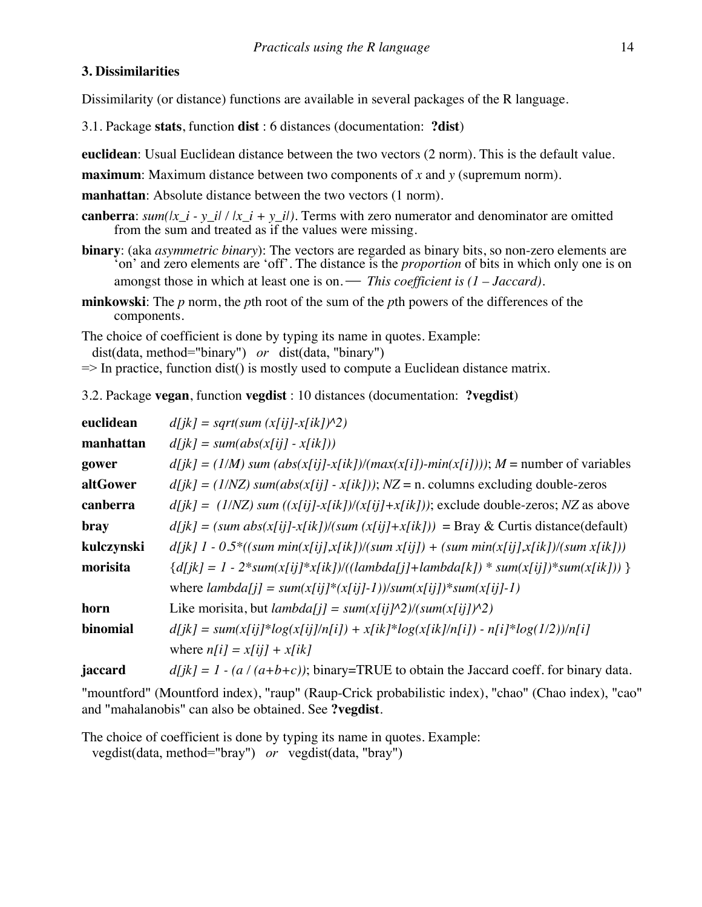## 3. Dissimilarities

Dissimilarity (or distance) functions are available in several packages of the R language.

3.1. Package **stats**, function **dist** : 6 distances (documentation: **?dist**)

**euclidean**: Usual Euclidean distance between the two vectors (2 norm). This is the default value.

**maximum**: Maximum distance between two components of *x* and *y* (supremum norm).

**manhattan**: Absolute distance between the two vectors (1 norm).

**canberra**: *sum(|x_i - y_i| / |x_i + y_i|)*. Terms with zero numerator and denominator are omitted from the sum and treated as if the values were missing.

**binary**: (aka *asymmetric binary*): The vectors are regarded as binary bits, so non-zero elements are 'on' and zero elements are 'off'. The distance is the *proportion* of bits in which only one is on amongst those in which at least one is on. — *This coefficient is (1 – Jaccard).*

**minkowski**: The *p* norm, the *p*th root of the sum of the *p*th powers of the differences of the components.

The choice of coefficient is done by typing its name in quotes. Example:

```
dist(data, method="binary")   or   dist(data, "binary")
```

=> In practice, function dist() is mostly used to compute a Euclidean distance matrix.

3.2. Package **vegan**, function **vegdist** : 10 distances (documentation: **?vegdist**)

| | |
|---|---|
| **euclidean** | *d[jk] = sqrt(sum (x[ij]-x[ik])^2)* |
| **manhattan** | *d[jk] = sum(abs(x[ij] - x[ik]))* |
| **gower** | *d[jk] = (1/M) sum (abs(x[ij]-x[ik])/(max(x[i])-min(x[i])))*; *M* = number of variables |
| **altGower** | *d[jk] = (1/NZ) sum(abs(x[ij] - x[ik]))*; *NZ* = n. columns excluding double-zeros |
| **canberra** | *d[jk] = (1/NZ) sum ((x[ij]-x[ik])/(x[ij]+x[ik]))*; exclude double-zeros; *NZ* as above |
| **bray** | *d[jk] = (sum abs(x[ij]-x[ik])/(sum (x[ij]+x[ik]))* = Bray & Curtis distance(default) |
| **kulczynski** | *d[jk] 1 - 0.5*((sum min(x[ij],x[ik])/(sum x[ij]) + (sum min(x[ij],x[ik])/(sum x[ik]))* |
| **morisita** | *{d[jk] = 1 - 2*sum(x[ij]*x[ik])/((lambda[j]+lambda[k]) * sum(x[ij])*sum(x[ik])) }* where *lambda[j] = sum(x[ij]*(x[ij]-1))/sum(x[ij])*sum(x[ij]-1)* |
| **horn** | Like morisita, but *lambda[j] = sum(x[ij]^2)/(sum(x[ij])^2)* |
| **binomial** | *d[jk] = sum(x[ij]*log(x[ij]/n[i]) + x[ik]*log(x[ik]/n[i]) - n[i]*log(1/2))/n[i]* where *n[i] = x[ij] + x[ik]* |
| **jaccard** | *d[jk] = 1 - (a / (a+b+c))*; binary=TRUE to obtain the Jaccard coeff. for binary data. |

"mountford" (Mountford index), "raup" (Raup-Crick probabilistic index), "chao" (Chao index), "cao" and "mahalanobis" can also be obtained. See **?vegdist**.

The choice of coefficient is done by typing its name in quotes. Example:

```
vegdist(data, method="bray")   or   vegdist(data, "bray")
```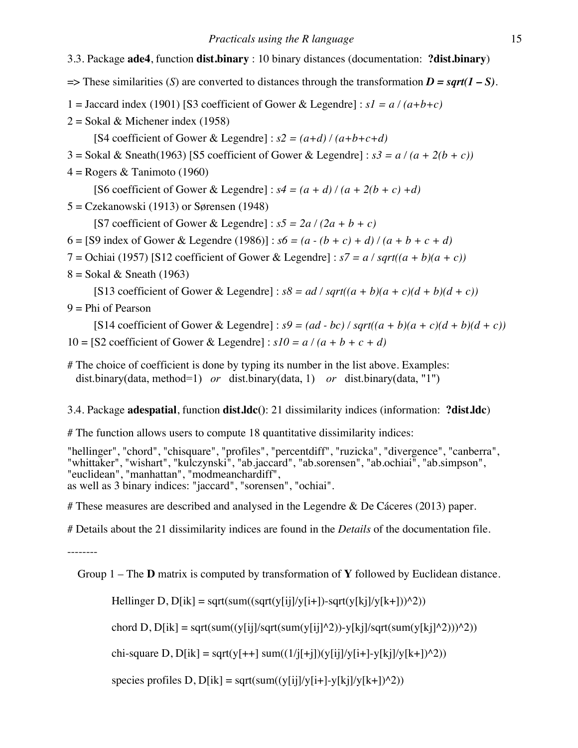3.3. Package **ade4**, function **dist.binary** : 10 binary distances (documentation: **?dist.binary**)

=> These similarities (*S*) are converted to distances through the transformation ***D = sqrt(1 – S)***.

1 = Jaccard index (1901) [S3 coefficient of Gower & Legendre] : *s1 = a / (a+b+c)*

2 = Sokal & Michener index (1958)

[S4 coefficient of Gower & Legendre] : *s2 = (a+d) / (a+b+c+d)*

3 = Sokal & Sneath(1963) [S5 coefficient of Gower & Legendre] : *s3 = a / (a + 2(b + c))*

4 = Rogers & Tanimoto (1960)

[S6 coefficient of Gower & Legendre] : *s4 = (a + d) / (a + 2(b + c) +d)*

5 = Czekanowski (1913) or Sørensen (1948)

[S7 coefficient of Gower & Legendre] : *s5 = 2a / (2a + b + c)*

6 = [S9 index of Gower & Legendre (1986)] : *s6 = (a - (b + c) + d) / (a + b + c + d)*

7 = Ochiai (1957) [S12 coefficient of Gower & Legendre] : *s7 = a / sqrt((a + b)(a + c))*

8 = Sokal & Sneath (1963)

[S13 coefficient of Gower & Legendre] : *s8 = ad / sqrt((a + b)(a + c)(d + b)(d + c))*

9 = Phi of Pearson

[S14 coefficient of Gower & Legendre] : *s9 = (ad - bc) / sqrt((a + b)(a + c)(d + b)(d + c))*

10 = [S2 coefficient of Gower & Legendre] : *s10 = a / (a + b + c + d)*

# The choice of coefficient is done by typing its number in the list above. Examples:
dist.binary(data, method=1) *or* dist.binary(data, 1) *or* dist.binary(data, "1")

3.4. Package **adespatial**, function **dist.ldc()**: 21 dissimilarity indices (information: **?dist.ldc**)

# The function allows users to compute 18 quantitative dissimilarity indices:

"hellinger", "chord", "chisquare", "profiles", "percentdiff", "ruzicka", "divergence", "canberra", "whittaker", "wishart", "kulczynski", "ab.jaccard", "ab.sorensen", "ab.ochiai", "ab.simpson", "euclidean", "manhattan", "modmeanchardiff",
as well as 3 binary indices: "jaccard", "sorensen", "ochiai".

# These measures are described and analysed in the Legendre & De Cáceres (2013) paper.

# Details about the 21 dissimilarity indices are found in the *Details* of the documentation file.

--------

Group 1 – The **D** matrix is computed by transformation of **Y** followed by Euclidean distance.

Hellinger D, D[ik] = sqrt(sum((sqrt(y[ij]/y[i+])-sqrt(y[kj]/y[k+]))^2))

chord D, D[ik] = sqrt(sum((y[ij]/sqrt(sum(y[ij]^2))-y[kj]/sqrt(sum(y[kj]^2)))^2))

chi-square D, D[ik] = sqrt(y[++] sum((1/j[+j])(y[ij]/y[i+]-y[kj]/y[k+])^2))

species profiles D, D[ik] = sqrt(sum((y[ij]/y[i+]-y[kj]/y[k+])^2))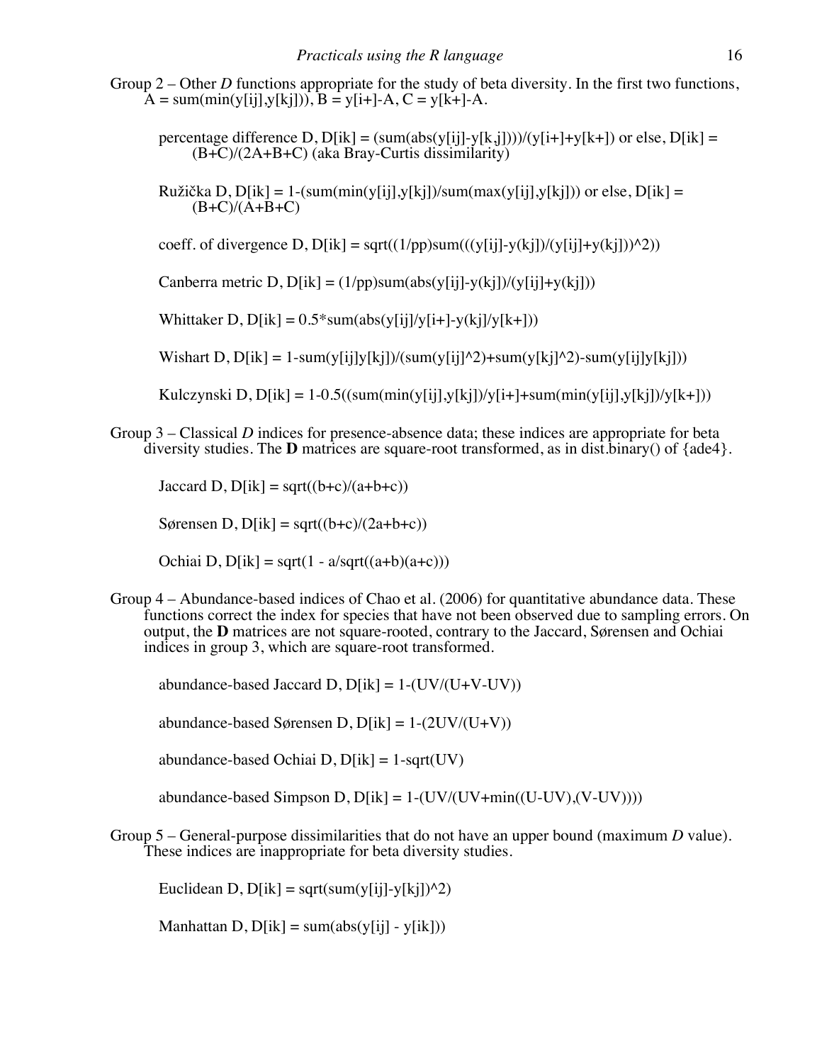Group 2 – Other *D* functions appropriate for the study of beta diversity. In the first two functions, A = sum(min(y[ij],y[kj])), B = y[i+]-A, C = y[k+]-A.

percentage difference D, D[ik] = (sum(abs(y[ij]-y[k,j])))/(y[i+]+y[k+]) or else, D[ik] = (B+C)/(2A+B+C) (aka Bray-Curtis dissimilarity)

Ružička D, D[ik] = 1-(sum(min(y[ij],y[kj])/sum(max(y[ij],y[kj])) or else, D[ik] = (B+C)/(A+B+C)

coeff. of divergence D, D[ik] = sqrt((1/pp)sum(((y[ij]-y(kj])/(y[ij]+y(kj]))^2))

Canberra metric D, D[ik] = (1/pp)sum(abs(y[ij]-y(kj])/(y[ij]+y(kj]))

Whittaker D, D[ik] = 0.5*sum(abs(y[ij]/y[i+]-y(kj]/y[k+]))

Wishart D, D[ik] = 1-sum(y[ij]y[kj])/(sum(y[ij]^2)+sum(y[kj]^2)-sum(y[ij]y[kj]))

Kulczynski D, D[ik] = 1-0.5((sum(min(y[ij],y[kj])/y[i+]+sum(min(y[ij],y[kj])/y[k+]))

Group 3 – Classical *D* indices for presence-absence data; these indices are appropriate for beta diversity studies. The **D** matrices are square-root transformed, as in dist.binary() of {ade4}.

Jaccard D, D[ik] = sqrt((b+c)/(a+b+c))

Sørensen D, D[ik] = sqrt((b+c)/(2a+b+c))

Ochiai D, D[ik] = sqrt(1 - a/sqrt((a+b)(a+c)))

Group 4 – Abundance-based indices of Chao et al. (2006) for quantitative abundance data. These functions correct the index for species that have not been observed due to sampling errors. On output, the **D** matrices are not square-rooted, contrary to the Jaccard, Sørensen and Ochiai indices in group 3, which are square-root transformed.

abundance-based Jaccard D, D[ik] = 1-(UV/(U+V-UV))

abundance-based Sørensen D, D[ik] = 1-(2UV/(U+V))

abundance-based Ochiai D, D[ik] = 1-sqrt(UV)

abundance-based Simpson D, D[ik] = 1-(UV/(UV+min((U-UV),(V-UV))))

Group 5 – General-purpose dissimilarities that do not have an upper bound (maximum *D* value). These indices are inappropriate for beta diversity studies.

Euclidean D, D[ik] = sqrt(sum(y[ij]-y[kj])^2)

Manhattan D, D[ik] = sum(abs(y[ij] - y[ik]))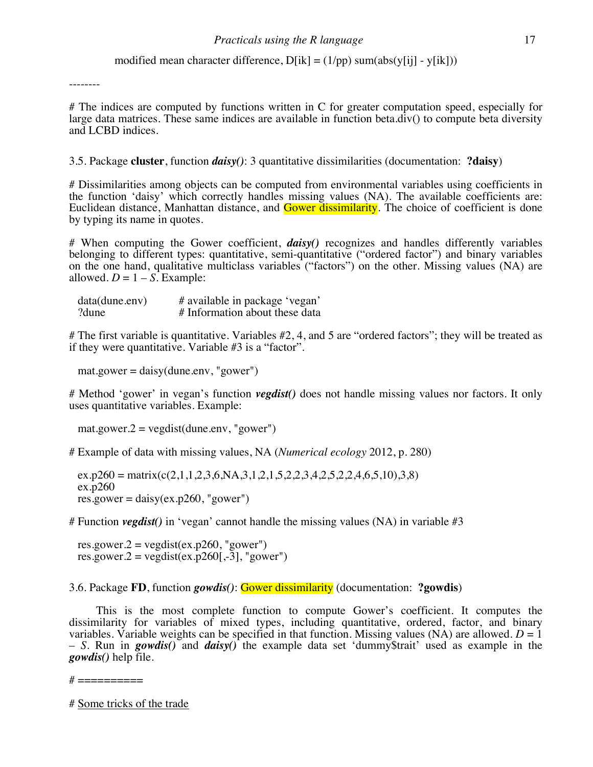modified mean character difference, D[ik] = (1/pp) sum(abs(y[ij] - y[ik]))

--------

# The indices are computed by functions written in C for greater computation speed, especially for large data matrices. These same indices are available in function beta.div() to compute beta diversity and LCBD indices.

3.5. Package **cluster**, function ***daisy()***: 3 quantitative dissimilarities (documentation: **?daisy**)

# Dissimilarities among objects can be computed from environmental variables using coefficients in the function 'daisy' which correctly handles missing values (NA). The available coefficients are: Euclidean distance, Manhattan distance, and Gower dissimilarity. The choice of coefficient is done by typing its name in quotes.

# When computing the Gower coefficient, ***daisy()*** recognizes and handles differently variables belonging to different types: quantitative, semi-quantitative ("ordered factor") and binary variables on the one hand, qualitative multiclass variables ("factors") on the other. Missing values (NA) are allowed. $D = 1 - S$. Example:

```
data(dune.env)        # available in package 'vegan'
?dune                 # Information about these data
```

# The first variable is quantitative. Variables #2, 4, and 5 are "ordered factors"; they will be treated as if they were quantitative. Variable #3 is a "factor".

```
mat.gower = daisy(dune.env, "gower")
```

# Method 'gower' in vegan's function ***vegdist()*** does not handle missing values nor factors. It only uses quantitative variables. Example:

```
mat.gower.2 = vegdist(dune.env, "gower")
```

# Example of data with missing values, NA (*Numerical ecology* 2012, p. 280)

```
ex.p260 = matrix(c(2,1,1,2,3,6,NA,3,1,2,1,5,2,2,3,4,2,5,2,2,4,6,5,10),3,8)
ex.p260
res.gower = daisy(ex.p260, "gower")
```

# Function ***vegdist()*** in 'vegan' cannot handle the missing values (NA) in variable #3

```
res.gower.2 = vegdist(ex.p260, "gower")
res.gower.2 = vegdist(ex.p260[,-3], "gower")
```

3.6. Package **FD**, function ***gowdis()***: Gower dissimilarity (documentation: **?gowdis**)

This is the most complete function to compute Gower's coefficient. It computes the dissimilarity for variables of mixed types, including quantitative, ordered, factor, and binary variables. Variable weights can be specified in that function. Missing values (NA) are allowed. $D = 1 - S$. Run in ***gowdis()*** and ***daisy()*** the example data set 'dummy$trait' used as example in the ***gowdis()*** help file.

# ==========

# Some tricks of the trade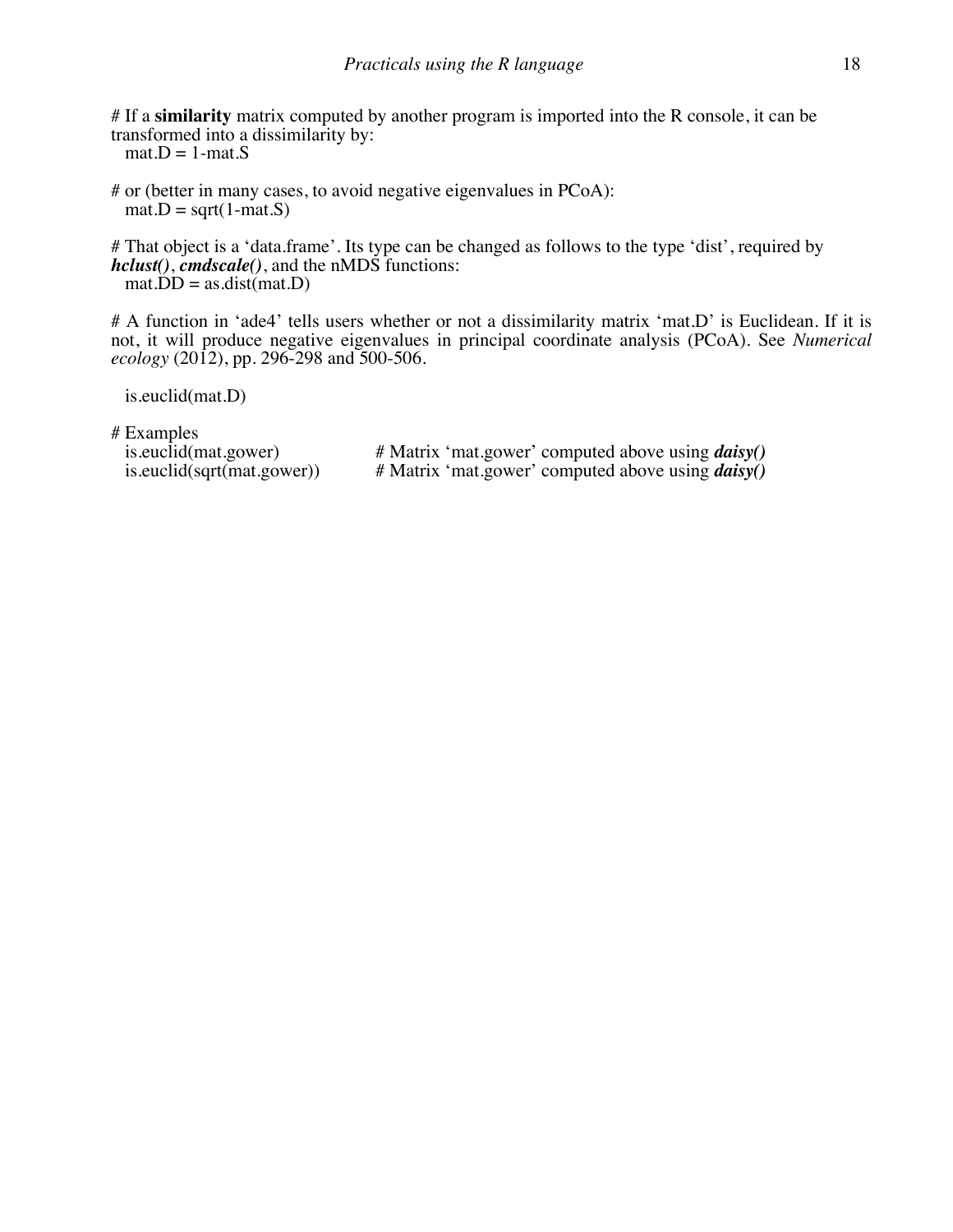# If a **similarity** matrix computed by another program is imported into the R console, it can be transformed into a dissimilarity by:

```
mat.D = 1-mat.S
```

# or (better in many cases, to avoid negative eigenvalues in PCoA):

```
mat.D = sqrt(1-mat.S)
```

# That object is a 'data.frame'. Its type can be changed as follows to the type 'dist', required by ***hclust()***, ***cmdscale()***, and the nMDS functions:

```
mat.DD = as.dist(mat.D)
```

# A function in 'ade4' tells users whether or not a dissimilarity matrix 'mat.D' is Euclidean. If it is not, it will produce negative eigenvalues in principal coordinate analysis (PCoA). See *Numerical ecology* (2012), pp. 296-298 and 500-506.

```
is.euclid(mat.D)
```

# Examples

```
is.euclid(mat.gower)           # Matrix 'mat.gower' computed above using daisy()
is.euclid(sqrt(mat.gower))     # Matrix 'mat.gower' computed above using daisy()
```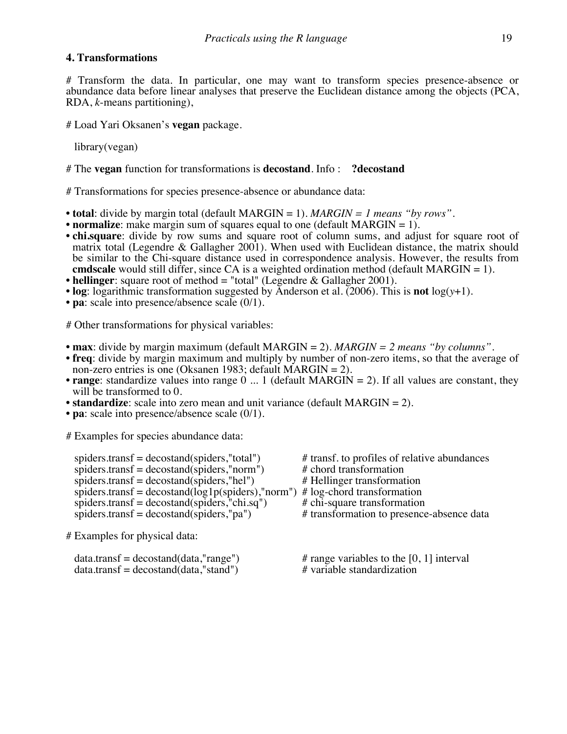## 4. Transformations

# Transform the data. In particular, one may want to transform species presence-absence or abundance data before linear analyses that preserve the Euclidean distance among the objects (PCA, RDA, *k*-means partitioning),

# Load Yari Oksanen's **vegan** package.

```
library(vegan)
```

# The **vegan** function for transformations is **decostand**. Info : **?decostand**

# Transformations for species presence-absence or abundance data:

- **total**: divide by margin total (default MARGIN = 1). *MARGIN = 1 means "by rows"*.
- **normalize**: make margin sum of squares equal to one (default MARGIN = 1).
- **chi.square**: divide by row sums and square root of column sums, and adjust for square root of matrix total (Legendre & Gallagher 2001). When used with Euclidean distance, the matrix should be similar to the Chi-square distance used in correspondence analysis. However, the results from **cmdscale** would still differ, since CA is a weighted ordination method (default MARGIN = 1).
- **hellinger**: square root of method = "total" (Legendre & Gallagher 2001).
- **log**: logarithmic transformation suggested by Anderson et al. (2006). This is **not** log($y$+1).
- **pa**: scale into presence/absence scale (0/1).

# Other transformations for physical variables:

- **max**: divide by margin maximum (default MARGIN = 2). *MARGIN = 2 means "by columns"*.
- **freq**: divide by margin maximum and multiply by number of non-zero items, so that the average of non-zero entries is one (Oksanen 1983; default MARGIN = 2).
- **range**: standardize values into range 0 ... 1 (default MARGIN = 2). If all values are constant, they will be transformed to 0.
- **standardize**: scale into zero mean and unit variance (default MARGIN = 2).
- **pa**: scale into presence/absence scale (0/1).

# Examples for species abundance data:

```
spiders.transf = decostand(spiders,"total")            # transf. to profiles of relative abundances
spiders.transf = decostand(spiders,"norm")             # chord transformation
spiders.transf = decostand(spiders,"hel")              # Hellinger transformation
spiders.transf = decostand(log1p(spiders),"norm")      # log-chord transformation
spiders.transf = decostand(spiders,"chi.sq")           # chi-square transformation
spiders.transf = decostand(spiders,"pa")               # transformation to presence-absence data
```

# Examples for physical data:

```
data.transf = decostand(data,"range")                  # range variables to the [0, 1] interval
data.transf = decostand(data,"stand")                  # variable standardization
```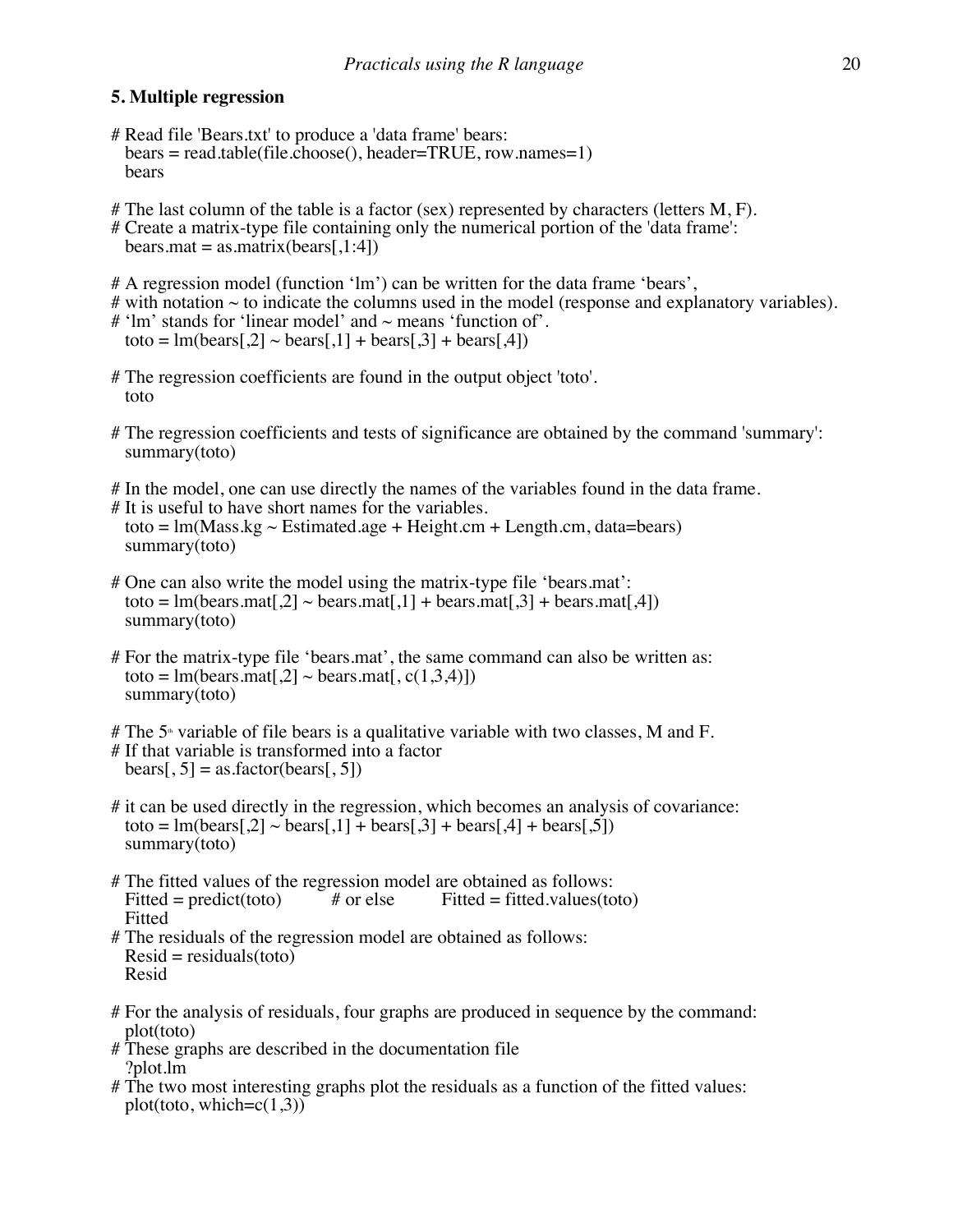## 5. Multiple regression

```
# Read file 'Bears.txt' to produce a 'data frame' bears:
  bears = read.table(file.choose(), header=TRUE, row.names=1)
  bears

# The last column of the table is a factor (sex) represented by characters (letters M, F).
# Create a matrix-type file containing only the numerical portion of the 'data frame':
  bears.mat = as.matrix(bears[,1:4])

# A regression model (function 'lm') can be written for the data frame 'bears',
# with notation ~ to indicate the columns used in the model (response and explanatory variables).
# 'lm' stands for 'linear model' and ~ means 'function of'.
  toto = lm(bears[,2] ~ bears[,1] + bears[,3] + bears[,4])

# The regression coefficients are found in the output object 'toto'.
  toto

# The regression coefficients and tests of significance are obtained by the command 'summary':
  summary(toto)

# In the model, one can use directly the names of the variables found in the data frame.
# It is useful to have short names for the variables.
  toto = lm(Mass.kg ~ Estimated.age + Height.cm + Length.cm, data=bears)
  summary(toto)

# One can also write the model using the matrix-type file 'bears.mat':
  toto = lm(bears.mat[,2] ~ bears.mat[,1] + bears.mat[,3] + bears.mat[,4])
  summary(toto)

# For the matrix-type file 'bears.mat', the same command can also be written as:
  toto = lm(bears.mat[,2] ~ bears.mat[, c(1,3,4)])
  summary(toto)

# The 5th variable of file bears is a qualitative variable with two classes, M and F.
# If that variable is transformed into a factor
  bears[, 5] = as.factor(bears[, 5])

# it can be used directly in the regression, which becomes an analysis of covariance:
  toto = lm(bears[,2] ~ bears[,1] + bears[,3] + bears[,4] + bears[,5])
  summary(toto)

# The fitted values of the regression model are obtained as follows:
  Fitted = predict(toto)          # or else          Fitted = fitted.values(toto)
  Fitted
# The residuals of the regression model are obtained as follows:
  Resid = residuals(toto)
  Resid

# For the analysis of residuals, four graphs are produced in sequence by the command:
  plot(toto)
# These graphs are described in the documentation file
  ?plot.lm
# The two most interesting graphs plot the residuals as a function of the fitted values:
  plot(toto, which=c(1,3))
```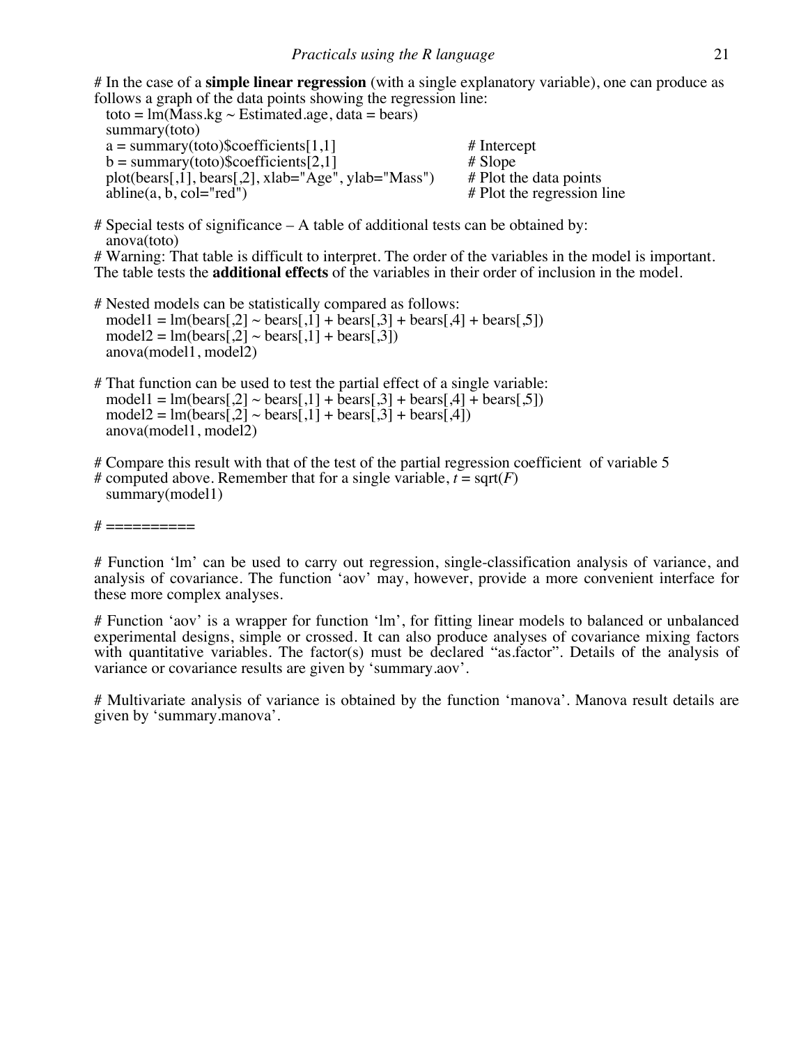# In the case of a **simple linear regression** (with a single explanatory variable), one can produce as follows a graph of the data points showing the regression line:

```
toto = lm(Mass.kg ~ Estimated.age, data = bears)
summary(toto)
a = summary(toto)$coefficients[1,1]                    # Intercept
b = summary(toto)$coefficients[2,1]                    # Slope
plot(bears[,1], bears[,2], xlab="Age", ylab="Mass")    # Plot the data points
abline(a, b, col="red")                                # Plot the regression line
```

# Special tests of significance – A table of additional tests can be obtained by:

```
anova(toto)
```

# Warning: That table is difficult to interpret. The order of the variables in the model is important. The table tests the **additional effects** of the variables in their order of inclusion in the model.

# Nested models can be statistically compared as follows:

```
model1 = lm(bears[,2] ~ bears[,1] + bears[,3] + bears[,4] + bears[,5])
model2 = lm(bears[,2] ~ bears[,1] + bears[,3])
anova(model1, model2)
```

# That function can be used to test the partial effect of a single variable:

```
model1 = lm(bears[,2] ~ bears[,1] + bears[,3] + bears[,4] + bears[,5])
model2 = lm(bears[,2] ~ bears[,1] + bears[,3] + bears[,4])
anova(model1, model2)
```

# Compare this result with that of the test of the partial regression coefficient of variable 5
# computed above. Remember that for a single variable, $t$ = sqrt($F$)

```
summary(model1)
```

# ==========

# Function 'lm' can be used to carry out regression, single-classification analysis of variance, and analysis of covariance. The function 'aov' may, however, provide a more convenient interface for these more complex analyses.

# Function 'aov' is a wrapper for function 'lm', for fitting linear models to balanced or unbalanced experimental designs, simple or crossed. It can also produce analyses of covariance mixing factors with quantitative variables. The factor(s) must be declared "as.factor". Details of the analysis of variance or covariance results are given by 'summary.aov'.

# Multivariate analysis of variance is obtained by the function 'manova'. Manova result details are given by 'summary.manova'.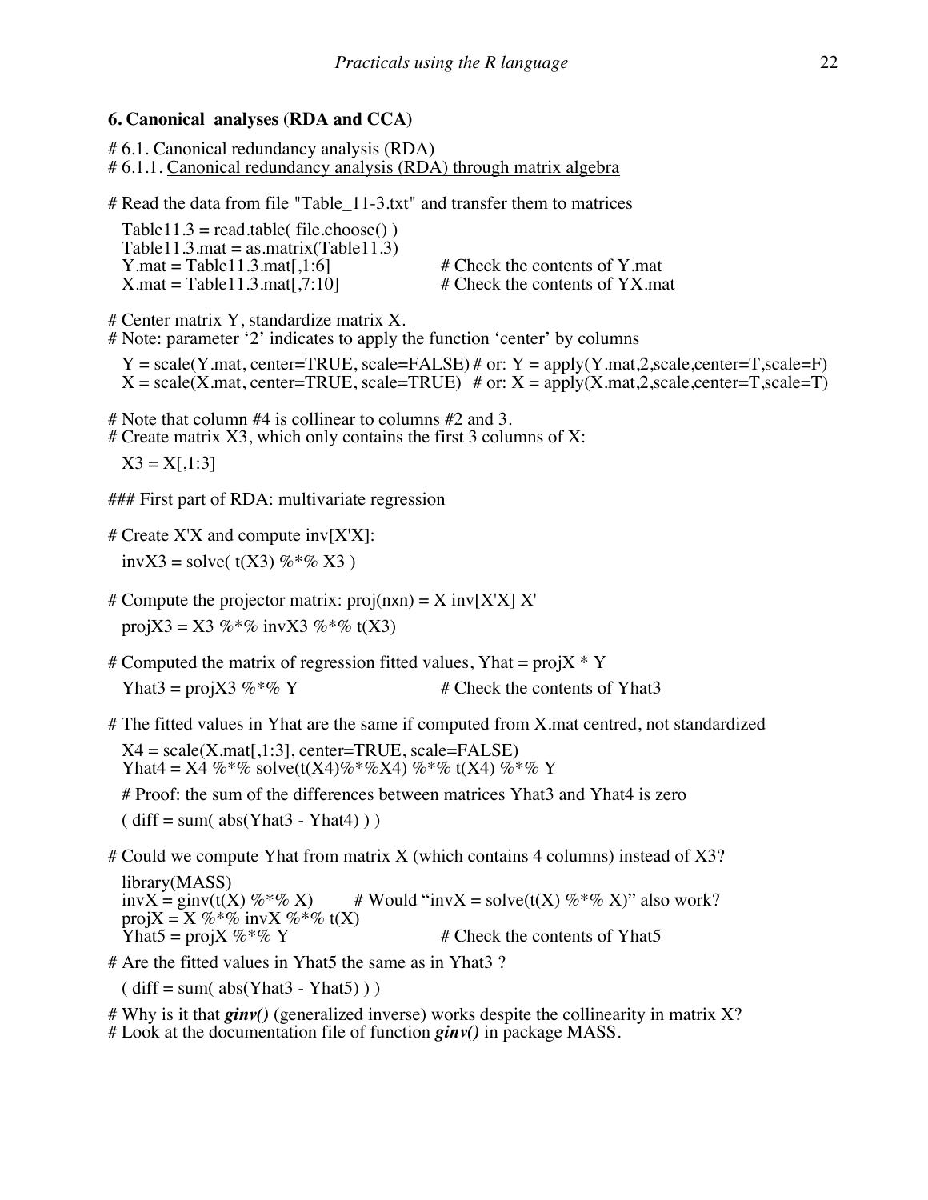**6. Canonical analyses (RDA and CCA)**

# 6.1. Canonical redundancy analysis (RDA)
# 6.1.1. Canonical redundancy analysis (RDA) through matrix algebra

# Read the data from file "Table_11-3.txt" and transfer them to matrices

```
Table11.3 = read.table( file.choose() )
Table11.3.mat = as.matrix(Table11.3)
Y.mat = Table11.3.mat[,1:6]             # Check the contents of Y.mat
X.mat = Table11.3.mat[,7:10]            # Check the contents of YX.mat
```

# Center matrix Y, standardize matrix X.
# Note: parameter '2' indicates to apply the function 'center' by columns

```
Y = scale(Y.mat, center=TRUE, scale=FALSE) # or: Y = apply(Y.mat,2,scale,center=T,scale=F)
X = scale(X.mat, center=TRUE, scale=TRUE)  # or: X = apply(X.mat,2,scale,center=T,scale=T)
```

# Note that column #4 is collinear to columns #2 and 3.
# Create matrix X3, which only contains the first 3 columns of X:

```
X3 = X[,1:3]
```

### First part of RDA: multivariate regression

# Create X'X and compute inv[X'X]:

```
invX3 = solve( t(X3) %*% X3 )
```

# Compute the projector matrix: proj(nxn) = X inv[X'X] X'

```
projX3 = X3 %*% invX3 %*% t(X3)
```

# Computed the matrix of regression fitted values, Yhat = projX * Y

```
Yhat3 = projX3 %*% Y                    # Check the contents of Yhat3
```

# The fitted values in Yhat are the same if computed from X.mat centred, not standardized

```
X4 = scale(X.mat[,1:3], center=TRUE, scale=FALSE)
Yhat4 = X4 %*% solve(t(X4)%*%X4) %*% t(X4) %*% Y

# Proof: the sum of the differences between matrices Yhat3 and Yhat4 is zero

( diff = sum( abs(Yhat3 - Yhat4) ) )
```

# Could we compute Yhat from matrix X (which contains 4 columns) instead of X3?

```
library(MASS)
invX = ginv(t(X) %*% X)        # Would "invX = solve(t(X) %*% X)" also work?
projX = X %*% invX %*% t(X)
Yhat5 = projX %*% Y                     # Check the contents of Yhat5
```

# Are the fitted values in Yhat5 the same as in Yhat3 ?

```
( diff = sum( abs(Yhat3 - Yhat5) ) )
```

# Why is it that ***ginv()*** (generalized inverse) works despite the collinearity in matrix X?
# Look at the documentation file of function ***ginv()*** in package MASS.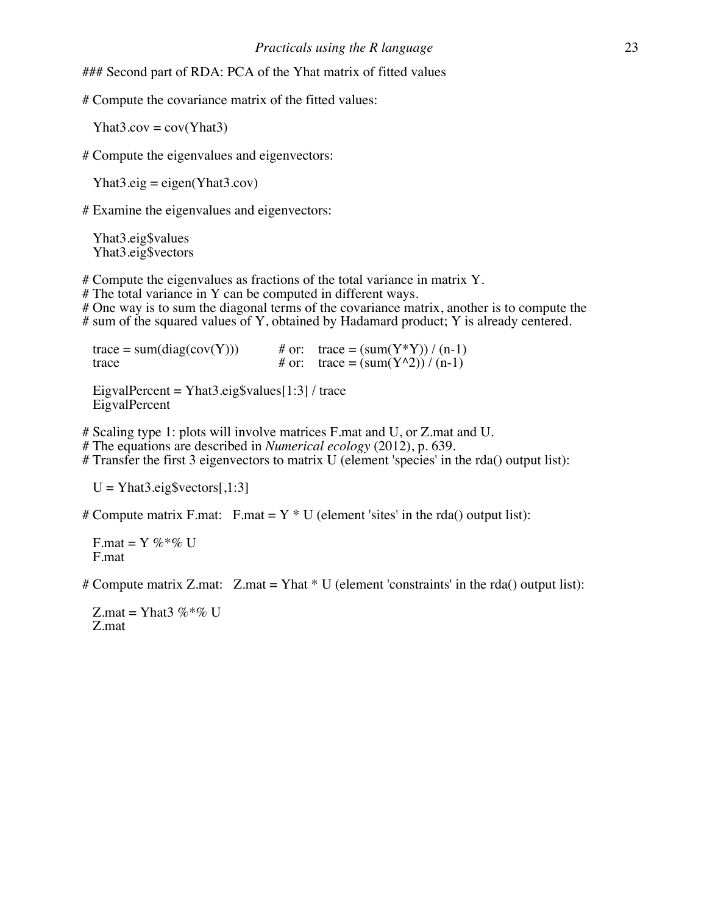### Second part of RDA: PCA of the Yhat matrix of fitted values

# Compute the covariance matrix of the fitted values:

```
Yhat3.cov = cov(Yhat3)
```

# Compute the eigenvalues and eigenvectors:

```
Yhat3.eig = eigen(Yhat3.cov)
```

# Examine the eigenvalues and eigenvectors:

```
Yhat3.eig$values
Yhat3.eig$vectors
```

# Compute the eigenvalues as fractions of the total variance in matrix Y.
# The total variance in Y can be computed in different ways.
# One way is to sum the diagonal terms of the covariance matrix, another is to compute the
# sum of the squared values of Y, obtained by Hadamard product; Y is already centered.

```
trace = sum(diag(cov(Y)))        # or:   trace = (sum(Y*Y)) / (n-1)
trace                            # or:   trace = (sum(Y^2)) / (n-1)

EigvalPercent = Yhat3.eig$values[1:3] / trace
EigvalPercent
```

# Scaling type 1: plots will involve matrices F.mat and U, or Z.mat and U.
# The equations are described in *Numerical ecology* (2012), p. 639.
# Transfer the first 3 eigenvectors to matrix U (element 'species' in the rda() output list):

```
U = Yhat3.eig$vectors[,1:3]
```

# Compute matrix F.mat:   F.mat = Y * U (element 'sites' in the rda() output list):

```
F.mat = Y %*% U
F.mat
```

# Compute matrix Z.mat:   Z.mat = Yhat * U (element 'constraints' in the rda() output list):

```
Z.mat = Yhat3 %*% U
Z.mat
```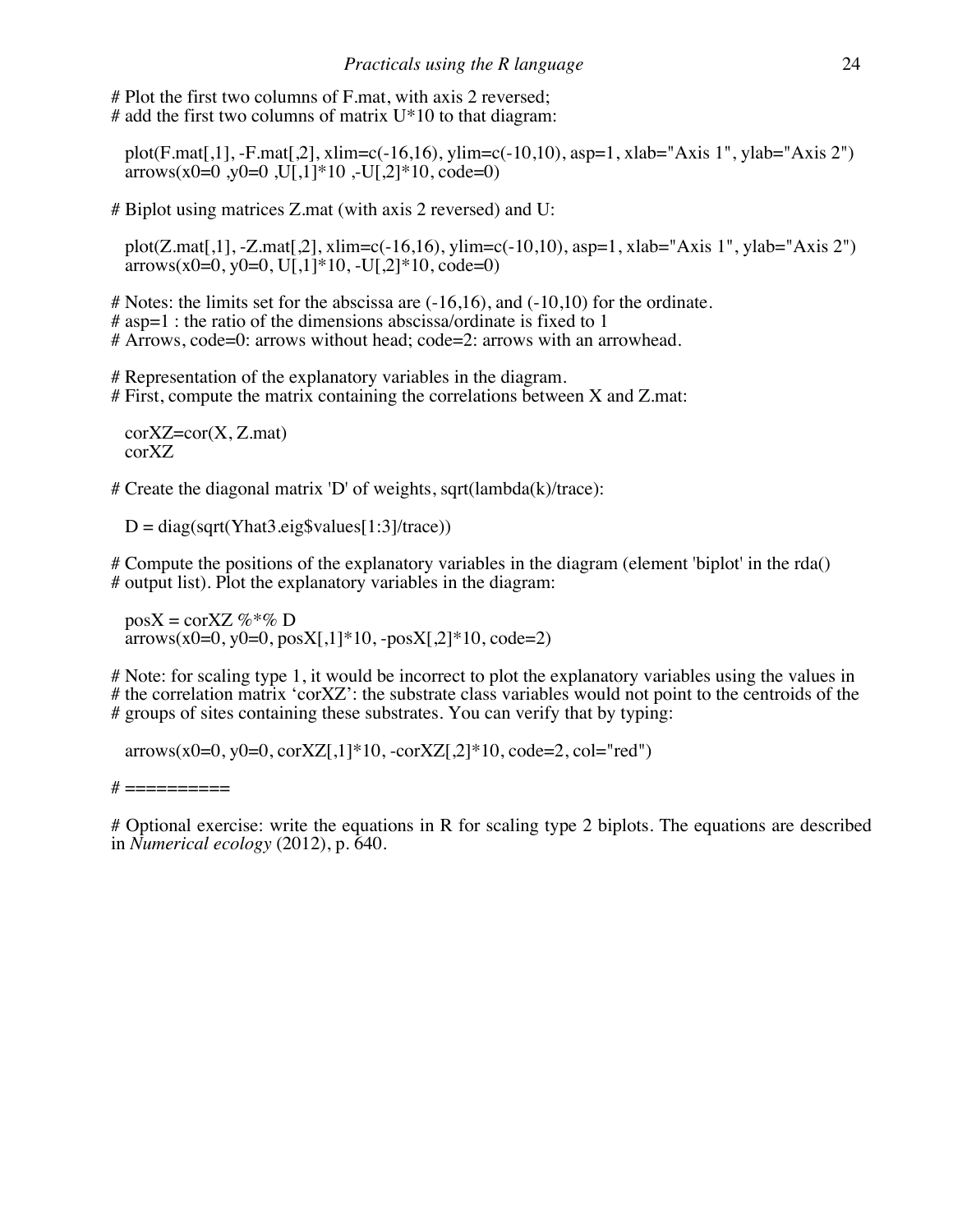```
# Plot the first two columns of F.mat, with axis 2 reversed;
# add the first two columns of matrix U*10 to that diagram:

   plot(F.mat[,1], -F.mat[,2], xlim=c(-16,16), ylim=c(-10,10), asp=1, xlab="Axis 1", ylab="Axis 2")
   arrows(x0=0 ,y0=0 ,U[,1]*10 ,-U[,2]*10, code=0)

# Biplot using matrices Z.mat (with axis 2 reversed) and U:

   plot(Z.mat[,1], -Z.mat[,2], xlim=c(-16,16), ylim=c(-10,10), asp=1, xlab="Axis 1", ylab="Axis 2")
   arrows(x0=0, y0=0, U[,1]*10, -U[,2]*10, code=0)

# Notes: the limits set for the abscissa are (-16,16), and (-10,10) for the ordinate.
# asp=1 : the ratio of the dimensions abscissa/ordinate is fixed to 1
# Arrows, code=0: arrows without head; code=2: arrows with an arrowhead.

# Representation of the explanatory variables in the diagram.
# First, compute the matrix containing the correlations between X and Z.mat:

   corXZ=cor(X, Z.mat)
   corXZ

# Create the diagonal matrix 'D' of weights, sqrt(lambda(k)/trace):

   D = diag(sqrt(Yhat3.eig$values[1:3]/trace))

# Compute the positions of the explanatory variables in the diagram (element 'biplot' in the rda()
# output list). Plot the explanatory variables in the diagram:

   posX = corXZ %*% D
   arrows(x0=0, y0=0, posX[,1]*10, -posX[,2]*10, code=2)

# Note: for scaling type 1, it would be incorrect to plot the explanatory variables using the values in
# the correlation matrix 'corXZ': the substrate class variables would not point to the centroids of the
# groups of sites containing these substrates. You can verify that by typing:

   arrows(x0=0, y0=0, corXZ[,1]*10, -corXZ[,2]*10, code=2, col="red")

# ==========

# Optional exercise: write the equations in R for scaling type 2 biplots. The equations are described
in Numerical ecology (2012), p. 640.
```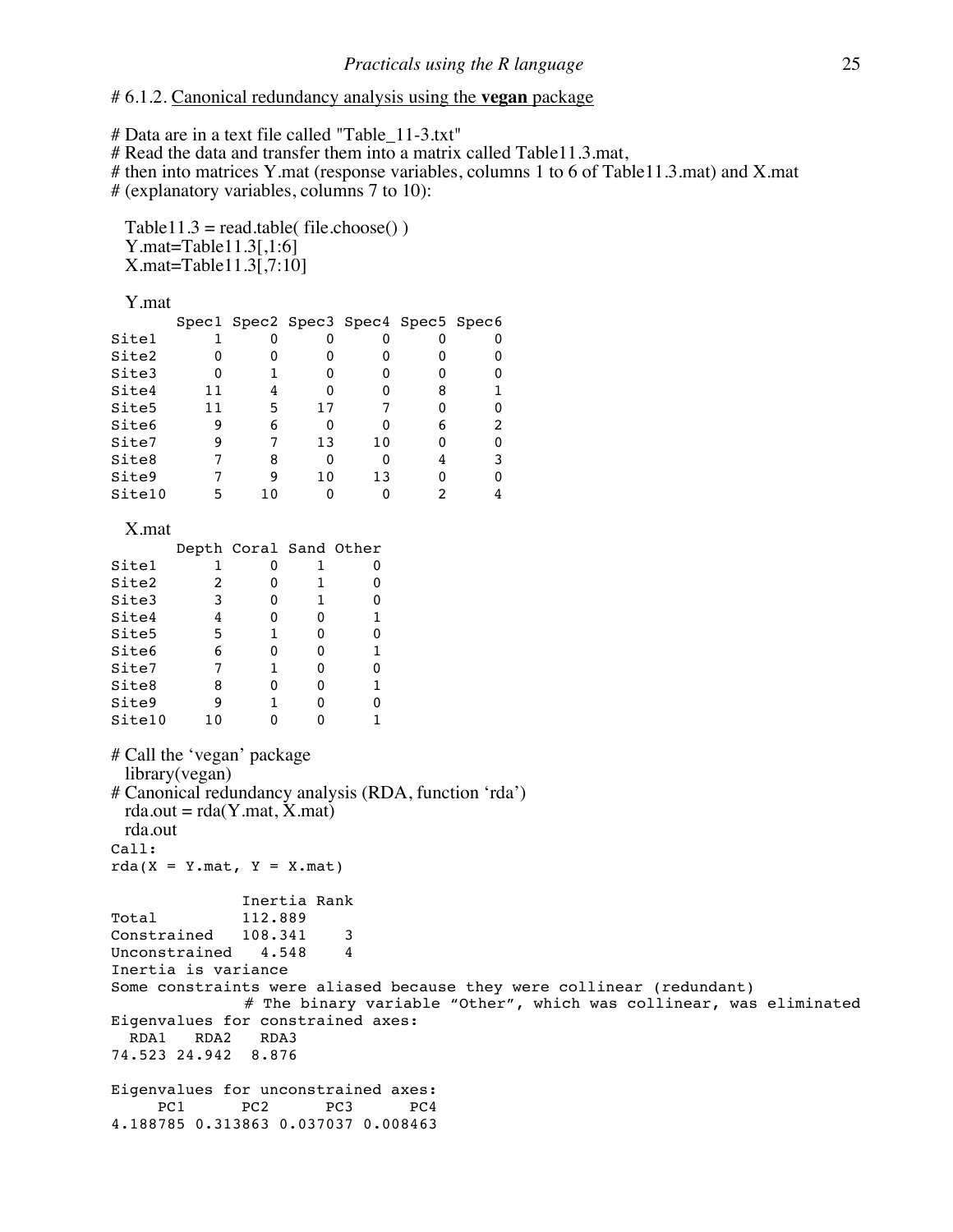# 6.1.2. <u>Canonical redundancy analysis using the **vegan** package</u>

# Data are in a text file called "Table_11-3.txt"
# Read the data and transfer them into a matrix called Table11.3.mat,
# then into matrices Y.mat (response variables, columns 1 to 6 of Table11.3.mat) and X.mat
# (explanatory variables, columns 7 to 10):

```
Table11.3 = read.table( file.choose() )
Y.mat=Table11.3[,1:6]
X.mat=Table11.3[,7:10]

Y.mat
       Spec1 Spec2 Spec3 Spec4 Spec5 Spec6
Site1      1     0     0     0     0     0
Site2      0     0     0     0     0     0
Site3      0     1     0     0     0     0
Site4     11     4     0     0     8     1
Site5     11     5    17     7     0     0
Site6      9     6     0     0     6     2
Site7      9     7    13    10     0     0
Site8      7     8     0     0     4     3
Site9      7     9    10    13     0     0
Site10     5    10     0     0     2     4

X.mat
       Depth Coral Sand Other
Site1      1     0    1     0
Site2      2     0    1     0
Site3      3     0    1     0
Site4      4     0    0     1
Site5      5     1    0     0
Site6      6     0    0     1
Site7      7     1    0     0
Site8      8     0    0     1
Site9      9     1    0     0
Site10    10     0    0     1
```

# Call the 'vegan' package

```
library(vegan)
```

# Canonical redundancy analysis (RDA, function 'rda')

```
rda.out = rda(Y.mat, X.mat)
rda.out
Call:
rda(X = Y.mat, Y = X.mat)

              Inertia Rank
Total         112.889
Constrained   108.341    3
Unconstrained   4.548    4
Inertia is variance
Some constraints were aliased because they were collinear (redundant)
              # The binary variable "Other", which was collinear, was eliminated
Eigenvalues for constrained axes:
  RDA1   RDA2   RDA3
74.523 24.942  8.876

Eigenvalues for unconstrained axes:
     PC1      PC2      PC3      PC4
4.188785 0.313863 0.037037 0.008463
```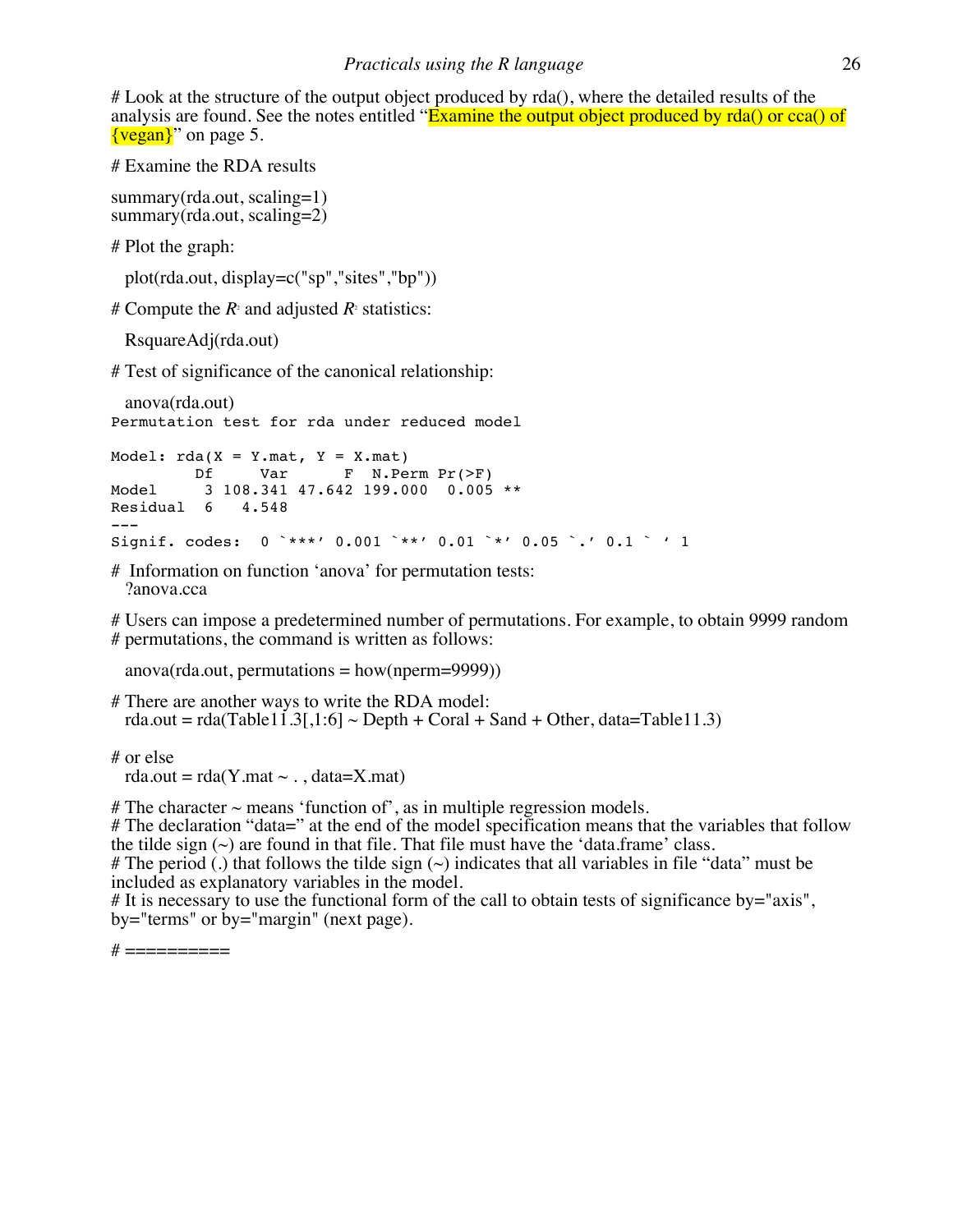# Look at the structure of the output object produced by rda(), where the detailed results of the analysis are found. See the notes entitled "Examine the output object produced by rda() or cca() of {vegan}" on page 5.

# Examine the RDA results

summary(rda.out, scaling=1)
summary(rda.out, scaling=2)

# Plot the graph:

plot(rda.out, display=c("sp","sites","bp"))

# Compute the $R^2$ and adjusted $R^2$ statistics:

RsquareAdj(rda.out)

# Test of significance of the canonical relationship:

anova(rda.out)

```
Permutation test for rda under reduced model

Model: rda(X = Y.mat, Y = X.mat)
         Df     Var      F  N.Perm Pr(>F)
Model     3 108.341 47.642 199.000  0.005 **
Residual  6   4.548
---
Signif. codes:  0 `***' 0.001 `**' 0.01 `*' 0.05 `.' 0.1 ` ' 1
```

# Information on function 'anova' for permutation tests:
?anova.cca

# Users can impose a predetermined number of permutations. For example, to obtain 9999 random
# permutations, the command is written as follows:

anova(rda.out, permutations = how(nperm=9999))

# There are another ways to write the RDA model:
rda.out = rda(Table11.3[,1:6] ~ Depth + Coral + Sand + Other, data=Table11.3)

# or else
rda.out = rda(Y.mat ~ . , data=X.mat)

# The character ~ means 'function of', as in multiple regression models.
# The declaration "data=" at the end of the model specification means that the variables that follow the tilde sign (~) are found in that file. That file must have the 'data.frame' class.
# The period (.) that follows the tilde sign (~) indicates that all variables in file "data" must be included as explanatory variables in the model.
# It is necessary to use the functional form of the call to obtain tests of significance by="axis", by="terms" or by="margin" (next page).

# ==========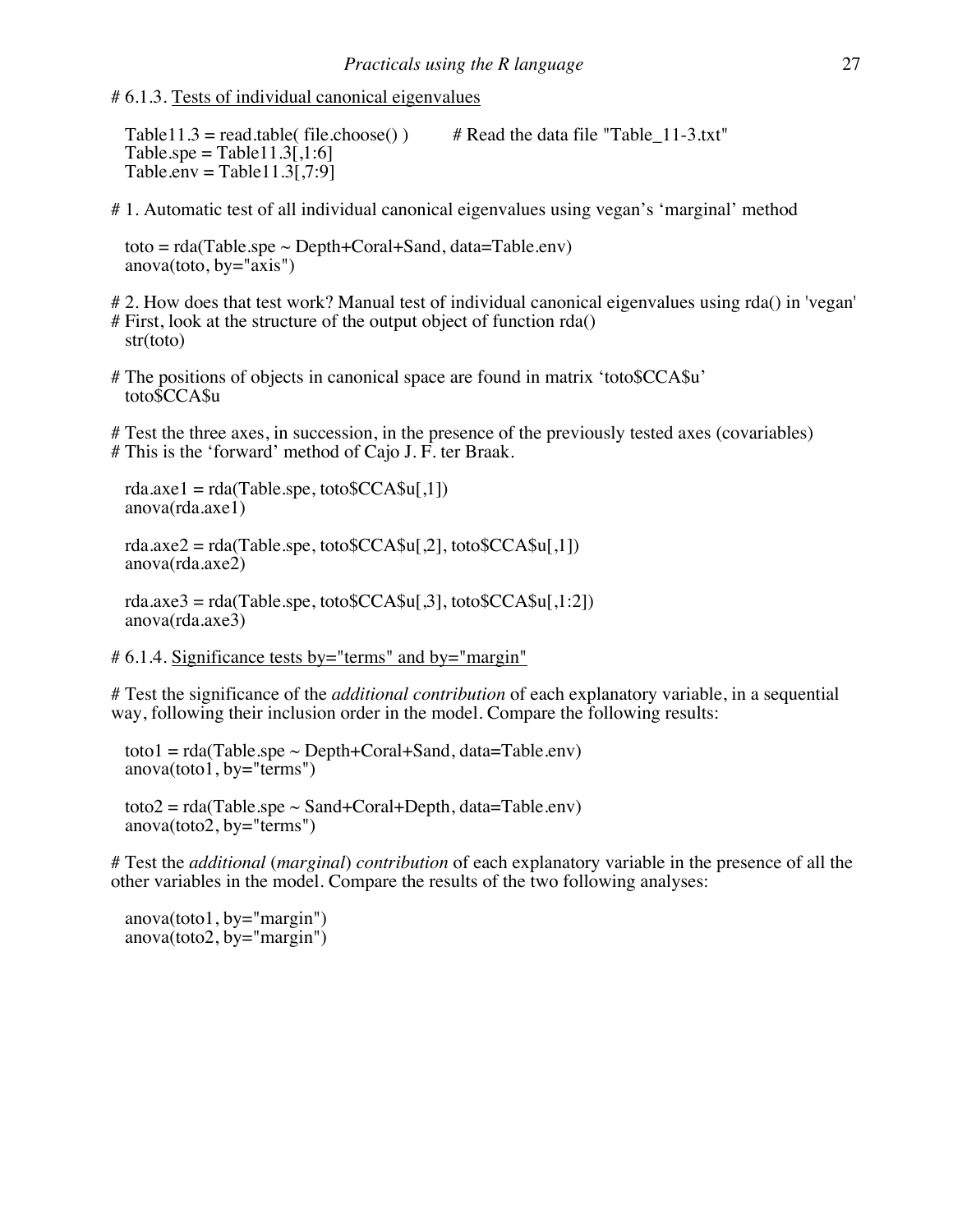# 6.1.3. Tests of individual canonical eigenvalues

```
Table11.3 = read.table( file.choose() )        # Read the data file "Table_11-3.txt"
Table.spe = Table11.3[,1:6]
Table.env = Table11.3[,7:9]
```

# 1. Automatic test of all individual canonical eigenvalues using vegan's 'marginal' method

```
toto = rda(Table.spe ~ Depth+Coral+Sand, data=Table.env)
anova(toto, by="axis")
```

# 2. How does that test work? Manual test of individual canonical eigenvalues using rda() in 'vegan'
# First, look at the structure of the output object of function rda()

```
str(toto)
```

# The positions of objects in canonical space are found in matrix 'toto$CCA$u'

```
toto$CCA$u
```

# Test the three axes, in succession, in the presence of the previously tested axes (covariables)
# This is the 'forward' method of Cajo J. F. ter Braak.

```
rda.axe1 = rda(Table.spe, toto$CCA$u[,1])
anova(rda.axe1)

rda.axe2 = rda(Table.spe, toto$CCA$u[,2], toto$CCA$u[,1])
anova(rda.axe2)

rda.axe3 = rda(Table.spe, toto$CCA$u[,3], toto$CCA$u[,1:2])
anova(rda.axe3)
```

# 6.1.4. Significance tests by="terms" and by="margin"

# Test the significance of the *additional contribution* of each explanatory variable, in a sequential way, following their inclusion order in the model. Compare the following results:

```
toto1 = rda(Table.spe ~ Depth+Coral+Sand, data=Table.env)
anova(toto1, by="terms")

toto2 = rda(Table.spe ~ Sand+Coral+Depth, data=Table.env)
anova(toto2, by="terms")
```

# Test the *additional* (*marginal*) *contribution* of each explanatory variable in the presence of all the other variables in the model. Compare the results of the two following analyses:

```
anova(toto1, by="margin")
anova(toto2, by="margin")
```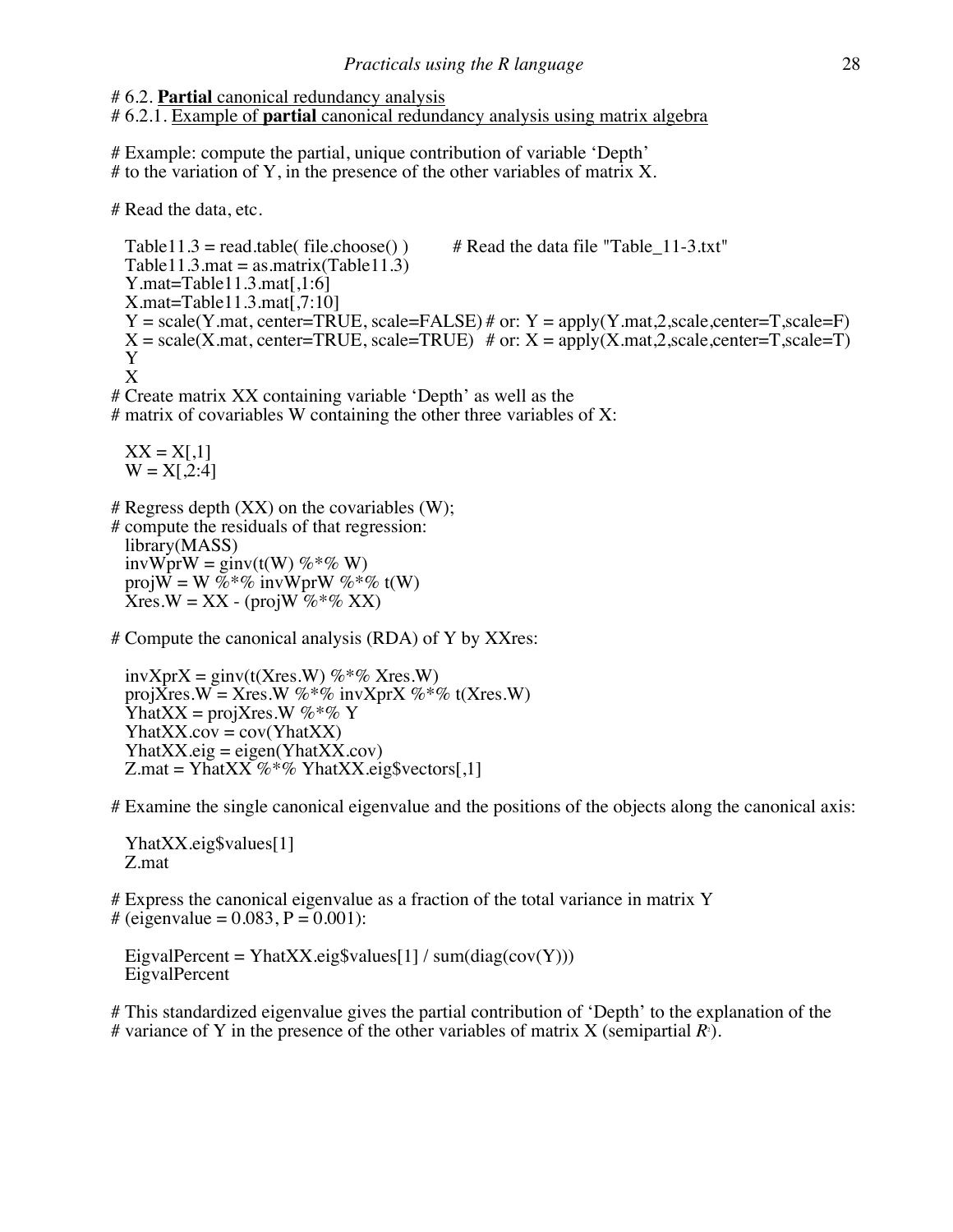# 6.2. **Partial** canonical redundancy analysis
# 6.2.1. Example of **partial** canonical redundancy analysis using matrix algebra

```
# Example: compute the partial, unique contribution of variable 'Depth'
# to the variation of Y, in the presence of the other variables of matrix X.

# Read the data, etc.

   Table11.3 = read.table( file.choose() )       # Read the data file "Table_11-3.txt"
   Table11.3.mat = as.matrix(Table11.3)
   Y.mat=Table11.3.mat[,1:6]
   X.mat=Table11.3.mat[,7:10]
   Y = scale(Y.mat, center=TRUE, scale=FALSE) # or: Y = apply(Y.mat,2,scale,center=T,scale=F)
   X = scale(X.mat, center=TRUE, scale=TRUE)  # or: X = apply(X.mat,2,scale,center=T,scale=T)
   Y
   X
# Create matrix XX containing variable 'Depth' as well as the
# matrix of covariables W containing the other three variables of X:

   XX = X[,1]
   W = X[,2:4]

# Regress depth (XX) on the covariables (W);
# compute the residuals of that regression:
   library(MASS)
   invWprW = ginv(t(W) %*% W)
   projW = W %*% invWprW %*% t(W)
   Xres.W = XX - (projW %*% XX)

# Compute the canonical analysis (RDA) of Y by XXres:

   invXprX = ginv(t(Xres.W) %*% Xres.W)
   projXres.W = Xres.W %*% invXprX %*% t(Xres.W)
   YhatXX = projXres.W %*% Y
   YhatXX.cov = cov(YhatXX)
   YhatXX.eig = eigen(YhatXX.cov)
   Z.mat = YhatXX %*% YhatXX.eig$vectors[,1]

# Examine the single canonical eigenvalue and the positions of the objects along the canonical axis:

   YhatXX.eig$values[1]
   Z.mat

# Express the canonical eigenvalue as a fraction of the total variance in matrix Y
# (eigenvalue = 0.083, P = 0.001):

   EigvalPercent = YhatXX.eig$values[1] / sum(diag(cov(Y)))
   EigvalPercent

# This standardized eigenvalue gives the partial contribution of 'Depth' to the explanation of the
# variance of Y in the presence of the other variables of matrix X (semipartial R²).
```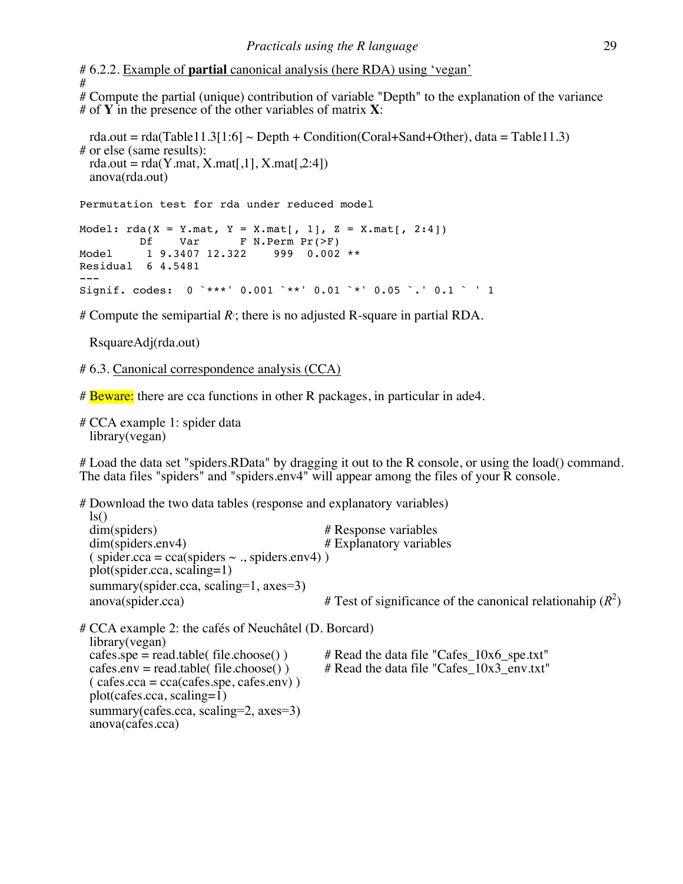# 6.2.2. Example of **partial** canonical analysis (here RDA) using 'vegan'
#
# Compute the partial (unique) contribution of variable "Depth" to the explanation of the variance
# of **Y** in the presence of the other variables of matrix **X**:

```
  rda.out = rda(Table11.3[1:6] ~ Depth + Condition(Coral+Sand+Other), data = Table11.3)
# or else (same results):
  rda.out = rda(Y.mat, X.mat[,1], X.mat[,2:4])
  anova(rda.out)
```

```
Permutation test for rda under reduced model

Model: rda(X = Y.mat, Y = X.mat[, 1], Z = X.mat[, 2:4])
         Df    Var      F N.Perm Pr(>F)
Model     1 9.3407 12.322    999  0.002 **
Residual  6 4.5481
---
Signif. codes:  0 `***' 0.001 `**' 0.01 `*' 0.05 `.' 0.1 ` ' 1
```

# Compute the semipartial $R^2$; there is no adjusted R-square in partial RDA.

```
  RsquareAdj(rda.out)
```

# 6.3. Canonical correspondence analysis (CCA)

# Beware: there are cca functions in other R packages, in particular in ade4.

# CCA example 1: spider data

```
  library(vegan)
```

# Load the data set "spiders.RData" by dragging it out to the R console, or using the load() command. The data files "spiders" and "spiders.env4" will appear among the files of your R console.

# Download the two data tables (response and explanatory variables)

```
  ls()
  dim(spiders)                              # Response variables
  dim(spiders.env4)                         # Explanatory variables
  ( spider.cca = cca(spiders ~ ., spiders.env4) )
  plot(spider.cca, scaling=1)
  summary(spider.cca, scaling=1, axes=3)
  anova(spider.cca)                         # Test of significance of the canonical relationahip (R^2)
```

# CCA example 2: the cafés of Neuchâtel (D. Borcard)

```
  library(vegan)
  cafes.spe = read.table( file.choose() )   # Read the data file "Cafes_10x6_spe.txt"
  cafes.env = read.table( file.choose() )   # Read the data file "Cafes_10x3_env.txt"
  ( cafes.cca = cca(cafes.spe, cafes.env) )
  plot(cafes.cca, scaling=1)
  summary(cafes.cca, scaling=2, axes=3)
  anova(cafes.cca)
```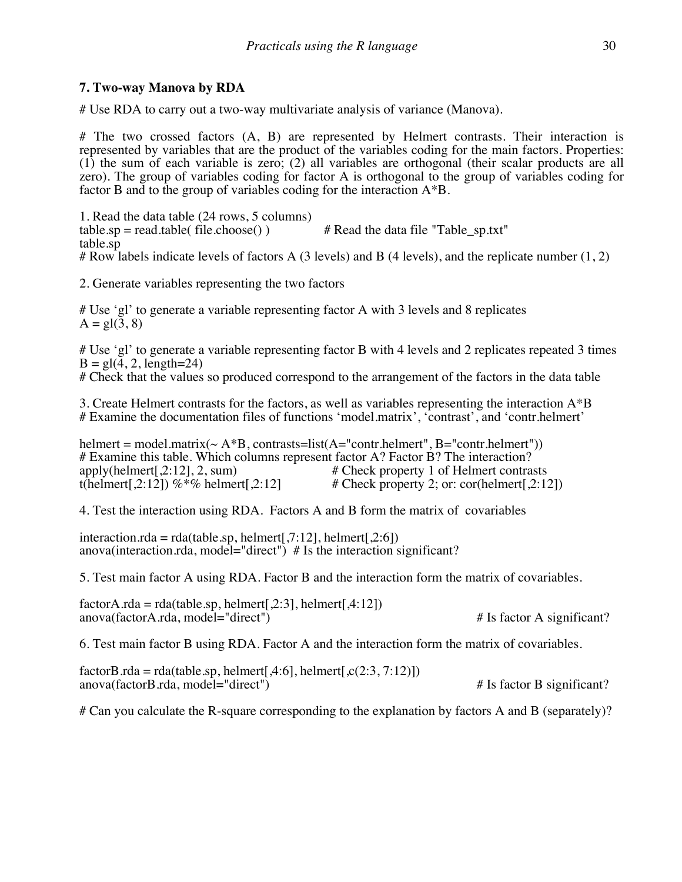### 7. Two-way Manova by RDA

# Use RDA to carry out a two-way multivariate analysis of variance (Manova).

# The two crossed factors (A, B) are represented by Helmert contrasts. Their interaction is represented by variables that are the product of the variables coding for the main factors. Properties: (1) the sum of each variable is zero; (2) all variables are orthogonal (their scalar products are all zero). The group of variables coding for factor A is orthogonal to the group of variables coding for factor B and to the group of variables coding for the interaction A*B.

1. Read the data table (24 rows, 5 columns)

```
table.sp = read.table( file.choose() )          # Read the data file "Table_sp.txt"
table.sp
# Row labels indicate levels of factors A (3 levels) and B (4 levels), and the replicate number (1, 2)
```

2. Generate variables representing the two factors

```
# Use 'gl' to generate a variable representing factor A with 3 levels and 8 replicates
A = gl(3, 8)

# Use 'gl' to generate a variable representing factor B with 4 levels and 2 replicates repeated 3 times
B = gl(4, 2, length=24)
# Check that the values so produced correspond to the arrangement of the factors in the data table
```

3. Create Helmert contrasts for the factors, as well as variables representing the interaction A*B
# Examine the documentation files of functions 'model.matrix', 'contrast', and 'contr.helmert'

```
helmert = model.matrix(~ A*B, contrasts=list(A="contr.helmert", B="contr.helmert"))
# Examine this table. Which columns represent factor A? Factor B? The interaction?
apply(helmert[,2:12], 2, sum)              # Check property 1 of Helmert contrasts
t(helmert[,2:12]) %*% helmert[,2:12]       # Check property 2; or: cor(helmert[,2:12])
```

4. Test the interaction using RDA. Factors A and B form the matrix of covariables

```
interaction.rda = rda(table.sp, helmert[,7:12], helmert[,2:6])
anova(interaction.rda, model="direct")  # Is the interaction significant?
```

5. Test main factor A using RDA. Factor B and the interaction form the matrix of covariables.

```
factorA.rda = rda(table.sp, helmert[,2:3], helmert[,4:12])
anova(factorA.rda, model="direct")                    # Is factor A significant?
```

6. Test main factor B using RDA. Factor A and the interaction form the matrix of covariables.

```
factorB.rda = rda(table.sp, helmert[,4:6], helmert[,c(2:3, 7:12)])
anova(factorB.rda, model="direct")                    # Is factor B significant?
```

# Can you calculate the R-square corresponding to the explanation by factors A and B (separately)?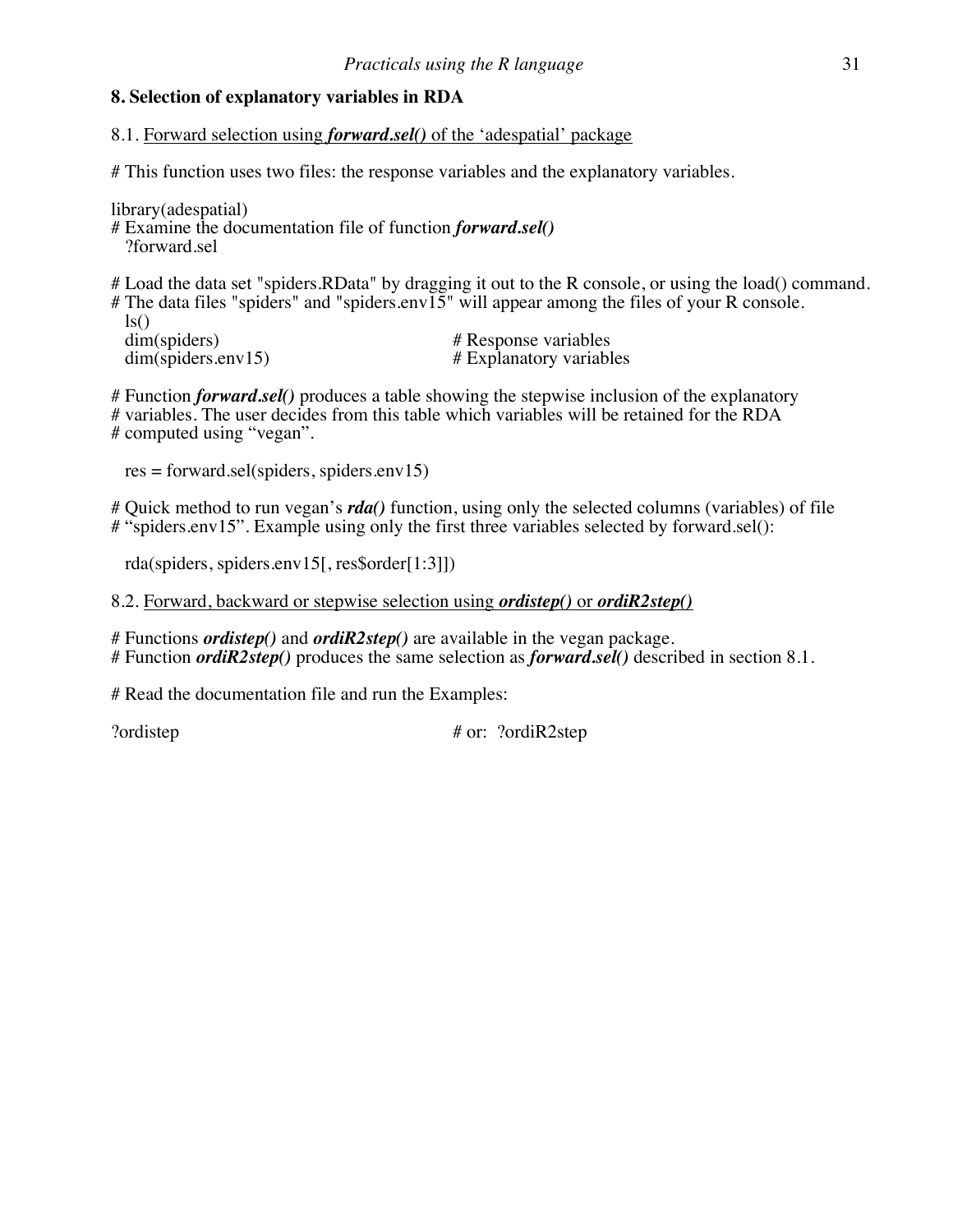## 8. Selection of explanatory variables in RDA

8.1. Forward selection using ***forward.sel()*** of the 'adespatial' package

# This function uses two files: the response variables and the explanatory variables.

```
library(adespatial)
# Examine the documentation file of function forward.sel()
  ?forward.sel
```

```
# Load the data set "spiders.RData" by dragging it out to the R console, or using the load() command.
# The data files "spiders" and "spiders.env15" will appear among the files of your R console.
  ls()
  dim(spiders)                              # Response variables
  dim(spiders.env15)                        # Explanatory variables
```

# Function ***forward.sel()*** produces a table showing the stepwise inclusion of the explanatory
# variables. The user decides from this table which variables will be retained for the RDA
# computed using "vegan".

```
  res = forward.sel(spiders, spiders.env15)
```

# Quick method to run vegan's ***rda()*** function, using only the selected columns (variables) of file
# "spiders.env15". Example using only the first three variables selected by forward.sel():

```
  rda(spiders, spiders.env15[, res$order[1:3]])
```

8.2. Forward, backward or stepwise selection using ***ordistep()*** or ***ordiR2step()***

# Functions ***ordistep()*** and ***ordiR2step()*** are available in the vegan package.
# Function ***ordiR2step()*** produces the same selection as ***forward.sel()*** described in section 8.1.

# Read the documentation file and run the Examples:

```
?ordistep                                   # or:  ?ordiR2step
```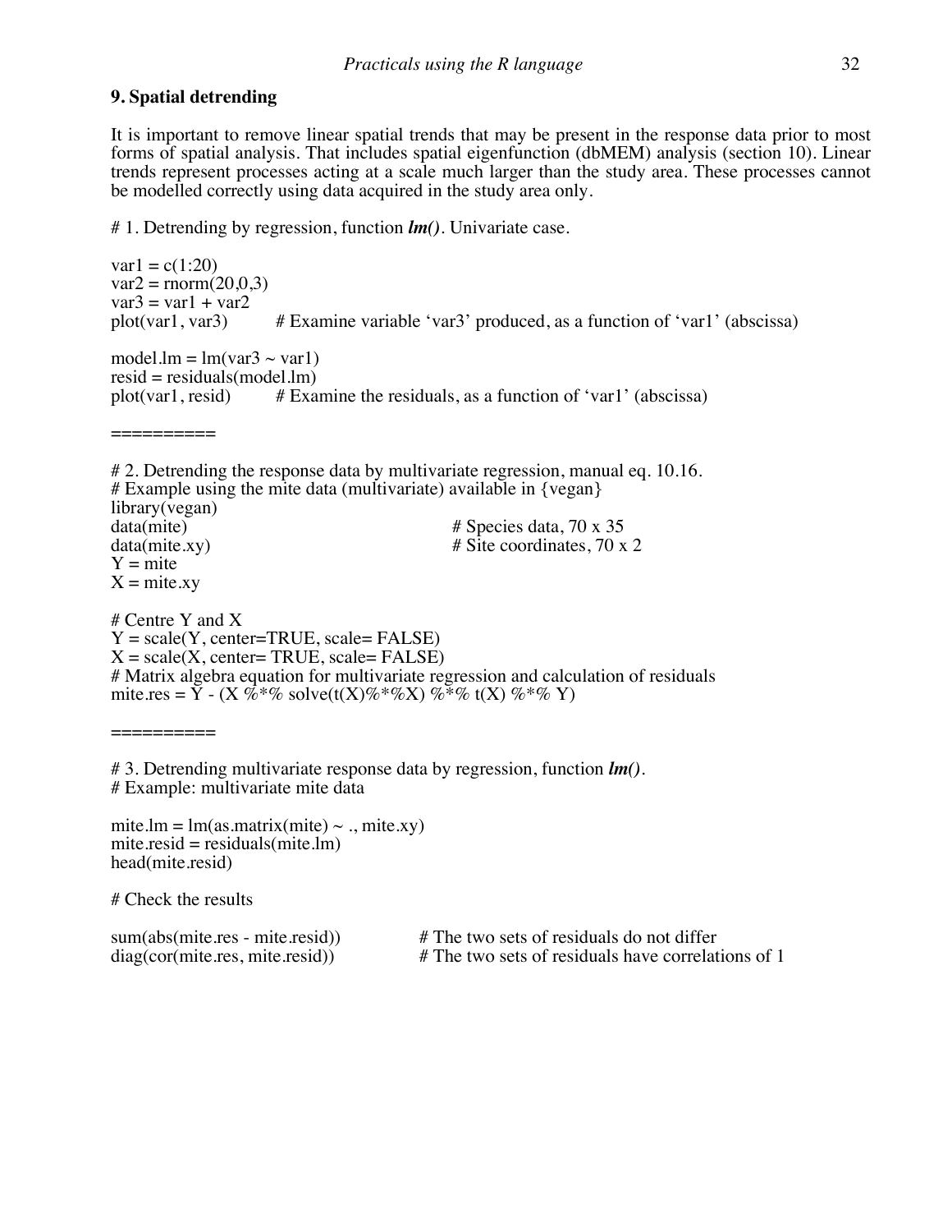## 9. Spatial detrending

It is important to remove linear spatial trends that may be present in the response data prior to most forms of spatial analysis. That includes spatial eigenfunction (dbMEM) analysis (section 10). Linear trends represent processes acting at a scale much larger than the study area. These processes cannot be modelled correctly using data acquired in the study area only.

```
# 1. Detrending by regression, function lm(). Univariate case.

var1 = c(1:20)
var2 = rnorm(20,0,3)
var3 = var1 + var2
plot(var1, var3)        # Examine variable 'var3' produced, as a function of 'var1' (abscissa)

model.lm = lm(var3 ~ var1)
resid = residuals(model.lm)
plot(var1, resid)       # Examine the residuals, as a function of 'var1' (abscissa)

==========

# 2. Detrending the response data by multivariate regression, manual eq. 10.16.
# Example using the mite data (multivariate) available in {vegan}
library(vegan)
data(mite)                          # Species data, 70 x 35
data(mite.xy)                       # Site coordinates, 70 x 2
Y = mite
X = mite.xy

# Centre Y and X
Y = scale(Y, center=TRUE, scale= FALSE)
X = scale(X, center= TRUE, scale= FALSE)
# Matrix algebra equation for multivariate regression and calculation of residuals
mite.res = Y - (X %*% solve(t(X)%*%X) %*% t(X) %*% Y)

==========

# 3. Detrending multivariate response data by regression, function lm().
# Example: multivariate mite data

mite.lm = lm(as.matrix(mite) ~ ., mite.xy)
mite.resid = residuals(mite.lm)
head(mite.resid)

# Check the results

sum(abs(mite.res - mite.resid))        # The two sets of residuals do not differ
diag(cor(mite.res, mite.resid))        # The two sets of residuals have correlations of 1
```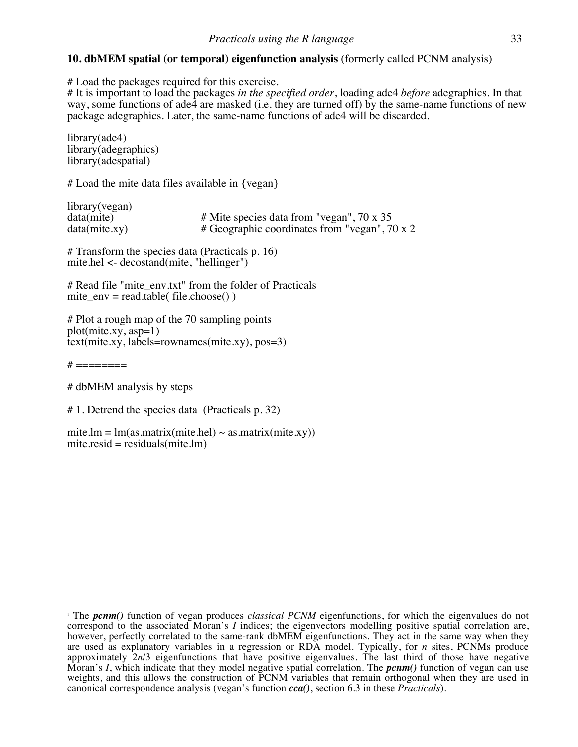**10. dbMEM spatial (or temporal) eigenfunction analysis** (formerly called PCNM analysis)[1]

```
# Load the packages required for this exercise.
# It is important to load the packages in the specified order, loading ade4 before adegraphics. In that
way, some functions of ade4 are masked (i.e. they are turned off) by the same-name functions of new
package adegraphics. Later, the same-name functions of ade4 will be discarded.

library(ade4)
library(adegraphics)
library(adespatial)

# Load the mite data files available in {vegan}

library(vegan)
data(mite)                    # Mite species data from "vegan", 70 x 35
data(mite.xy)                 # Geographic coordinates from "vegan", 70 x 2

# Transform the species data (Practicals p. 16)
mite.hel <- decostand(mite, "hellinger")

# Read file "mite_env.txt" from the folder of Practicals
mite_env = read.table( file.choose() )

# Plot a rough map of the 70 sampling points
plot(mite.xy, asp=1)
text(mite.xy, labels=rownames(mite.xy), pos=3)

# ========

# dbMEM analysis by steps

# 1. Detrend the species data  (Practicals p. 32)

mite.lm = lm(as.matrix(mite.hel) ~ as.matrix(mite.xy))
mite.resid = residuals(mite.lm)
```

---

[1] The ***pcnm()*** function of vegan produces *classical PCNM* eigenfunctions, for which the eigenvalues do not correspond to the associated Moran's *I* indices; the eigenvectors modelling positive spatial correlation are, however, perfectly correlated to the same-rank dbMEM eigenfunctions. They act in the same way when they are used as explanatory variables in a regression or RDA model. Typically, for *n* sites, PCNMs produce approximately $2n/3$ eigenfunctions that have positive eigenvalues. The last third of those have negative Moran's *I*, which indicate that they model negative spatial correlation. The ***pcnm()*** function of vegan can use weights, and this allows the construction of PCNM variables that remain orthogonal when they are used in canonical correspondence analysis (vegan's function ***cca()***, section 6.3 in these *Practicals*).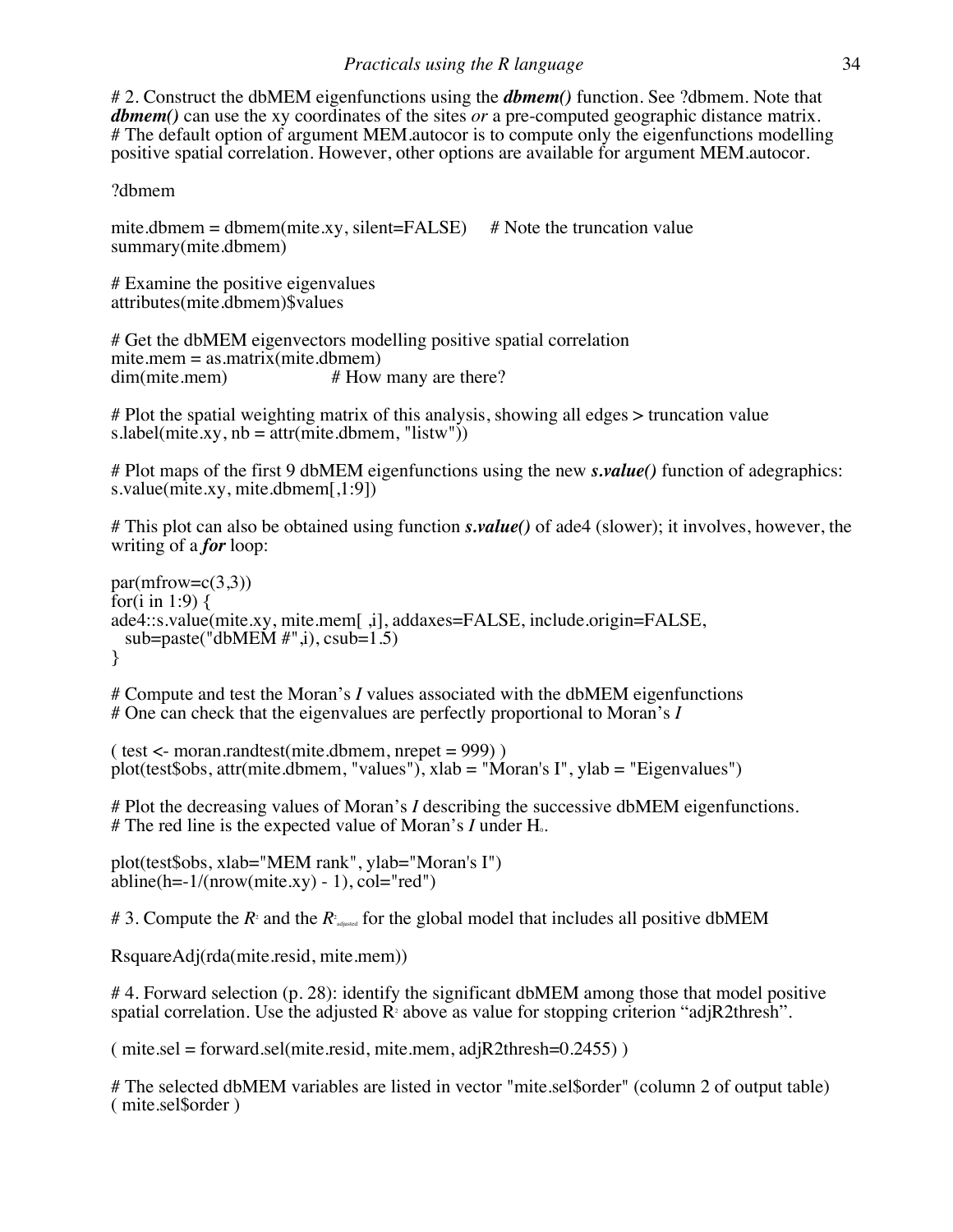# 2. Construct the dbMEM eigenfunctions using the ***dbmem()*** function. See ?dbmem. Note that ***dbmem()*** can use the xy coordinates of the sites *or* a pre-computed geographic distance matrix.
# The default option of argument MEM.autocor is to compute only the eigenfunctions modelling positive spatial correlation. However, other options are available for argument MEM.autocor.

```
?dbmem

mite.dbmem = dbmem(mite.xy, silent=FALSE)     # Note the truncation value
summary(mite.dbmem)

# Examine the positive eigenvalues
attributes(mite.dbmem)$values

# Get the dbMEM eigenvectors modelling positive spatial correlation
mite.mem = as.matrix(mite.dbmem)
dim(mite.mem)                  # How many are there?

# Plot the spatial weighting matrix of this analysis, showing all edges > truncation value
s.label(mite.xy, nb = attr(mite.dbmem, "listw"))
```

# Plot maps of the first 9 dbMEM eigenfunctions using the new ***s.value()*** function of adegraphics:

```
s.value(mite.xy, mite.dbmem[,1:9])
```

# This plot can also be obtained using function ***s.value()*** of ade4 (slower); it involves, however, the writing of a ***for*** loop:

```
par(mfrow=c(3,3))
for(i in 1:9) {
ade4::s.value(mite.xy, mite.mem[ ,i], addaxes=FALSE, include.origin=FALSE,
  sub=paste("dbMEM #",i), csub=1.5)
}
```

# Compute and test the Moran's *I* values associated with the dbMEM eigenfunctions
# One can check that the eigenvalues are perfectly proportional to Moran's *I*

```
( test <- moran.randtest(mite.dbmem, nrepet = 999) )
plot(test$obs, attr(mite.dbmem, "values"), xlab = "Moran's I", ylab = "Eigenvalues")
```

# Plot the decreasing values of Moran's *I* describing the successive dbMEM eigenfunctions.
# The red line is the expected value of Moran's *I* under $H_0$.

```
plot(test$obs, xlab="MEM rank", ylab="Moran's I")
abline(h=-1/(nrow(mite.xy) - 1), col="red")
```

# 3. Compute the $R^2$ and the $R^2_{adjusted}$ for the global model that includes all positive dbMEM

```
RsquareAdj(rda(mite.resid, mite.mem))
```

# 4. Forward selection (p. 28): identify the significant dbMEM among those that model positive spatial correlation. Use the adjusted $R^2$ above as value for stopping criterion "adjR2thresh".

```
( mite.sel = forward.sel(mite.resid, mite.mem, adjR2thresh=0.2455) )
```

# The selected dbMEM variables are listed in vector "mite.sel$order" (column 2 of output table)

```
( mite.sel$order )
```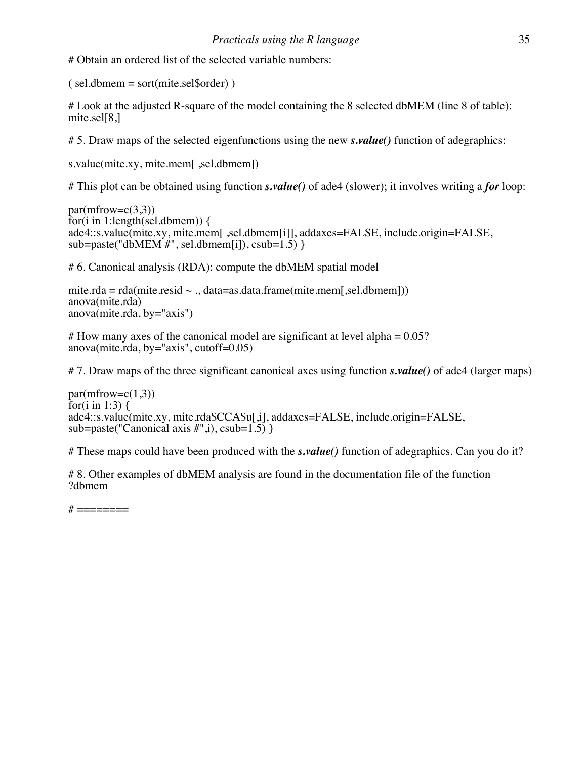```
# Obtain an ordered list of the selected variable numbers:

( sel.dbmem = sort(mite.sel$order) )

# Look at the adjusted R-square of the model containing the 8 selected dbMEM (line 8 of table):
mite.sel[8,]

# 5. Draw maps of the selected eigenfunctions using the new s.value() function of adegraphics:

s.value(mite.xy, mite.mem[ ,sel.dbmem])

# This plot can be obtained using function s.value() of ade4 (slower); it involves writing a for loop:

par(mfrow=c(3,3))
for(i in 1:length(sel.dbmem)) {
ade4::s.value(mite.xy, mite.mem[ ,sel.dbmem[i]], addaxes=FALSE, include.origin=FALSE,
sub=paste("dbMEM #", sel.dbmem[i]), csub=1.5) }

# 6. Canonical analysis (RDA): compute the dbMEM spatial model

mite.rda = rda(mite.resid ~ ., data=as.data.frame(mite.mem[,sel.dbmem]))
anova(mite.rda)
anova(mite.rda, by="axis")

# How many axes of the canonical model are significant at level alpha = 0.05?
anova(mite.rda, by="axis", cutoff=0.05)

# 7. Draw maps of the three significant canonical axes using function s.value() of ade4 (larger maps)

par(mfrow=c(1,3))
for(i in 1:3) {
ade4::s.value(mite.xy, mite.rda$CCA$u[,i], addaxes=FALSE, include.origin=FALSE,
sub=paste("Canonical axis #",i), csub=1.5) }

# These maps could have been produced with the s.value() function of adegraphics. Can you do it?

# 8. Other examples of dbMEM analysis are found in the documentation file of the function
?dbmem

# ========
```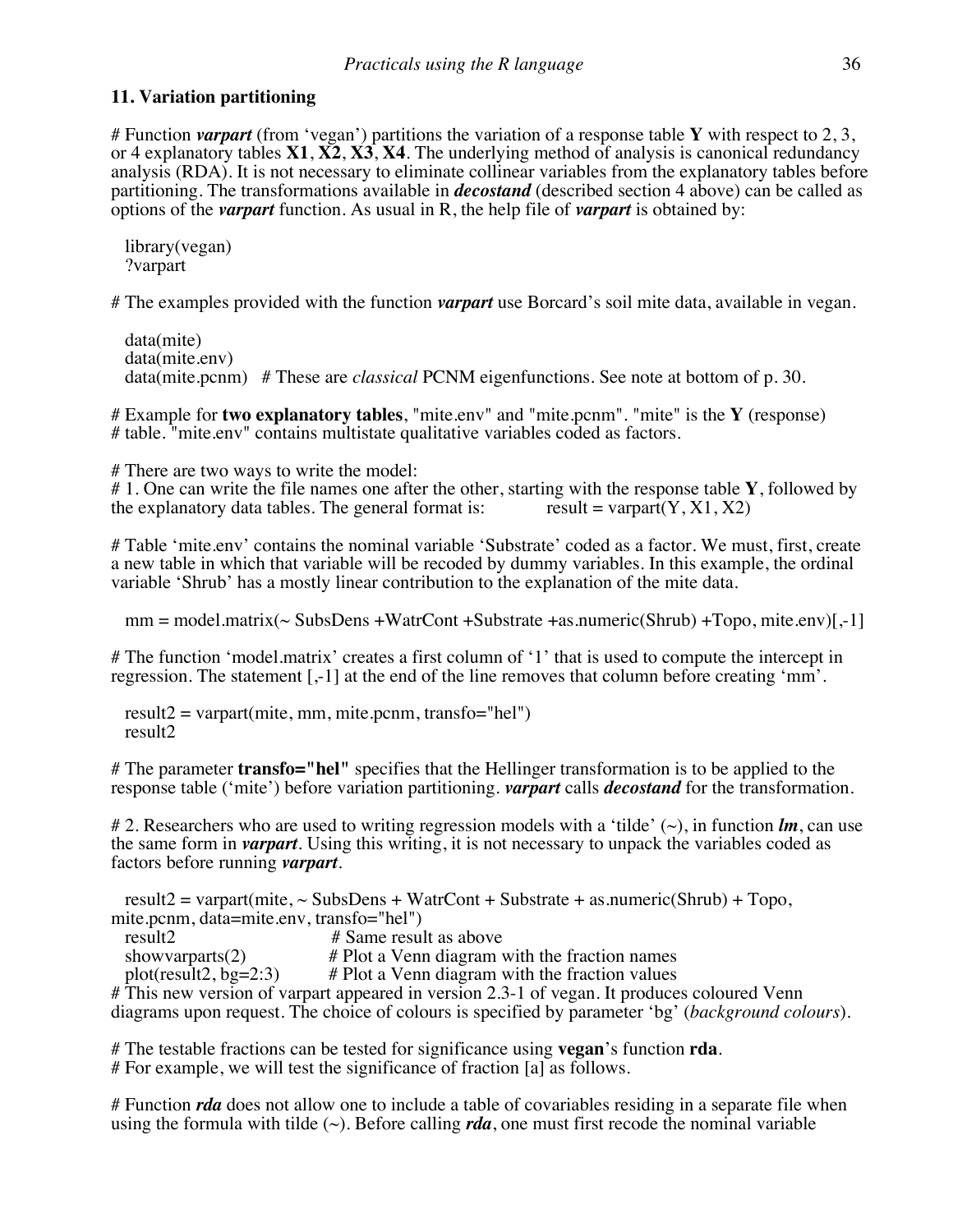## 11. Variation partitioning

# Function ***varpart*** (from 'vegan') partitions the variation of a response table **Y** with respect to 2, 3, or 4 explanatory tables **X1**, **X2**, **X3**, **X4**. The underlying method of analysis is canonical redundancy analysis (RDA). It is not necessary to eliminate collinear variables from the explanatory tables before partitioning. The transformations available in ***decostand*** (described section 4 above) can be called as options of the ***varpart*** function. As usual in R, the help file of ***varpart*** is obtained by:

```
library(vegan)
?varpart
```

# The examples provided with the function ***varpart*** use Borcard's soil mite data, available in vegan.

```
data(mite)
data(mite.env)
data(mite.pcnm)   # These are classical PCNM eigenfunctions. See note at bottom of p. 30.
```

# Example for **two explanatory tables**, "mite.env" and "mite.pcnm". "mite" is the **Y** (response)
# table. "mite.env" contains multistate qualitative variables coded as factors.

# There are two ways to write the model:
# 1. One can write the file names one after the other, starting with the response table **Y**, followed by the explanatory data tables. The general format is:        result = varpart(Y, X1, X2)

# Table 'mite.env' contains the nominal variable 'Substrate' coded as a factor. We must, first, create a new table in which that variable will be recoded by dummy variables. In this example, the ordinal variable 'Shrub' has a mostly linear contribution to the explanation of the mite data.

```
mm = model.matrix(~ SubsDens +WatrCont +Substrate +as.numeric(Shrub) +Topo, mite.env)[,-1]
```

# The function 'model.matrix' creates a first column of '1' that is used to compute the intercept in regression. The statement [,-1] at the end of the line removes that column before creating 'mm'.

```
result2 = varpart(mite, mm, mite.pcnm, transfo="hel")
result2
```

# The parameter **transfo="hel"** specifies that the Hellinger transformation is to be applied to the response table ('mite') before variation partitioning. ***varpart*** calls ***decostand*** for the transformation.

# 2. Researchers who are used to writing regression models with a 'tilde' (~), in function ***lm***, can use the same form in ***varpart***. Using this writing, it is not necessary to unpack the variables coded as factors before running ***varpart***.

```
result2 = varpart(mite, ~ SubsDens + WatrCont + Substrate + as.numeric(Shrub) + Topo,
mite.pcnm, data=mite.env, transfo="hel")
result2                    # Same result as above
showvarparts(2)            # Plot a Venn diagram with the fraction names
plot(result2, bg=2:3)      # Plot a Venn diagram with the fraction values
```

# This new version of varpart appeared in version 2.3-1 of vegan. It produces coloured Venn diagrams upon request. The choice of colours is specified by parameter 'bg' (*background colours*).

# The testable fractions can be tested for significance using **vegan**'s function **rda**.
# For example, we will test the significance of fraction [a] as follows.

# Function ***rda*** does not allow one to include a table of covariables residing in a separate file when using the formula with tilde (~). Before calling ***rda***, one must first recode the nominal variable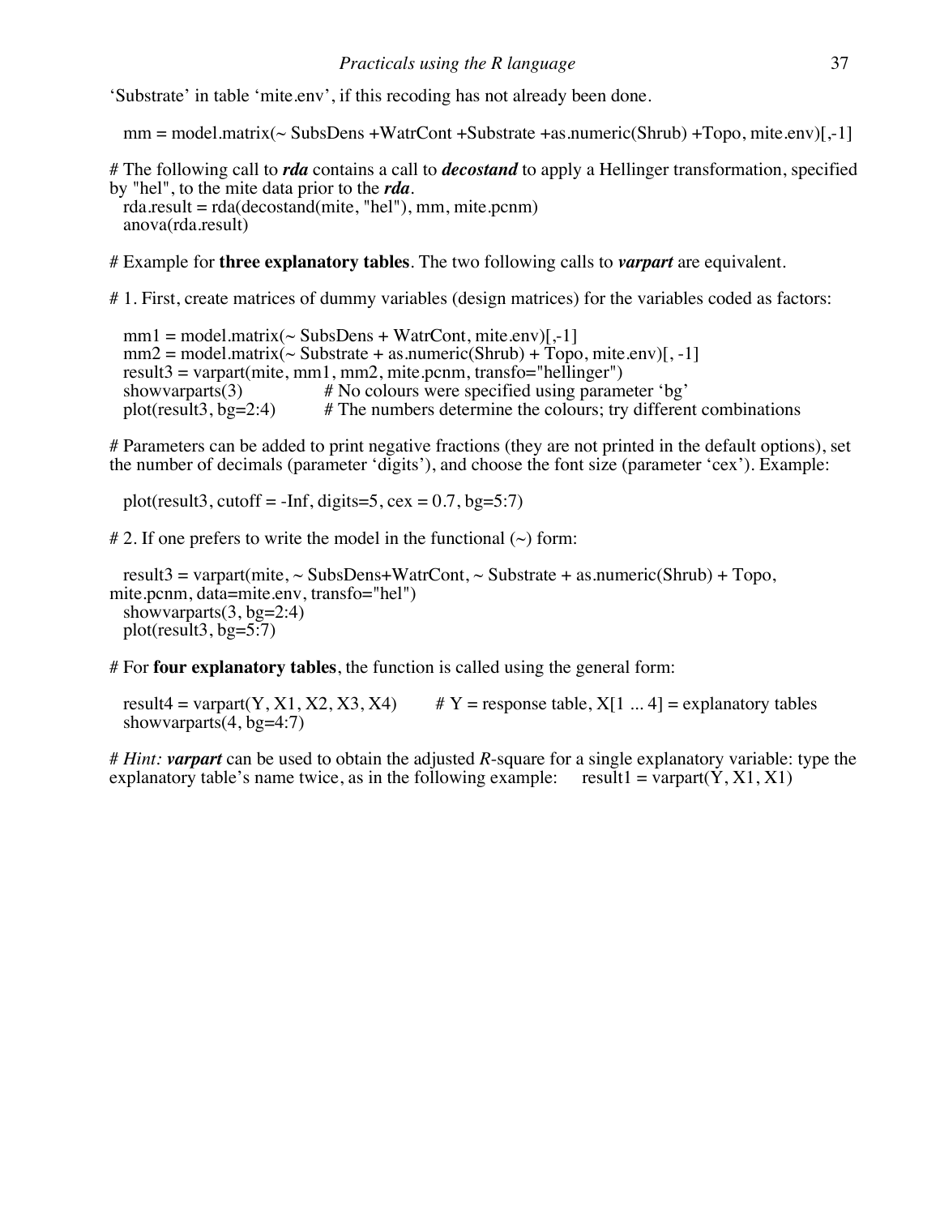'Substrate' in table 'mite.env', if this recoding has not already been done.

```
mm = model.matrix(~ SubsDens +WatrCont +Substrate +as.numeric(Shrub) +Topo, mite.env)[,-1]
```

# The following call to ***rda*** contains a call to ***decostand*** to apply a Hellinger transformation, specified by "hel", to the mite data prior to the ***rda***.

```
rda.result = rda(decostand(mite, "hel"), mm, mite.pcnm)
anova(rda.result)
```

# Example for **three explanatory tables**. The two following calls to ***varpart*** are equivalent.

# 1. First, create matrices of dummy variables (design matrices) for the variables coded as factors:

```
mm1 = model.matrix(~ SubsDens + WatrCont, mite.env)[,-1]
mm2 = model.matrix(~ Substrate + as.numeric(Shrub) + Topo, mite.env)[, -1]
result3 = varpart(mite, mm1, mm2, mite.pcnm, transfo="hellinger")
showvarparts(3)          # No colours were specified using parameter 'bg'
plot(result3, bg=2:4)    # The numbers determine the colours; try different combinations
```

# Parameters can be added to print negative fractions (they are not printed in the default options), set the number of decimals (parameter 'digits'), and choose the font size (parameter 'cex'). Example:

```
plot(result3, cutoff = -Inf, digits=5, cex = 0.7, bg=5:7)
```

# 2. If one prefers to write the model in the functional (~) form:

```
result3 = varpart(mite, ~ SubsDens+WatrCont, ~ Substrate + as.numeric(Shrub) + Topo,
mite.pcnm, data=mite.env, transfo="hel")
showvarparts(3, bg=2:4)
plot(result3, bg=5:7)
```

# For **four explanatory tables**, the function is called using the general form:

```
result4 = varpart(Y, X1, X2, X3, X4)      # Y = response table, X[1 ... 4] = explanatory tables
showvarparts(4, bg=4:7)
```

# *Hint:* ***varpart*** can be used to obtain the adjusted *R*-square for a single explanatory variable: type the explanatory table's name twice, as in the following example:   result1 = varpart(Y, X1, X1)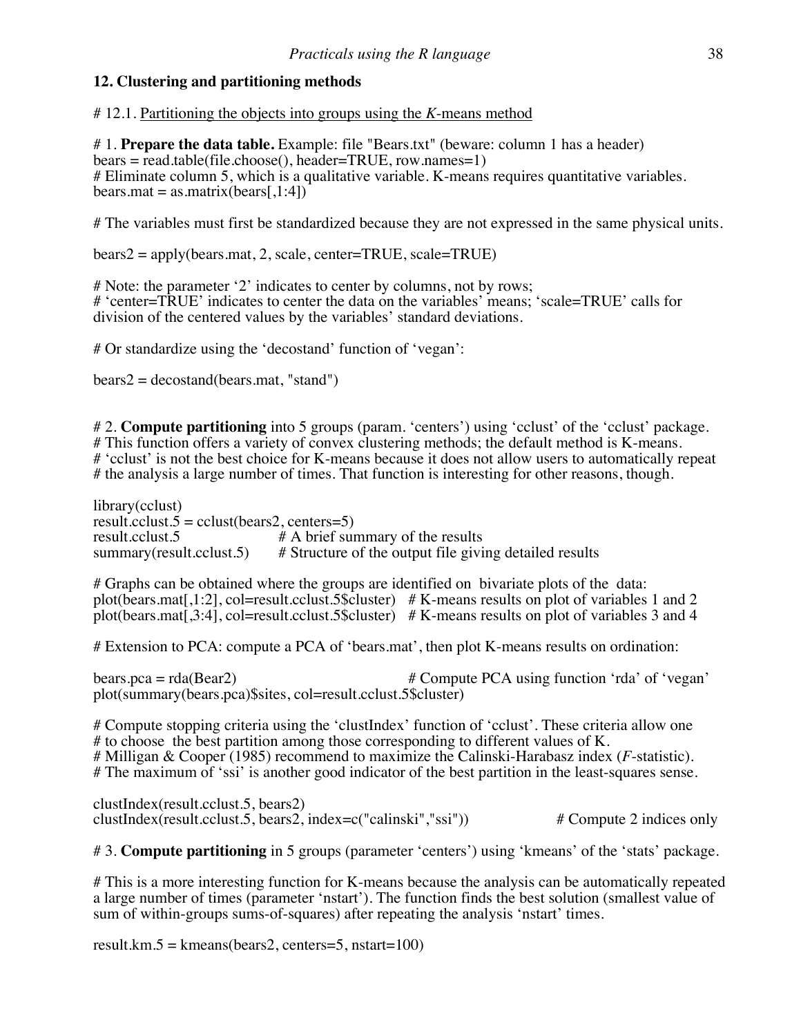## 12. Clustering and partitioning methods

# 12.1. Partitioning the objects into groups using the *K*-means method

# 1. **Prepare the data table.** Example: file "Bears.txt" (beware: column 1 has a header)
bears = read.table(file.choose(), header=TRUE, row.names=1)
# Eliminate column 5, which is a qualitative variable. K-means requires quantitative variables.
bears.mat = as.matrix(bears[,1:4])

# The variables must first be standardized because they are not expressed in the same physical units.

```
bears2 = apply(bears.mat, 2, scale, center=TRUE, scale=TRUE)
```

# Note: the parameter '2' indicates to center by columns, not by rows;
# 'center=TRUE' indicates to center the data on the variables' means; 'scale=TRUE' calls for division of the centered values by the variables' standard deviations.

# Or standardize using the 'decostand' function of 'vegan':

```
bears2 = decostand(bears.mat, "stand")
```

# 2. **Compute partitioning** into 5 groups (param. 'centers') using 'cclust' of the 'cclust' package.
# This function offers a variety of convex clustering methods; the default method is K-means.
# 'cclust' is not the best choice for K-means because it does not allow users to automatically repeat
# the analysis a large number of times. That function is interesting for other reasons, though.

```
library(cclust)
result.cclust.5 = cclust(bears2, centers=5)
result.cclust.5              # A brief summary of the results
summary(result.cclust.5)     # Structure of the output file giving detailed results
```

# Graphs can be obtained where the groups are identified on bivariate plots of the data:

```
plot(bears.mat[,1:2], col=result.cclust.5$cluster)   # K-means results on plot of variables 1 and 2
plot(bears.mat[,3:4], col=result.cclust.5$cluster)   # K-means results on plot of variables 3 and 4
```

# Extension to PCA: compute a PCA of 'bears.mat', then plot K-means results on ordination:

```
bears.pca = rda(Bear2)                          # Compute PCA using function 'rda' of 'vegan'
plot(summary(bears.pca)$sites, col=result.cclust.5$cluster)
```

# Compute stopping criteria using the 'clustIndex' function of 'cclust'. These criteria allow one
# to choose the best partition among those corresponding to different values of K.
# Milligan & Cooper (1985) recommend to maximize the Calinski-Harabasz index (*F*-statistic).
# The maximum of 'ssi' is another good indicator of the best partition in the least-squares sense.

```
clustIndex(result.cclust.5, bears2)
clustIndex(result.cclust.5, bears2, index=c("calinski","ssi"))       # Compute 2 indices only
```

# 3. **Compute partitioning** in 5 groups (parameter 'centers') using 'kmeans' of the 'stats' package.

# This is a more interesting function for K-means because the analysis can be automatically repeated a large number of times (parameter 'nstart'). The function finds the best solution (smallest value of sum of within-groups sums-of-squares) after repeating the analysis 'nstart' times.

```
result.km.5 = kmeans(bears2, centers=5, nstart=100)
```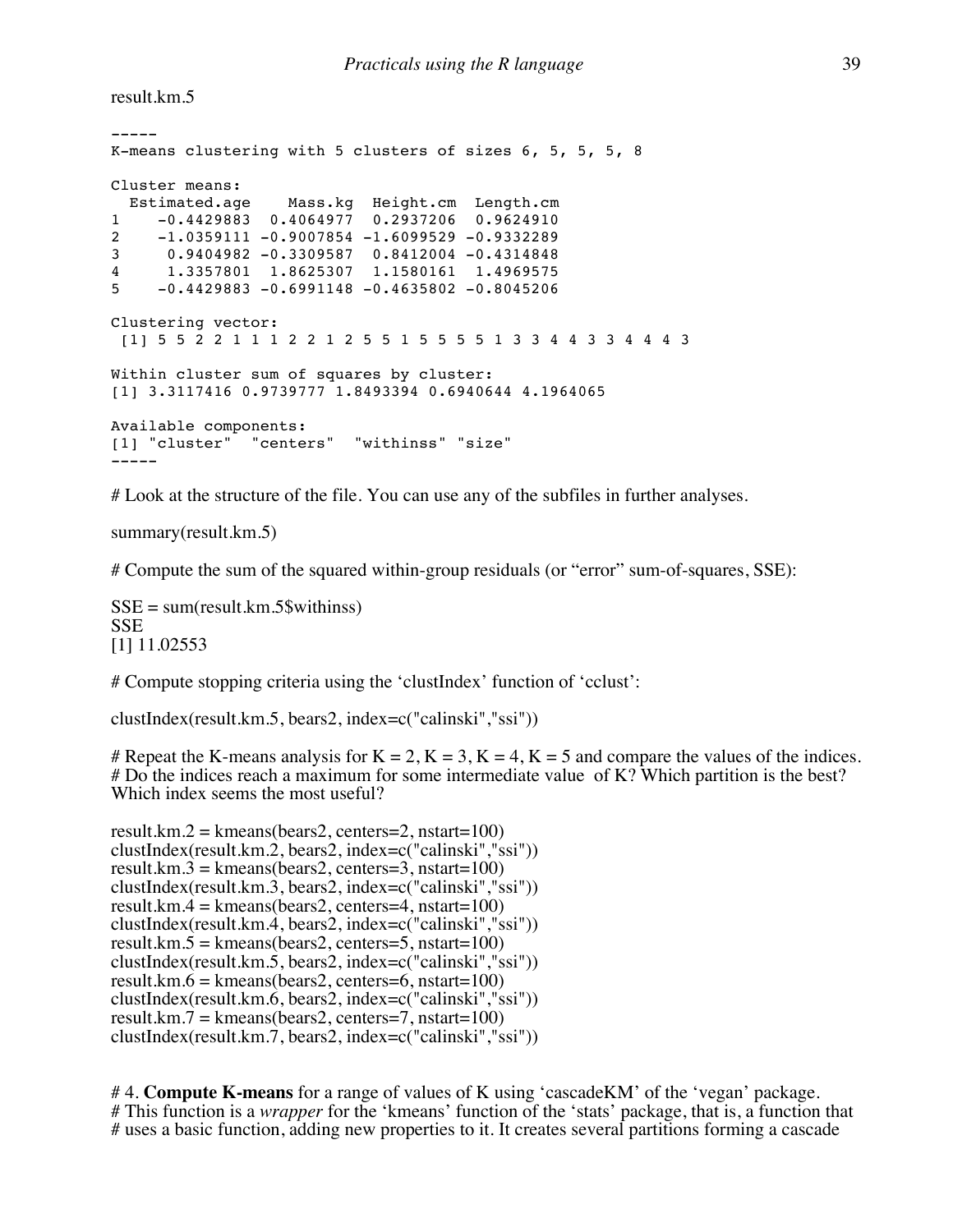result.km.5

```
-----
K-means clustering with 5 clusters of sizes 6, 5, 5, 5, 8

Cluster means:
  Estimated.age    Mass.kg  Height.cm  Length.cm
1    -0.4429883  0.4064977  0.2937206  0.9624910
2    -1.0359111 -0.9007854 -1.6099529 -0.9332289
3     0.9404982 -0.3309587  0.8412004 -0.4314848
4     1.3357801  1.8625307  1.1580161  1.4969575
5    -0.4429883 -0.6991148 -0.4635802 -0.8045206

Clustering vector:
 [1] 5 5 2 2 1 1 1 2 2 1 2 5 5 1 5 5 5 5 1 3 3 4 4 3 3 4 4 4 3

Within cluster sum of squares by cluster:
[1] 3.3117416 0.9739777 1.8493394 0.6940644 4.1964065

Available components:
[1] "cluster"  "centers"  "withinss" "size"
-----
```

# Look at the structure of the file. You can use any of the subfiles in further analyses.

```
summary(result.km.5)
```

# Compute the sum of the squared within-group residuals (or "error" sum-of-squares, SSE):

```
SSE = sum(result.km.5$withinss)
SSE
[1] 11.02553
```

# Compute stopping criteria using the 'clustIndex' function of 'cclust':

```
clustIndex(result.km.5, bears2, index=c("calinski","ssi"))
```

# Repeat the K-means analysis for K = 2, K = 3, K = 4, K = 5 and compare the values of the indices.
# Do the indices reach a maximum for some intermediate value of K? Which partition is the best? Which index seems the most useful?

```
result.km.2 = kmeans(bears2, centers=2, nstart=100)
clustIndex(result.km.2, bears2, index=c("calinski","ssi"))
result.km.3 = kmeans(bears2, centers=3, nstart=100)
clustIndex(result.km.3, bears2, index=c("calinski","ssi"))
result.km.4 = kmeans(bears2, centers=4, nstart=100)
clustIndex(result.km.4, bears2, index=c("calinski","ssi"))
result.km.5 = kmeans(bears2, centers=5, nstart=100)
clustIndex(result.km.5, bears2, index=c("calinski","ssi"))
result.km.6 = kmeans(bears2, centers=6, nstart=100)
clustIndex(result.km.6, bears2, index=c("calinski","ssi"))
result.km.7 = kmeans(bears2, centers=7, nstart=100)
clustIndex(result.km.7, bears2, index=c("calinski","ssi"))
```

# 4. **Compute K-means** for a range of values of K using 'cascadeKM' of the 'vegan' package.
# This function is a *wrapper* for the 'kmeans' function of the 'stats' package, that is, a function that
# uses a basic function, adding new properties to it. It creates several partitions forming a cascade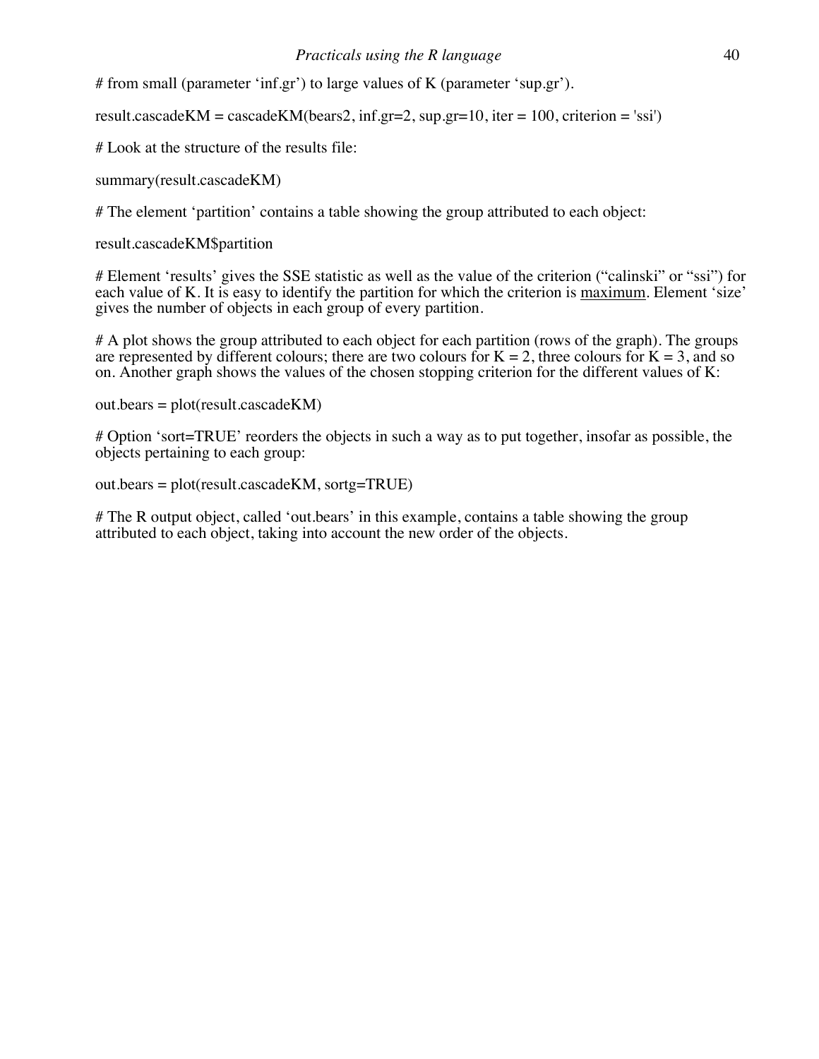# from small (parameter 'inf.gr') to large values of K (parameter 'sup.gr').

result.cascadeKM = cascadeKM(bears2, inf.gr=2, sup.gr=10, iter = 100, criterion = 'ssi')

# Look at the structure of the results file:

summary(result.cascadeKM)

# The element 'partition' contains a table showing the group attributed to each object:

result.cascadeKM$partition

# Element 'results' gives the SSE statistic as well as the value of the criterion ("calinski" or "ssi") for each value of K. It is easy to identify the partition for which the criterion is <u>maximum</u>. Element 'size' gives the number of objects in each group of every partition.

# A plot shows the group attributed to each object for each partition (rows of the graph). The groups are represented by different colours; there are two colours for K = 2, three colours for K = 3, and so on. Another graph shows the values of the chosen stopping criterion for the different values of K:

out.bears = plot(result.cascadeKM)

# Option 'sort=TRUE' reorders the objects in such a way as to put together, insofar as possible, the objects pertaining to each group:

out.bears = plot(result.cascadeKM, sortg=TRUE)

# The R output object, called 'out.bears' in this example, contains a table showing the group attributed to each object, taking into account the new order of the objects.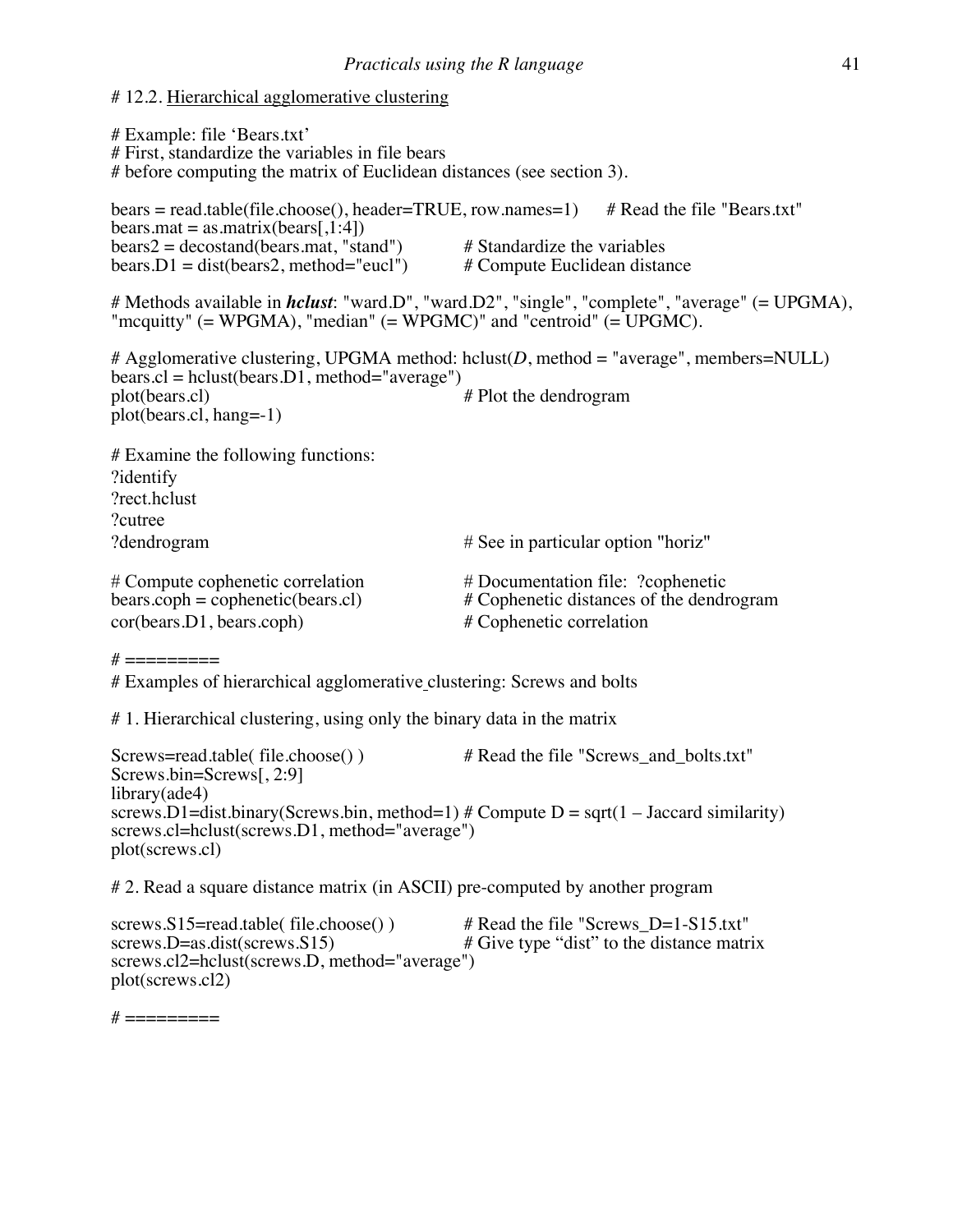```
# 12.2. Hierarchical agglomerative clustering

# Example: file 'Bears.txt'
# First, standardize the variables in file bears
# before computing the matrix of Euclidean distances (see section 3).

bears = read.table(file.choose(), header=TRUE, row.names=1)      # Read the file "Bears.txt"
bears.mat = as.matrix(bears[,1:4])
bears2 = decostand(bears.mat, "stand")          # Standardize the variables
bears.D1 = dist(bears2, method="eucl")          # Compute Euclidean distance

# Methods available in hclust: "ward.D", "ward.D2", "single", "complete", "average" (= UPGMA),
"mcquitty" (= WPGMA), "median" (= WPGMC)" and "centroid" (= UPGMC).

# Agglomerative clustering, UPGMA method: hclust(D, method = "average", members=NULL)
bears.cl = hclust(bears.D1, method="average")
plot(bears.cl)                                  # Plot the dendrogram
plot(bears.cl, hang=-1)

# Examine the following functions:
?identify
?rect.hclust
?cutree
?dendrogram                                     # See in particular option "horiz"

# Compute cophenetic correlation                # Documentation file:  ?cophenetic
bears.coph = cophenetic(bears.cl)               # Cophenetic distances of the dendrogram
cor(bears.D1, bears.coph)                       # Cophenetic correlation

# =========
# Examples of hierarchical agglomerative clustering: Screws and bolts

# 1. Hierarchical clustering, using only the binary data in the matrix

Screws=read.table( file.choose() )              # Read the file "Screws_and_bolts.txt"
Screws.bin=Screws[, 2:9]
library(ade4)
screws.D1=dist.binary(Screws.bin, method=1) # Compute D = sqrt(1 – Jaccard similarity)
screws.cl=hclust(screws.D1, method="average")
plot(screws.cl)

# 2. Read a square distance matrix (in ASCII) pre-computed by another program

screws.S15=read.table( file.choose() )          # Read the file "Screws_D=1-S15.txt"
screws.D=as.dist(screws.S15)                    # Give type "dist" to the distance matrix
screws.cl2=hclust(screws.D, method="average")
plot(screws.cl2)

# =========
```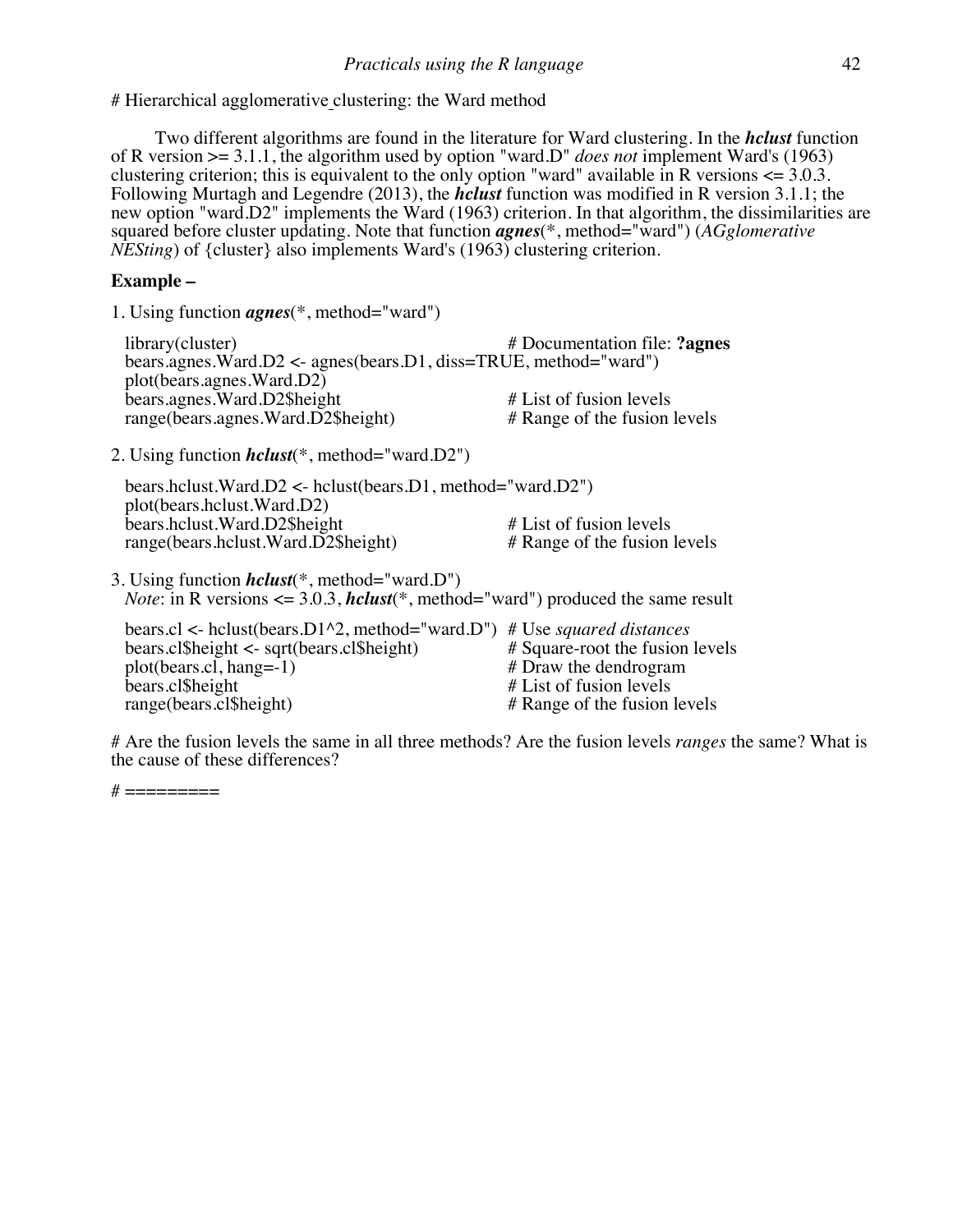# Hierarchical agglomerative clustering: the Ward method

Two different algorithms are found in the literature for Ward clustering. In the ***hclust*** function of R version >= 3.1.1, the algorithm used by option "ward.D" *does not* implement Ward's (1963) clustering criterion; this is equivalent to the only option "ward" available in R versions <= 3.0.3. Following Murtagh and Legendre (2013), the ***hclust*** function was modified in R version 3.1.1; the new option "ward.D2" implements the Ward (1963) criterion. In that algorithm, the dissimilarities are squared before cluster updating. Note that function ***agnes***(*, method="ward") (*AGglomerative NESting*) of {cluster} also implements Ward's (1963) clustering criterion.

**Example –**

1. Using function ***agnes***(*, method="ward")

```
library(cluster)                                    # Documentation file: ?agnes
bears.agnes.Ward.D2 <- agnes(bears.D1, diss=TRUE, method="ward")
plot(bears.agnes.Ward.D2)
bears.agnes.Ward.D2$height                          # List of fusion levels
range(bears.agnes.Ward.D2$height)                   # Range of the fusion levels
```

2. Using function ***hclust***(*, method="ward.D2")

```
bears.hclust.Ward.D2 <- hclust(bears.D1, method="ward.D2")
plot(bears.hclust.Ward.D2)
bears.hclust.Ward.D2$height                         # List of fusion levels
range(bears.hclust.Ward.D2$height)                  # Range of the fusion levels
```

3. Using function ***hclust***(*, method="ward.D")
   *Note*: in R versions <= 3.0.3, ***hclust***(*, method="ward") produced the same result

```
bears.cl <- hclust(bears.D1^2, method="ward.D")  # Use squared distances
bears.cl$height <- sqrt(bears.cl$height)         # Square-root the fusion levels
plot(bears.cl, hang=-1)                          # Draw the dendrogram
bears.cl$height                                  # List of fusion levels
range(bears.cl$height)                           # Range of the fusion levels
```

# Are the fusion levels the same in all three methods? Are the fusion levels *ranges* the same? What is the cause of these differences?

# =========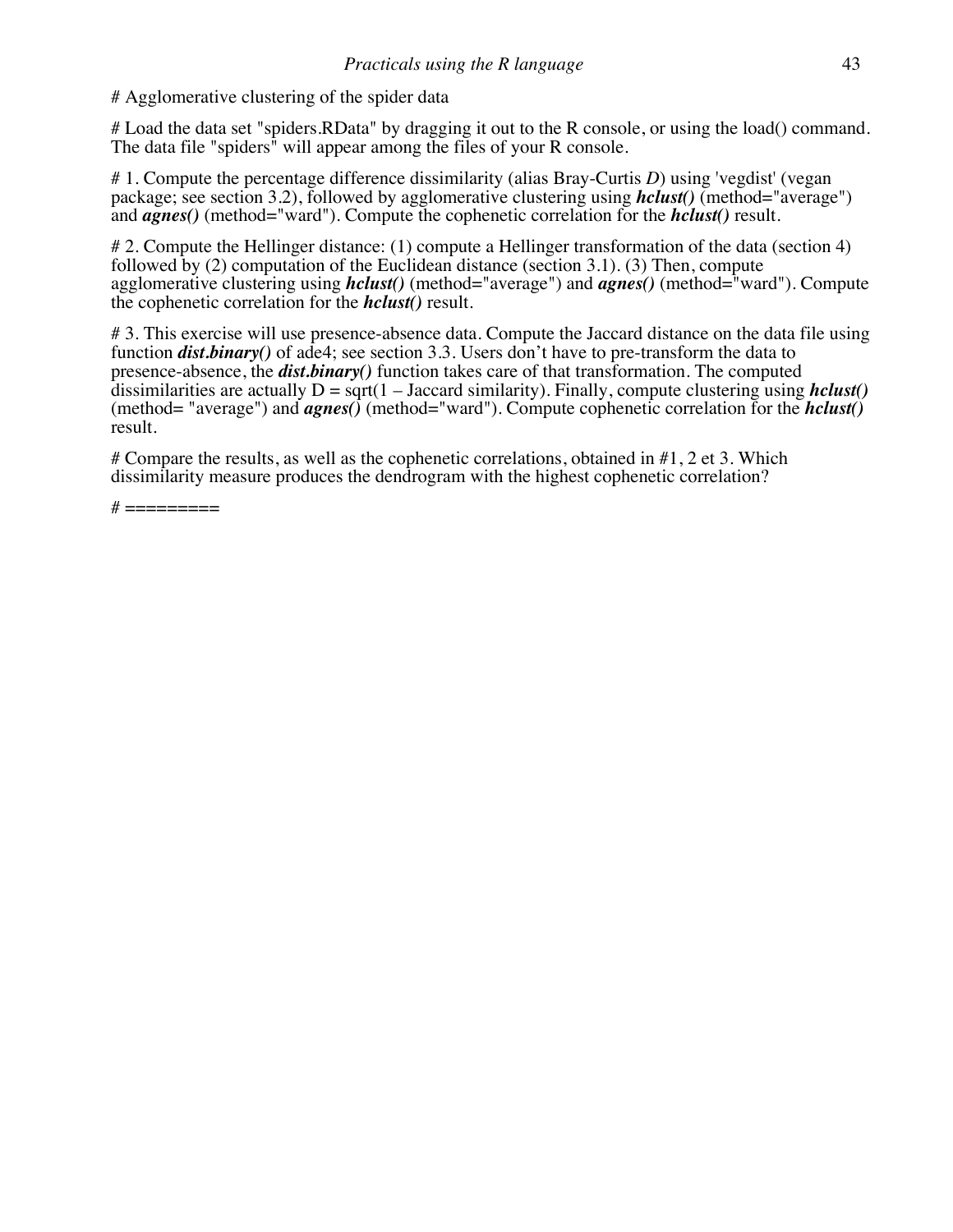# Agglomerative clustering of the spider data

# Load the data set "spiders.RData" by dragging it out to the R console, or using the load() command. The data file "spiders" will appear among the files of your R console.

# 1. Compute the percentage difference dissimilarity (alias Bray-Curtis *D*) using 'vegdist' (vegan package; see section 3.2), followed by agglomerative clustering using ***hclust()*** (method="average") and ***agnes()*** (method="ward"). Compute the cophenetic correlation for the ***hclust()*** result.

# 2. Compute the Hellinger distance: (1) compute a Hellinger transformation of the data (section 4) followed by (2) computation of the Euclidean distance (section 3.1). (3) Then, compute agglomerative clustering using ***hclust()*** (method="average") and ***agnes()*** (method="ward"). Compute the cophenetic correlation for the ***hclust()*** result.

# 3. This exercise will use presence-absence data. Compute the Jaccard distance on the data file using function ***dist.binary()*** of ade4; see section 3.3. Users don't have to pre-transform the data to presence-absence, the ***dist.binary()*** function takes care of that transformation. The computed dissimilarities are actually D = sqrt(1 – Jaccard similarity). Finally, compute clustering using ***hclust()*** (method= "average") and ***agnes()*** (method="ward"). Compute cophenetic correlation for the ***hclust()*** result.

# Compare the results, as well as the cophenetic correlations, obtained in #1, 2 et 3. Which dissimilarity measure produces the dendrogram with the highest cophenetic correlation?

# =========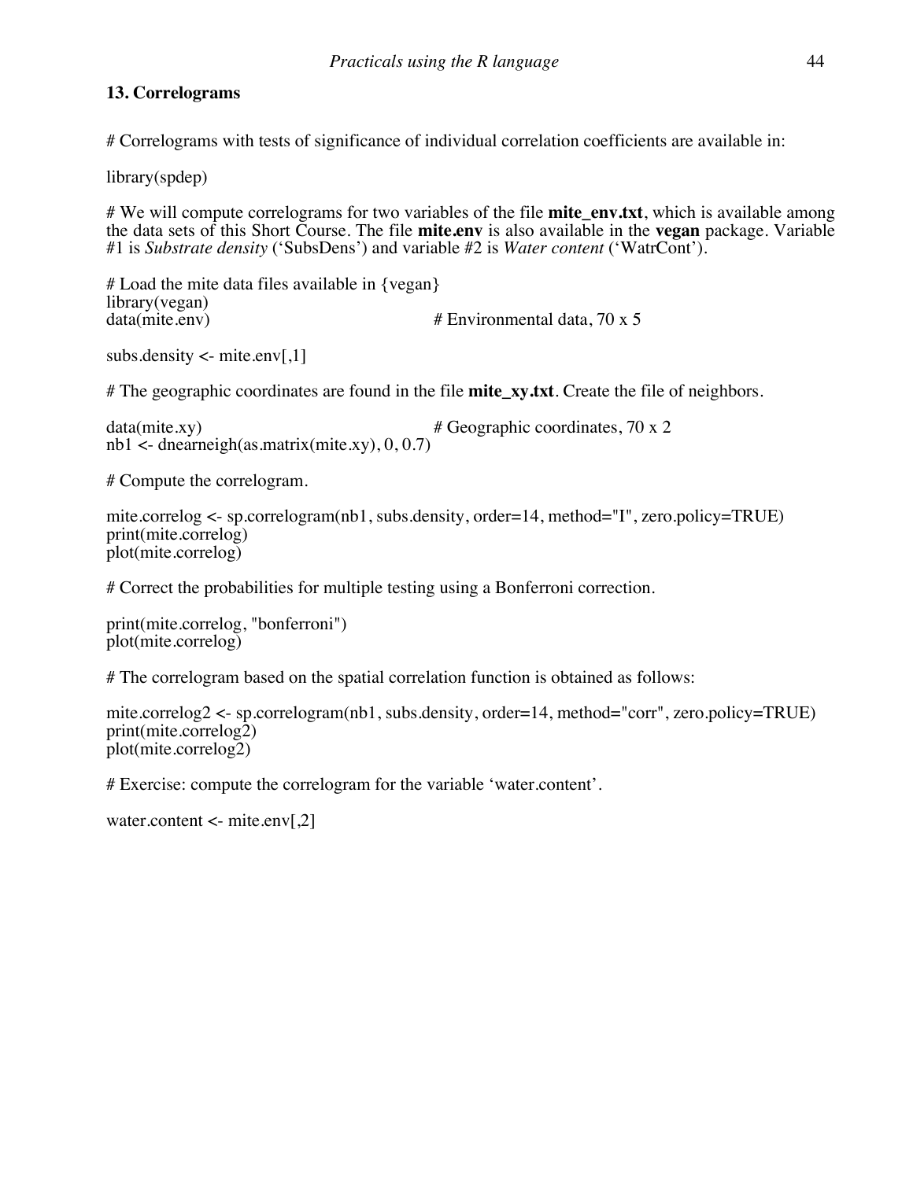## 13. Correlograms

```
# Correlograms with tests of significance of individual correlation coefficients are available in:

library(spdep)

# We will compute correlograms for two variables of the file mite_env.txt, which is available among the data sets of this Short Course. The file mite.env is also available in the vegan package. Variable #1 is Substrate density ('SubsDens') and variable #2 is Water content ('WatrCont').

# Load the mite data files available in {vegan}
library(vegan)
data(mite.env)                          # Environmental data, 70 x 5

subs.density <- mite.env[,1]

# The geographic coordinates are found in the file mite_xy.txt. Create the file of neighbors.

data(mite.xy)                           # Geographic coordinates, 70 x 2
nb1 <- dnearneigh(as.matrix(mite.xy), 0, 0.7)

# Compute the correlogram.

mite.correlog <- sp.correlogram(nb1, subs.density, order=14, method="I", zero.policy=TRUE)
print(mite.correlog)
plot(mite.correlog)

# Correct the probabilities for multiple testing using a Bonferroni correction.

print(mite.correlog, "bonferroni")
plot(mite.correlog)

# The correlogram based on the spatial correlation function is obtained as follows:

mite.correlog2 <- sp.correlogram(nb1, subs.density, order=14, method="corr", zero.policy=TRUE)
print(mite.correlog2)
plot(mite.correlog2)

# Exercise: compute the correlogram for the variable 'water.content'.

water.content <- mite.env[,2]
```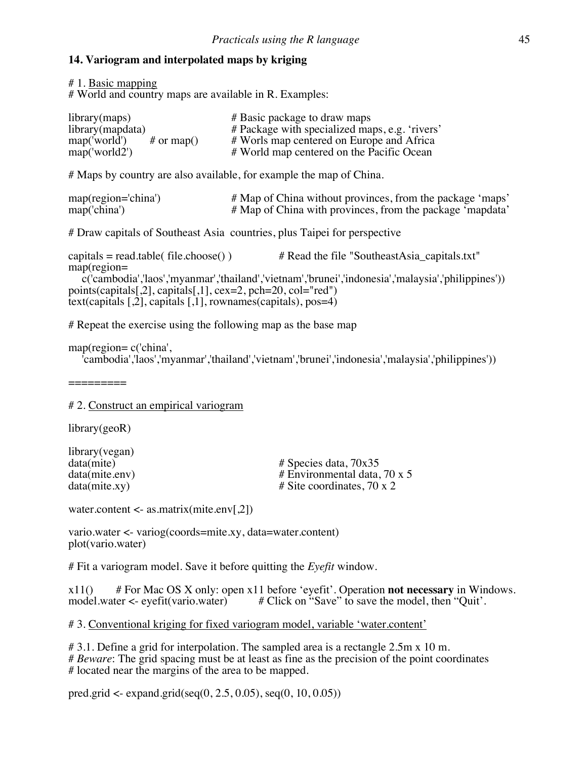## 14. Variogram and interpolated maps by kriging

# 1. Basic mapping
# World and country maps are available in R. Examples:

```
library(maps)                    # Basic package to draw maps
library(mapdata)                 # Package with specialized maps, e.g. 'rivers'
map('world')     # or map()      # Worls map centered on Europe and Africa
map('world2')                    # World map centered on the Pacific Ocean
```

# Maps by country are also available, for example the map of China.

```
map(region='china')              # Map of China without provinces, from the package 'maps'
map('china')                     # Map of China with provinces, from the package 'mapdata'
```

# Draw capitals of Southeast Asia countries, plus Taipei for perspective

```
capitals = read.table( file.choose() )          # Read the file "SoutheastAsia_capitals.txt"
map(region=
   c('cambodia','laos','myanmar','thailand','vietnam','brunei','indonesia','malaysia','philippines'))
points(capitals[,2], capitals[,1], cex=2, pch=20, col="red")
text(capitals [,2], capitals [,1], rownames(capitals), pos=4)
```

# Repeat the exercise using the following map as the base map

```
map(region= c('china',
   'cambodia','laos','myanmar','thailand','vietnam','brunei','indonesia','malaysia','philippines'))
```

=========

# 2. Construct an empirical variogram

```
library(geoR)

library(vegan)
data(mite)                          # Species data, 70x35
data(mite.env)                      # Environmental data, 70 x 5
data(mite.xy)                       # Site coordinates, 70 x 2

water.content <- as.matrix(mite.env[,2])

vario.water <- variog(coords=mite.xy, data=water.content)
plot(vario.water)
```

# Fit a variogram model. Save it before quitting the *Eyefit* window.

```
x11()     # For Mac OS X only: open x11 before 'eyefit'. Operation not necessary in Windows.
model.water <- eyefit(vario.water)        # Click on "Save" to save the model, then "Quit'.
```

# 3. Conventional kriging for fixed variogram model, variable 'water.content'

# 3.1. Define a grid for interpolation. The sampled area is a rectangle 2.5m x 10 m.
# *Beware*: The grid spacing must be at least as fine as the precision of the point coordinates
# located near the margins of the area to be mapped.

```
pred.grid <- expand.grid(seq(0, 2.5, 0.05), seq(0, 10, 0.05))
```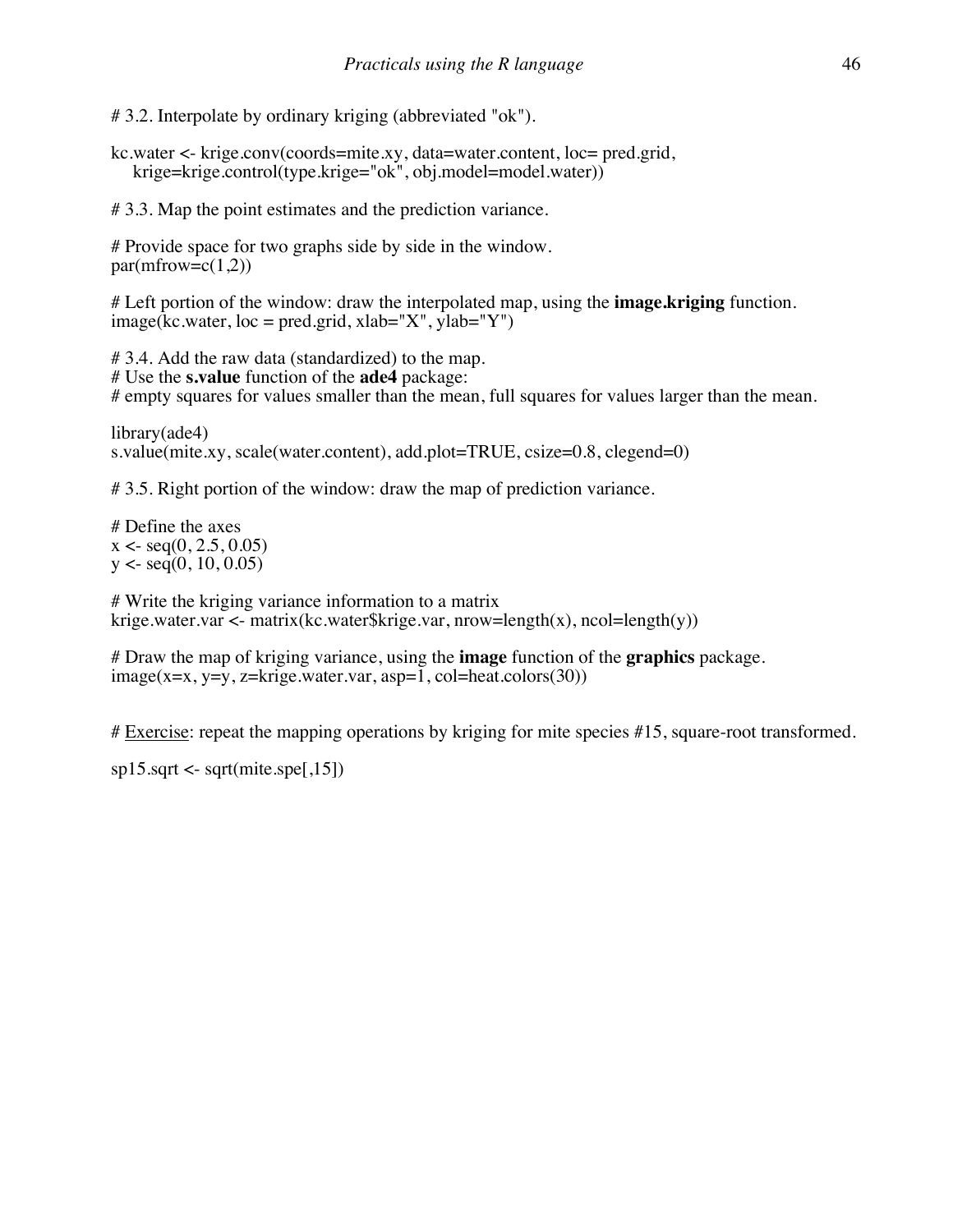```
# 3.2. Interpolate by ordinary kriging (abbreviated "ok").

kc.water <- krige.conv(coords=mite.xy, data=water.content, loc= pred.grid,
    krige=krige.control(type.krige="ok", obj.model=model.water))

# 3.3. Map the point estimates and the prediction variance.

# Provide space for two graphs side by side in the window.
par(mfrow=c(1,2))
```

\# Left portion of the window: draw the interpolated map, using the **image.kriging** function.

```
image(kc.water, loc = pred.grid, xlab="X", ylab="Y")
```

\# 3.4. Add the raw data (standardized) to the map.
\# Use the **s.value** function of the **ade4** package:
\# empty squares for values smaller than the mean, full squares for values larger than the mean.

```
library(ade4)
s.value(mite.xy, scale(water.content), add.plot=TRUE, csize=0.8, clegend=0)

# 3.5. Right portion of the window: draw the map of prediction variance.

# Define the axes
x <- seq(0, 2.5, 0.05)
y <- seq(0, 10, 0.05)

# Write the kriging variance information to a matrix
krige.water.var <- matrix(kc.water$krige.var, nrow=length(x), ncol=length(y))
```

\# Draw the map of kriging variance, using the **image** function of the **graphics** package.

```
image(x=x, y=y, z=krige.water.var, asp=1, col=heat.colors(30))
```

\# <u>Exercise</u>: repeat the mapping operations by kriging for mite species #15, square-root transformed.

```
sp15.sqrt <- sqrt(mite.spe[,15])
```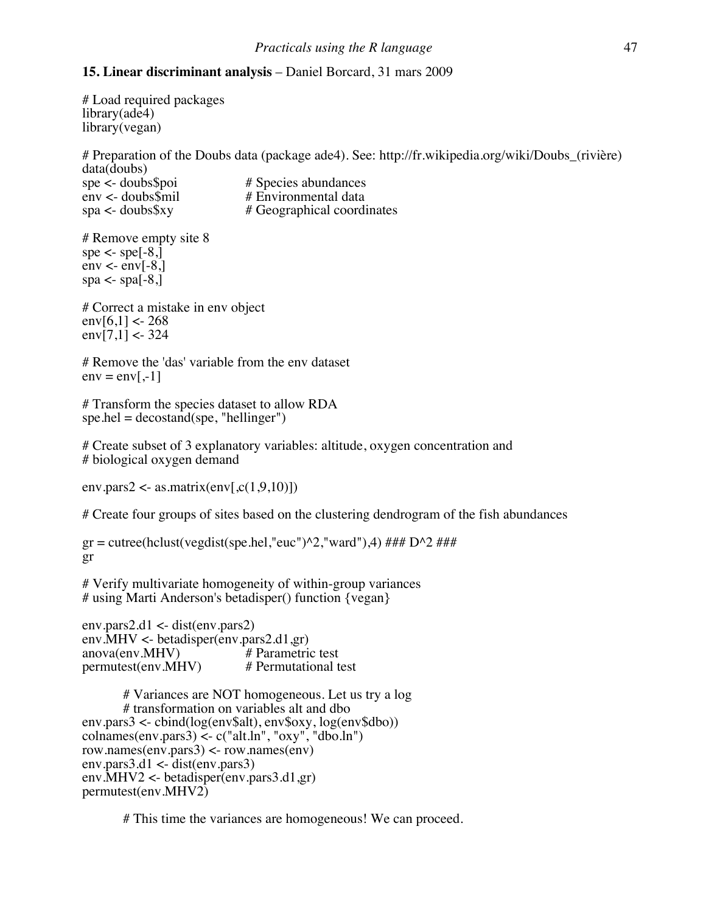**15. Linear discriminant analysis** – Daniel Borcard, 31 mars 2009

```
# Load required packages
library(ade4)
library(vegan)

# Preparation of the Doubs data (package ade4). See: http://fr.wikipedia.org/wiki/Doubs_(rivière)
data(doubs)
spe <- doubs$poi              # Species abundances
env <- doubs$mil              # Environmental data
spa <- doubs$xy               # Geographical coordinates

# Remove empty site 8
spe <- spe[-8,]
env <- env[-8,]
spa <- spa[-8,]

# Correct a mistake in env object
env[6,1] <- 268
env[7,1] <- 324

# Remove the 'das' variable from the env dataset
env = env[,-1]

# Transform the species dataset to allow RDA
spe.hel = decostand(spe, "hellinger")

# Create subset of 3 explanatory variables: altitude, oxygen concentration and
# biological oxygen demand

env.pars2 <- as.matrix(env[,c(1,9,10)])

# Create four groups of sites based on the clustering dendrogram of the fish abundances

gr = cutree(hclust(vegdist(spe.hel,"euc")^2,"ward"),4) ### D^2 ###
gr

# Verify multivariate homogeneity of within-group variances
# using Marti Anderson's betadisper() function {vegan}

env.pars2.d1 <- dist(env.pars2)
env.MHV <- betadisper(env.pars2.d1,gr)
anova(env.MHV)            # Parametric test
permutest(env.MHV)        # Permutational test

        # Variances are NOT homogeneous. Let us try a log
        # transformation on variables alt and dbo
env.pars3 <- cbind(log(env$alt), env$oxy, log(env$dbo))
colnames(env.pars3) <- c("alt.ln", "oxy", "dbo.ln")
row.names(env.pars3) <- row.names(env)
env.pars3.d1 <- dist(env.pars3)
env.MHV2 <- betadisper(env.pars3.d1,gr)
permutest(env.MHV2)

        # This time the variances are homogeneous! We can proceed.
```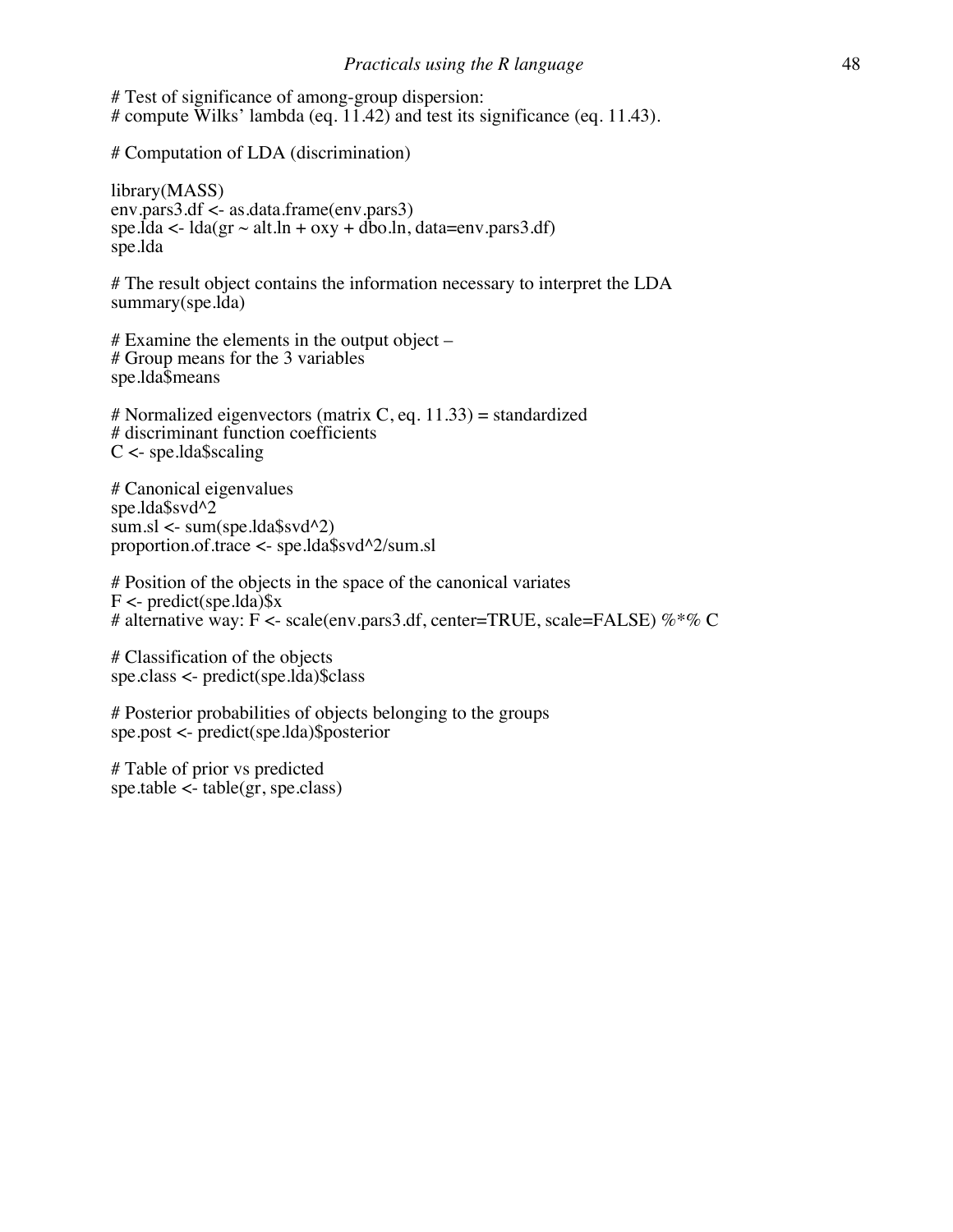```
# Test of significance of among-group dispersion:
# compute Wilks' lambda (eq. 11.42) and test its significance (eq. 11.43).

# Computation of LDA (discrimination)

library(MASS)
env.pars3.df <- as.data.frame(env.pars3)
spe.lda <- lda(gr ~ alt.ln + oxy + dbo.ln, data=env.pars3.df)
spe.lda

# The result object contains the information necessary to interpret the LDA
summary(spe.lda)

# Examine the elements in the output object –
# Group means for the 3 variables
spe.lda$means

# Normalized eigenvectors (matrix C, eq. 11.33) = standardized
# discriminant function coefficients
C <- spe.lda$scaling

# Canonical eigenvalues
spe.lda$svd^2
sum.sl <- sum(spe.lda$svd^2)
proportion.of.trace <- spe.lda$svd^2/sum.sl

# Position of the objects in the space of the canonical variates
F <- predict(spe.lda)$x
# alternative way: F <- scale(env.pars3.df, center=TRUE, scale=FALSE) %*% C

# Classification of the objects
spe.class <- predict(spe.lda)$class

# Posterior probabilities of objects belonging to the groups
spe.post <- predict(spe.lda)$posterior

# Table of prior vs predicted
spe.table <- table(gr, spe.class)
```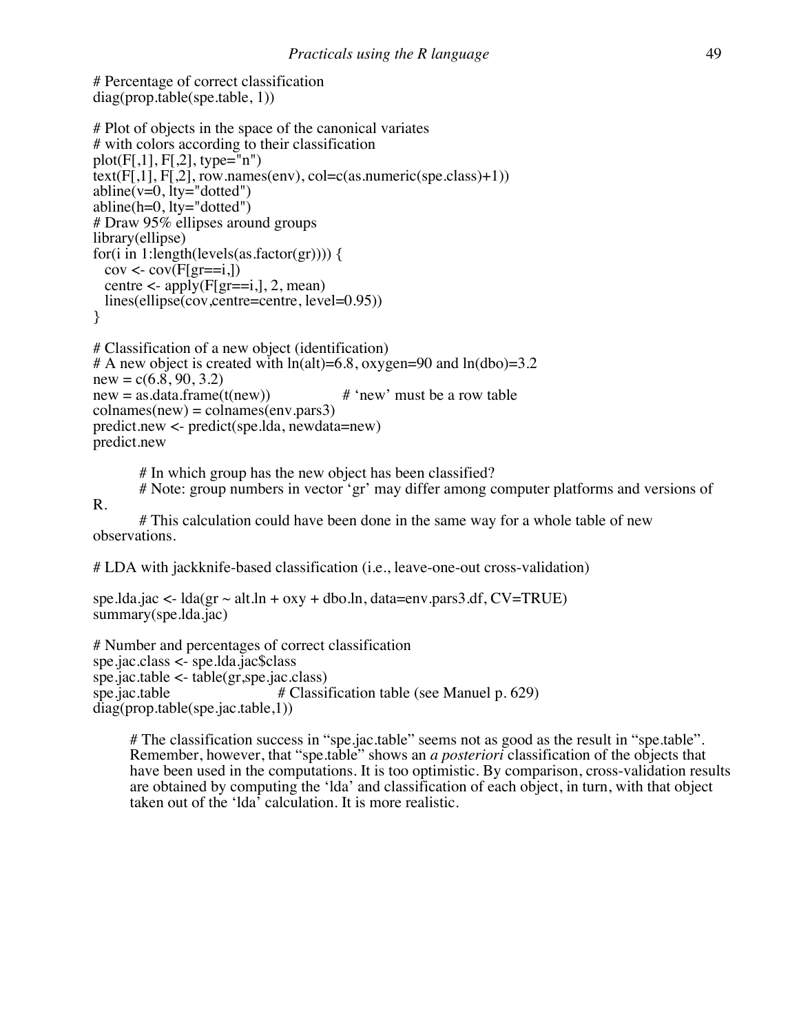```
# Percentage of correct classification
diag(prop.table(spe.table, 1))

# Plot of objects in the space of the canonical variates
# with colors according to their classification
plot(F[,1], F[,2], type="n")
text(F[,1], F[,2], row.names(env), col=c(as.numeric(spe.class)+1))
abline(v=0, lty="dotted")
abline(h=0, lty="dotted")
# Draw 95% ellipses around groups
library(ellipse)
for(i in 1:length(levels(as.factor(gr)))) {
  cov <- cov(F[gr==i,])
  centre <- apply(F[gr==i,], 2, mean)
  lines(ellipse(cov,centre=centre, level=0.95))
}

# Classification of a new object (identification)
# A new object is created with ln(alt)=6.8, oxygen=90 and ln(dbo)=3.2
new = c(6.8, 90, 3.2)
new = as.data.frame(t(new))          # 'new' must be a row table
colnames(new) = colnames(env.pars3)
predict.new <- predict(spe.lda, newdata=new)
predict.new

     # In which group has the new object has been classified?
     # Note: group numbers in vector 'gr' may differ among computer platforms and versions of
R.
     # This calculation could have been done in the same way for a whole table of new
observations.

# LDA with jackknife-based classification (i.e., leave-one-out cross-validation)

spe.lda.jac <- lda(gr ~ alt.ln + oxy + dbo.ln, data=env.pars3.df, CV=TRUE)
summary(spe.lda.jac)

# Number and percentages of correct classification
spe.jac.class <- spe.lda.jac$class
spe.jac.table <- table(gr,spe.jac.class)
spe.jac.table                 # Classification table (see Manuel p. 629)
diag(prop.table(spe.jac.table,1))
```

> # The classification success in "spe.jac.table" seems not as good as the result in "spe.table". Remember, however, that "spe.table" shows an *a posteriori* classification of the objects that have been used in the computations. It is too optimistic. By comparison, cross-validation results are obtained by computing the 'lda' and classification of each object, in turn, with that object taken out of the 'lda' calculation. It is more realistic.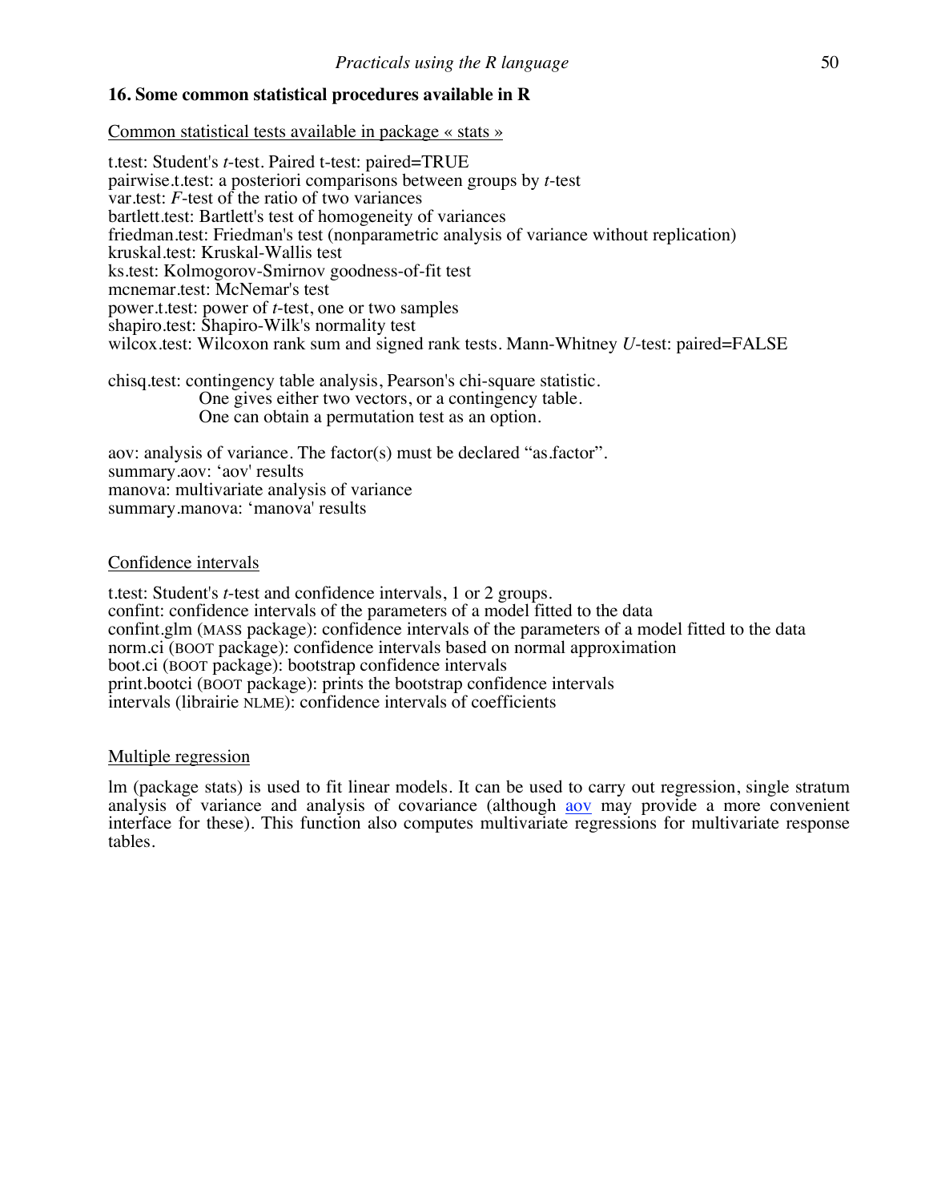## 16. Some common statistical procedures available in R

Common statistical tests available in package « stats »

t.test: Student's *t*-test. Paired t-test: paired=TRUE
pairwise.t.test: a posteriori comparisons between groups by *t*-test
var.test: *F*-test of the ratio of two variances
bartlett.test: Bartlett's test of homogeneity of variances
friedman.test: Friedman's test (nonparametric analysis of variance without replication)
kruskal.test: Kruskal-Wallis test
ks.test: Kolmogorov-Smirnov goodness-of-fit test
mcnemar.test: McNemar's test
power.t.test: power of *t*-test, one or two samples
shapiro.test: Shapiro-Wilk's normality test
wilcox.test: Wilcoxon rank sum and signed rank tests. Mann-Whitney *U*-test: paired=FALSE

chisq.test: contingency table analysis, Pearson's chi-square statistic.
One gives either two vectors, or a contingency table.
One can obtain a permutation test as an option.

aov: analysis of variance. The factor(s) must be declared "as.factor".
summary.aov: 'aov' results
manova: multivariate analysis of variance
summary.manova: 'manova' results

Confidence intervals

t.test: Student's *t*-test and confidence intervals, 1 or 2 groups.
confint: confidence intervals of the parameters of a model fitted to the data
confint.glm (MASS package): confidence intervals of the parameters of a model fitted to the data
norm.ci (BOOT package): confidence intervals based on normal approximation
boot.ci (BOOT package): bootstrap confidence intervals
print.bootci (BOOT package): prints the bootstrap confidence intervals
intervals (librairie NLME): confidence intervals of coefficients

Multiple regression

lm (package stats) is used to fit linear models. It can be used to carry out regression, single stratum analysis of variance and analysis of covariance (although aov may provide a more convenient interface for these). This function also computes multivariate regressions for multivariate response tables.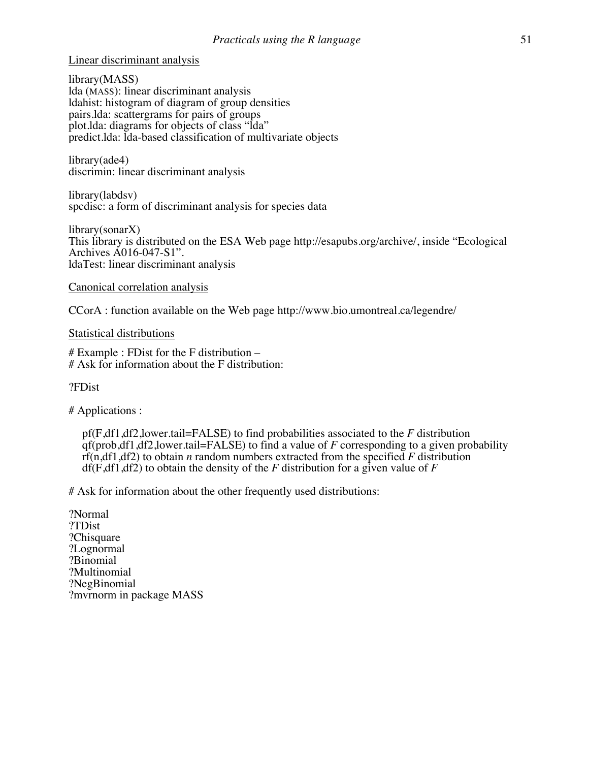<u>Linear discriminant analysis</u>

library(MASS)
lda (MASS): linear discriminant analysis
ldahist: histogram of diagram of group densities
pairs.lda: scattergrams for pairs of groups
plot.lda: diagrams for objects of class "lda"
predict.lda: lda-based classification of multivariate objects

library(ade4)
discrimin: linear discriminant analysis

library(labdsv)
spcdisc: a form of discriminant analysis for species data

library(sonarX)
This library is distributed on the ESA Web page http://esapubs.org/archive/, inside "Ecological Archives A016-047-S1".
ldaTest: linear discriminant analysis

<u>Canonical correlation analysis</u>

CCorA : function available on the Web page http://www.bio.umontreal.ca/legendre/

<u>Statistical distributions</u>

# Example : FDist for the F distribution –
# Ask for information about the F distribution:

?FDist

# Applications :

pf(F,df1,df2,lower.tail=FALSE) to find probabilities associated to the *F* distribution
qf(prob,df1,df2,lower.tail=FALSE) to find a value of *F* corresponding to a given probability
rf(n,df1,df2) to obtain *n* random numbers extracted from the specified *F* distribution
df(F,df1,df2) to obtain the density of the *F* distribution for a given value of *F*

# Ask for information about the other frequently used distributions:

?Normal
?TDist
?Chisquare
?Lognormal
?Binomial
?Multinomial
?NegBinomial
?mvrnorm in package MASS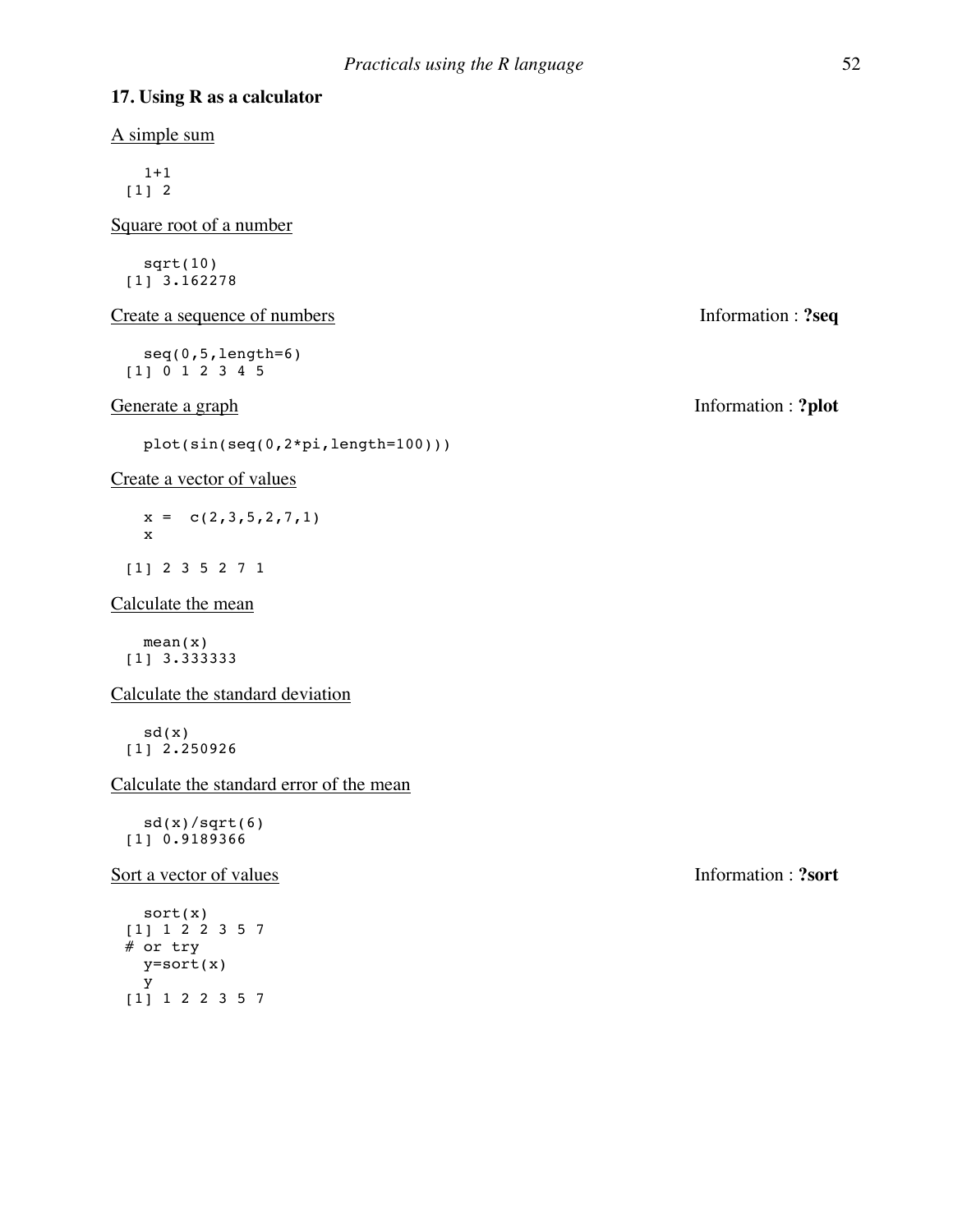## 17. Using R as a calculator

A simple sum

```
  1+1
[1] 2
```

Square root of a number

```
  sqrt(10)
[1] 3.162278
```

Create a sequence of numbers — Information : **?seq**

```
  seq(0,5,length=6)
[1] 0 1 2 3 4 5
```

Generate a graph — Information : **?plot**

```
  plot(sin(seq(0,2*pi,length=100)))
```

Create a vector of values

```
  x =  c(2,3,5,2,7,1)
  x

[1] 2 3 5 2 7 1
```

Calculate the mean

```
  mean(x)
[1] 3.333333
```

Calculate the standard deviation

```
  sd(x)
[1] 2.250926
```

Calculate the standard error of the mean

```
  sd(x)/sqrt(6)
[1] 0.9189366
```

Sort a vector of values — Information : **?sort**

```
  sort(x)
[1] 1 2 2 3 5 7
# or try
  y=sort(x)
  y
[1] 1 2 2 3 5 7
```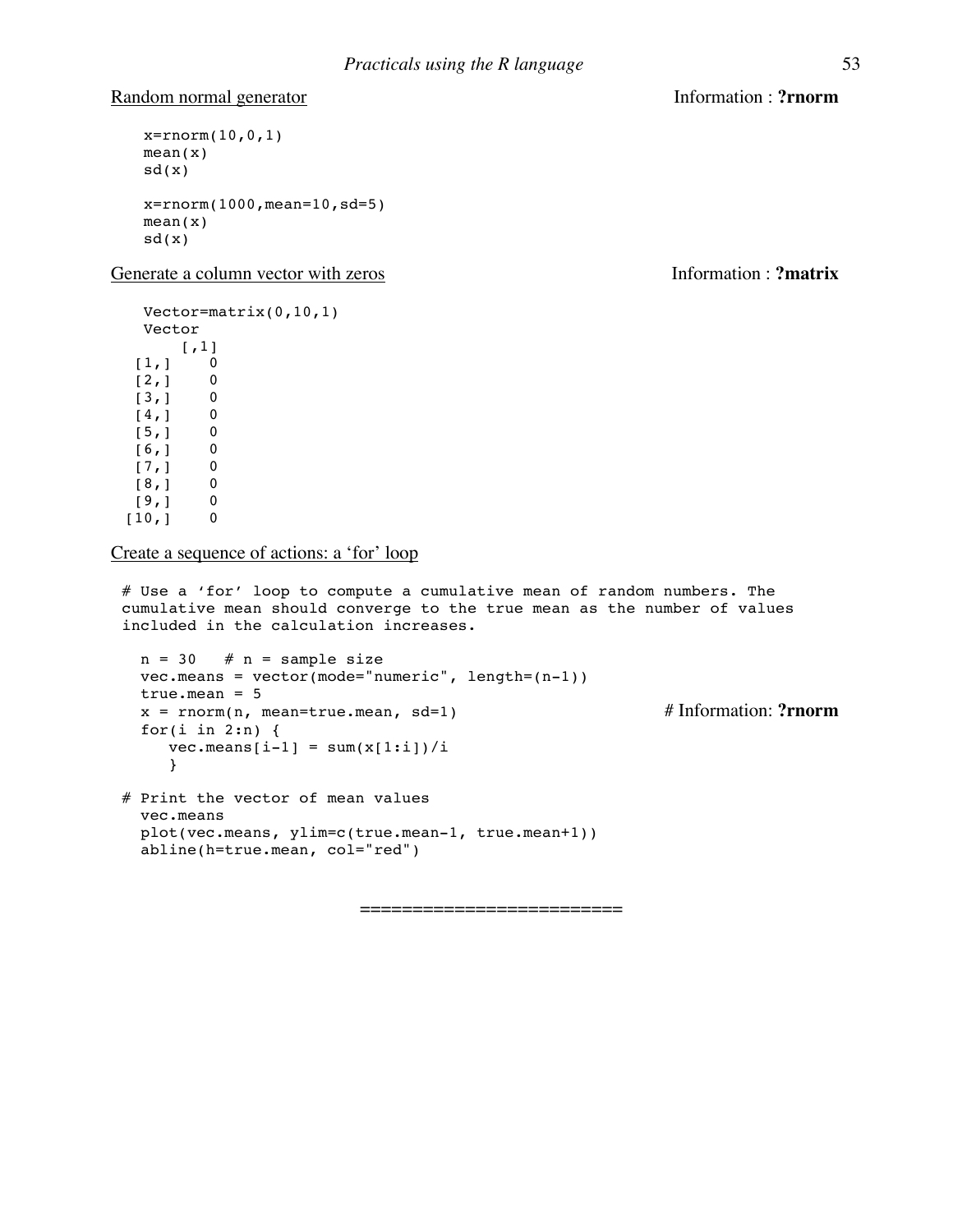Random normal generator Information : **?rnorm**

```
x=rnorm(10,0,1)
mean(x)
sd(x)

x=rnorm(1000,mean=10,sd=5)
mean(x)
sd(x)
```

Generate a column vector with zeros Information : **?matrix**

```
 Vector=matrix(0,10,1)
 Vector
      [,1]
 [1,]    0
 [2,]    0
 [3,]    0
 [4,]    0
 [5,]    0
 [6,]    0
 [7,]    0
 [8,]    0
 [9,]    0
[10,]    0
```

Create a sequence of actions: a 'for' loop

```
# Use a 'for' loop to compute a cumulative mean of random numbers. The
cumulative mean should converge to the true mean as the number of values
included in the calculation increases.

  n = 30   # n = sample size
  vec.means = vector(mode="numeric", length=(n-1))
  true.mean = 5
  x = rnorm(n, mean=true.mean, sd=1)                    # Information: ?rnorm
  for(i in 2:n) {
     vec.means[i-1] = sum(x[1:i])/i
     }

# Print the vector of mean values
  vec.means
  plot(vec.means, ylim=c(true.mean-1, true.mean+1))
  abline(h=true.mean, col="red")
```

========================